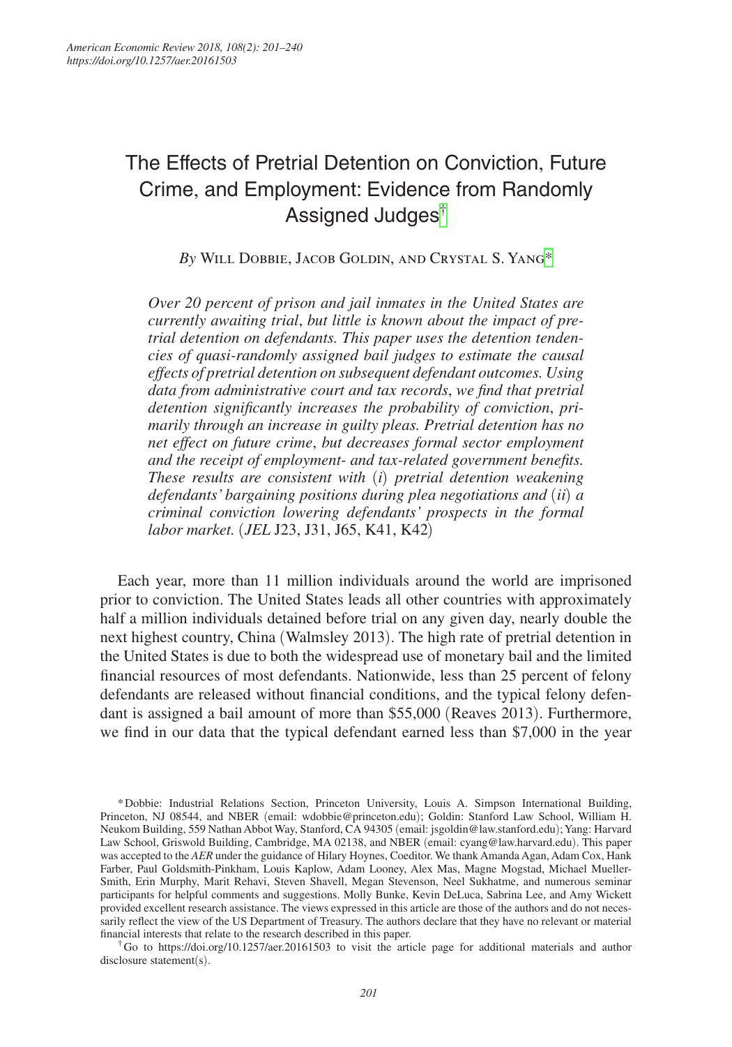# The Effects of Pretrial Detention on Conviction, Future Crime, and Employment: Evidence from Randomly Assigned Judges[†]

*By* Will Dobbie, Jacob Goldin, and Crystal S. Yang[*]

*Over 20 percent of prison and jail inmates in the United States are currently awaiting trial, but little is known about the impact of pretrial detention on defendants. This paper uses the detention tendencies of quasi-randomly assigned bail judges to estimate the causal effects of pretrial detention on subsequent defendant outcomes. Using data from administrative court and tax records, we find that pretrial detention significantly increases the probability of conviction, primarily through an increase in guilty pleas. Pretrial detention has no net effect on future crime, but decreases formal sector employment and the receipt of employment- and tax-related government benefits. These results are consistent with (i) pretrial detention weakening defendants' bargaining positions during plea negotiations and (ii) a criminal conviction lowering defendants' prospects in the formal labor market.* (*JEL* J23, J31, J65, K41, K42)

Each year, more than 11 million individuals around the world are imprisoned prior to conviction. The United States leads all other countries with approximately half a million individuals detained before trial on any given day, nearly double the next highest country, China (Walmsley 2013). The high rate of pretrial detention in the United States is due to both the widespread use of monetary bail and the limited financial resources of most defendants. Nationwide, less than 25 percent of felony defendants are released without financial conditions, and the typical felony defendant is assigned a bail amount of more than \$55,000 (Reaves 2013). Furthermore, we find in our data that the typical defendant earned less than \$7,000 in the year

[*] Dobbie: Industrial Relations Section, Princeton University, Louis A. Simpson International Building, Princeton, NJ 08544, and NBER (email: wdobbie@princeton.edu); Goldin: Stanford Law School, William H. Neukom Building, 559 Nathan Abbot Way, Stanford, CA 94305 (email: jsgoldin@law.stanford.edu); Yang: Harvard Law School, Griswold Building, Cambridge, MA 02138, and NBER (email: cyang@law.harvard.edu). This paper was accepted to the *AER* under the guidance of Hilary Hoynes, Coeditor. We thank Amanda Agan, Adam Cox, Hank Farber, Paul Goldsmith-Pinkham, Louis Kaplow, Adam Looney, Alex Mas, Magne Mogstad, Michael Mueller-Smith, Erin Murphy, Marit Rehavi, Steven Shavell, Megan Stevenson, Neel Sukhatme, and numerous seminar participants for helpful comments and suggestions. Molly Bunke, Kevin DeLuca, Sabrina Lee, and Amy Wickett provided excellent research assistance. The views expressed in this article are those of the authors and do not necessarily reflect the view of the US Department of Treasury. The authors declare that they have no relevant or material financial interests that relate to the research described in this paper.

[†] Go to https://doi.org/10.1257/aer.20161503 to visit the article page for additional materials and author disclosure statement(s).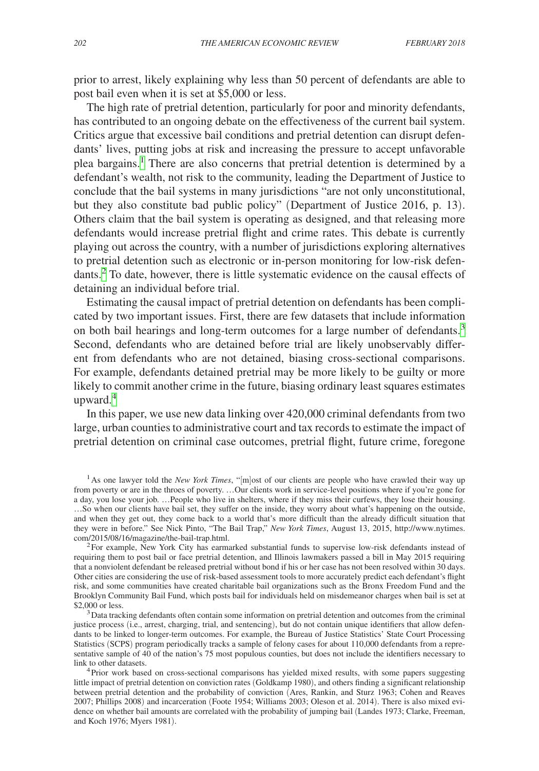prior to arrest, likely explaining why less than 50 percent of defendants are able to post bail even when it is set at $5,000 or less.

The high rate of pretrial detention, particularly for poor and minority defendants, has contributed to an ongoing debate on the effectiveness of the current bail system. Critics argue that excessive bail conditions and pretrial detention can disrupt defendants' lives, putting jobs at risk and increasing the pressure to accept unfavorable plea bargains.[1] There are also concerns that pretrial detention is determined by a defendant's wealth, not risk to the community, leading the Department of Justice to conclude that the bail systems in many jurisdictions "are not only unconstitutional, but they also constitute bad public policy" (Department of Justice 2016, p. 13). Others claim that the bail system is operating as designed, and that releasing more defendants would increase pretrial flight and crime rates. This debate is currently playing out across the country, with a number of jurisdictions exploring alternatives to pretrial detention such as electronic or in-person monitoring for low-risk defendants.[2] To date, however, there is little systematic evidence on the causal effects of detaining an individual before trial.

Estimating the causal impact of pretrial detention on defendants has been complicated by two important issues. First, there are few datasets that include information on both bail hearings and long-term outcomes for a large number of defendants.[3] Second, defendants who are detained before trial are likely unobservably different from defendants who are not detained, biasing cross-sectional comparisons. For example, defendants detained pretrial may be more likely to be guilty or more likely to commit another crime in the future, biasing ordinary least squares estimates upward.[4]

In this paper, we use new data linking over 420,000 criminal defendants from two large, urban counties to administrative court and tax records to estimate the impact of pretrial detention on criminal case outcomes, pretrial flight, future crime, foregone

[1] As one lawyer told the *New York Times*, "[m]ost of our clients are people who have crawled their way up from poverty or are in the throes of poverty. …Our clients work in service-level positions where if you're gone for a day, you lose your job. …People who live in shelters, where if they miss their curfews, they lose their housing. …So when our clients have bail set, they suffer on the inside, they worry about what's happening on the outside, and when they get out, they come back to a world that's more difficult than the already difficult situation that they were in before." See Nick Pinto, "The Bail Trap," *New York Times*, August 13, 2015, http://www.nytimes.com/2015/08/16/magazine/the-bail-trap.html.

[2] For example, New York City has earmarked substantial funds to supervise low-risk defendants instead of requiring them to post bail or face pretrial detention, and Illinois lawmakers passed a bill in May 2015 requiring that a nonviolent defendant be released pretrial without bond if his or her case has not been resolved within 30 days. Other cities are considering the use of risk-based assessment tools to more accurately predict each defendant's flight risk, and some communities have created charitable bail organizations such as the Bronx Freedom Fund and the Brooklyn Community Bail Fund, which posts bail for individuals held on misdemeanor charges when bail is set at $2,000 or less.

[3] Data tracking defendants often contain some information on pretrial detention and outcomes from the criminal justice process (i.e., arrest, charging, trial, and sentencing), but do not contain unique identifiers that allow defendants to be linked to longer-term outcomes. For example, the Bureau of Justice Statistics' State Court Processing Statistics (SCPS) program periodically tracks a sample of felony cases for about 110,000 defendants from a representative sample of 40 of the nation's 75 most populous counties, but does not include the identifiers necessary to link to other datasets.

[4] Prior work based on cross-sectional comparisons has yielded mixed results, with some papers suggesting little impact of pretrial detention on conviction rates (Goldkamp 1980), and others finding a significant relationship between pretrial detention and the probability of conviction (Ares, Rankin, and Sturz 1963; Cohen and Reaves 2007; Phillips 2008) and incarceration (Foote 1954; Williams 2003; Oleson et al. 2014). There is also mixed evidence on whether bail amounts are correlated with the probability of jumping bail (Landes 1973; Clarke, Freeman, and Koch 1976; Myers 1981).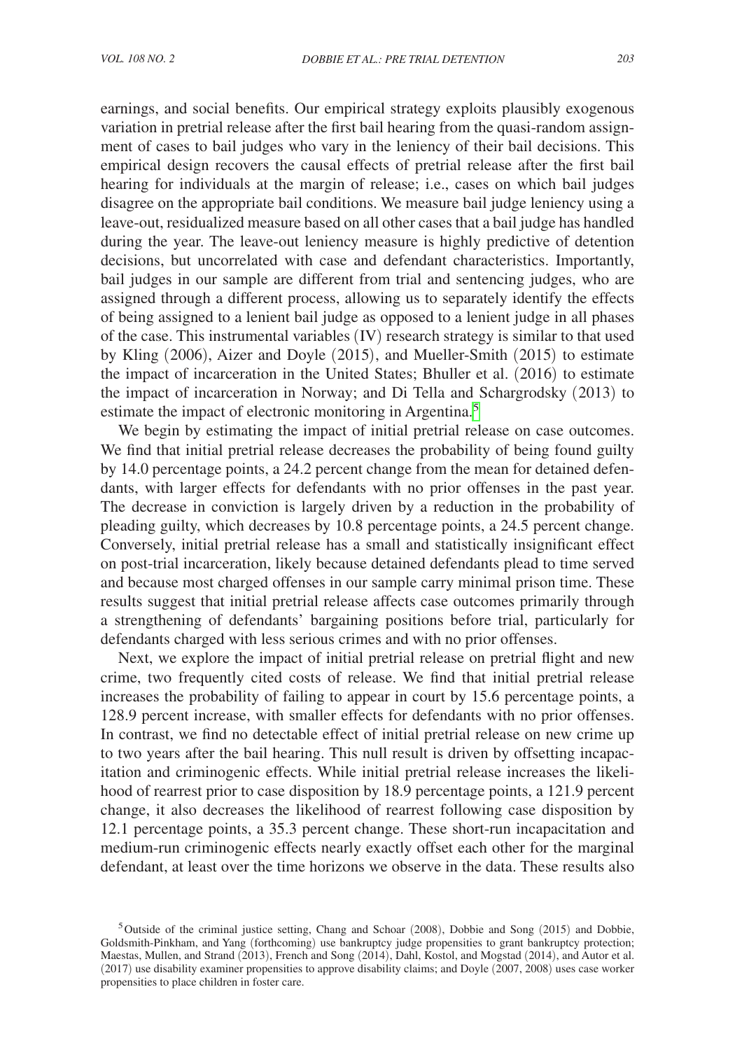earnings, and social benefits. Our empirical strategy exploits plausibly exogenous variation in pretrial release after the first bail hearing from the quasi-random assignment of cases to bail judges who vary in the leniency of their bail decisions. This empirical design recovers the causal effects of pretrial release after the first bail hearing for individuals at the margin of release; i.e., cases on which bail judges disagree on the appropriate bail conditions. We measure bail judge leniency using a leave-out, residualized measure based on all other cases that a bail judge has handled during the year. The leave-out leniency measure is highly predictive of detention decisions, but uncorrelated with case and defendant characteristics. Importantly, bail judges in our sample are different from trial and sentencing judges, who are assigned through a different process, allowing us to separately identify the effects of being assigned to a lenient bail judge as opposed to a lenient judge in all phases of the case. This instrumental variables (IV) research strategy is similar to that used by Kling (2006), Aizer and Doyle (2015), and Mueller-Smith (2015) to estimate the impact of incarceration in the United States; Bhuller et al. (2016) to estimate the impact of incarceration in Norway; and Di Tella and Schargrodsky (2013) to estimate the impact of electronic monitoring in Argentina.[5]

We begin by estimating the impact of initial pretrial release on case outcomes. We find that initial pretrial release decreases the probability of being found guilty by 14.0 percentage points, a 24.2 percent change from the mean for detained defendants, with larger effects for defendants with no prior offenses in the past year. The decrease in conviction is largely driven by a reduction in the probability of pleading guilty, which decreases by 10.8 percentage points, a 24.5 percent change. Conversely, initial pretrial release has a small and statistically insignificant effect on post-trial incarceration, likely because detained defendants plead to time served and because most charged offenses in our sample carry minimal prison time. These results suggest that initial pretrial release affects case outcomes primarily through a strengthening of defendants' bargaining positions before trial, particularly for defendants charged with less serious crimes and with no prior offenses.

Next, we explore the impact of initial pretrial release on pretrial flight and new crime, two frequently cited costs of release. We find that initial pretrial release increases the probability of failing to appear in court by 15.6 percentage points, a 128.9 percent increase, with smaller effects for defendants with no prior offenses. In contrast, we find no detectable effect of initial pretrial release on new crime up to two years after the bail hearing. This null result is driven by offsetting incapacitation and criminogenic effects. While initial pretrial release increases the likelihood of rearrest prior to case disposition by 18.9 percentage points, a 121.9 percent change, it also decreases the likelihood of rearrest following case disposition by 12.1 percentage points, a 35.3 percent change. These short-run incapacitation and medium-run criminogenic effects nearly exactly offset each other for the marginal defendant, at least over the time horizons we observe in the data. These results also

[5] Outside of the criminal justice setting, Chang and Schoar (2008), Dobbie and Song (2015) and Dobbie, Goldsmith-Pinkham, and Yang (forthcoming) use bankruptcy judge propensities to grant bankruptcy protection; Maestas, Mullen, and Strand (2013), French and Song (2014), Dahl, Kostol, and Mogstad (2014), and Autor et al. (2017) use disability examiner propensities to approve disability claims; and Doyle (2007, 2008) uses case worker propensities to place children in foster care.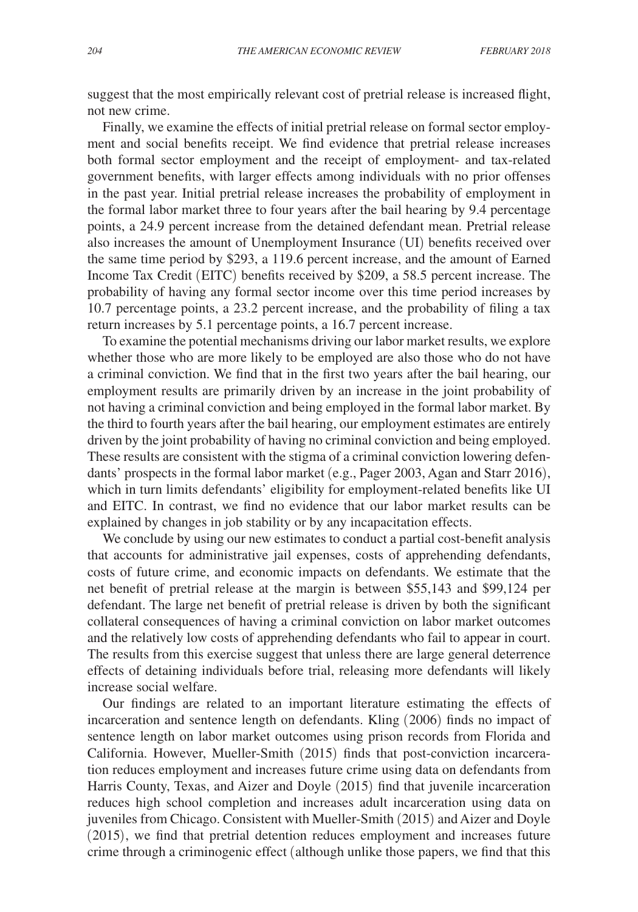suggest that the most empirically relevant cost of pretrial release is increased flight, not new crime.

Finally, we examine the effects of initial pretrial release on formal sector employment and social benefits receipt. We find evidence that pretrial release increases both formal sector employment and the receipt of employment- and tax-related government benefits, with larger effects among individuals with no prior offenses in the past year. Initial pretrial release increases the probability of employment in the formal labor market three to four years after the bail hearing by 9.4 percentage points, a 24.9 percent increase from the detained defendant mean. Pretrial release also increases the amount of Unemployment Insurance (UI) benefits received over the same time period by $293, a 119.6 percent increase, and the amount of Earned Income Tax Credit (EITC) benefits received by $209, a 58.5 percent increase. The probability of having any formal sector income over this time period increases by 10.7 percentage points, a 23.2 percent increase, and the probability of filing a tax return increases by 5.1 percentage points, a 16.7 percent increase.

To examine the potential mechanisms driving our labor market results, we explore whether those who are more likely to be employed are also those who do not have a criminal conviction. We find that in the first two years after the bail hearing, our employment results are primarily driven by an increase in the joint probability of not having a criminal conviction and being employed in the formal labor market. By the third to fourth years after the bail hearing, our employment estimates are entirely driven by the joint probability of having no criminal conviction and being employed. These results are consistent with the stigma of a criminal conviction lowering defendants' prospects in the formal labor market (e.g., Pager 2003, Agan and Starr 2016), which in turn limits defendants' eligibility for employment-related benefits like UI and EITC. In contrast, we find no evidence that our labor market results can be explained by changes in job stability or by any incapacitation effects.

We conclude by using our new estimates to conduct a partial cost-benefit analysis that accounts for administrative jail expenses, costs of apprehending defendants, costs of future crime, and economic impacts on defendants. We estimate that the net benefit of pretrial release at the margin is between $55,143 and $99,124 per defendant. The large net benefit of pretrial release is driven by both the significant collateral consequences of having a criminal conviction on labor market outcomes and the relatively low costs of apprehending defendants who fail to appear in court. The results from this exercise suggest that unless there are large general deterrence effects of detaining individuals before trial, releasing more defendants will likely increase social welfare.

Our findings are related to an important literature estimating the effects of incarceration and sentence length on defendants. Kling (2006) finds no impact of sentence length on labor market outcomes using prison records from Florida and California. However, Mueller-Smith (2015) finds that post-conviction incarceration reduces employment and increases future crime using data on defendants from Harris County, Texas, and Aizer and Doyle (2015) find that juvenile incarceration reduces high school completion and increases adult incarceration using data on juveniles from Chicago. Consistent with Mueller-Smith (2015) and Aizer and Doyle (2015), we find that pretrial detention reduces employment and increases future crime through a criminogenic effect (although unlike those papers, we find that this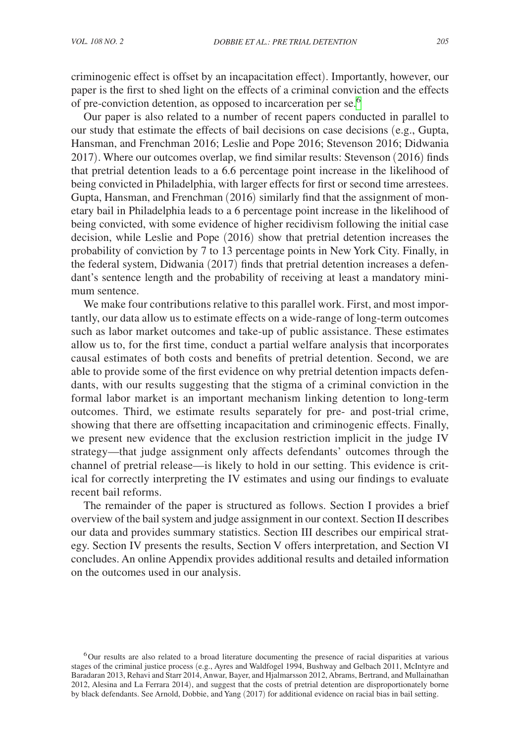criminogenic effect is offset by an incapacitation effect). Importantly, however, our paper is the first to shed light on the effects of a criminal conviction and the effects of pre-conviction detention, as opposed to incarceration per se.[6]

Our paper is also related to a number of recent papers conducted in parallel to our study that estimate the effects of bail decisions on case decisions (e.g., Gupta, Hansman, and Frenchman 2016; Leslie and Pope 2016; Stevenson 2016; Didwania 2017). Where our outcomes overlap, we find similar results: Stevenson (2016) finds that pretrial detention leads to a 6.6 percentage point increase in the likelihood of being convicted in Philadelphia, with larger effects for first or second time arrestees. Gupta, Hansman, and Frenchman (2016) similarly find that the assignment of monetary bail in Philadelphia leads to a 6 percentage point increase in the likelihood of being convicted, with some evidence of higher recidivism following the initial case decision, while Leslie and Pope (2016) show that pretrial detention increases the probability of conviction by 7 to 13 percentage points in New York City. Finally, in the federal system, Didwania (2017) finds that pretrial detention increases a defendant's sentence length and the probability of receiving at least a mandatory minimum sentence.

We make four contributions relative to this parallel work. First, and most importantly, our data allow us to estimate effects on a wide-range of long-term outcomes such as labor market outcomes and take-up of public assistance. These estimates allow us to, for the first time, conduct a partial welfare analysis that incorporates causal estimates of both costs and benefits of pretrial detention. Second, we are able to provide some of the first evidence on why pretrial detention impacts defendants, with our results suggesting that the stigma of a criminal conviction in the formal labor market is an important mechanism linking detention to long-term outcomes. Third, we estimate results separately for pre- and post-trial crime, showing that there are offsetting incapacitation and criminogenic effects. Finally, we present new evidence that the exclusion restriction implicit in the judge IV strategy—that judge assignment only affects defendants' outcomes through the channel of pretrial release—is likely to hold in our setting. This evidence is critical for correctly interpreting the IV estimates and using our findings to evaluate recent bail reforms.

The remainder of the paper is structured as follows. Section I provides a brief overview of the bail system and judge assignment in our context. Section II describes our data and provides summary statistics. Section III describes our empirical strategy. Section IV presents the results, Section V offers interpretation, and Section VI concludes. An online Appendix provides additional results and detailed information on the outcomes used in our analysis.

[6] Our results are also related to a broad literature documenting the presence of racial disparities at various stages of the criminal justice process (e.g., Ayres and Waldfogel 1994, Bushway and Gelbach 2011, McIntyre and Baradaran 2013, Rehavi and Starr 2014, Anwar, Bayer, and Hjalmarsson 2012, Abrams, Bertrand, and Mullainathan 2012, Alesina and La Ferrara 2014), and suggest that the costs of pretrial detention are disproportionately borne by black defendants. See Arnold, Dobbie, and Yang (2017) for additional evidence on racial bias in bail setting.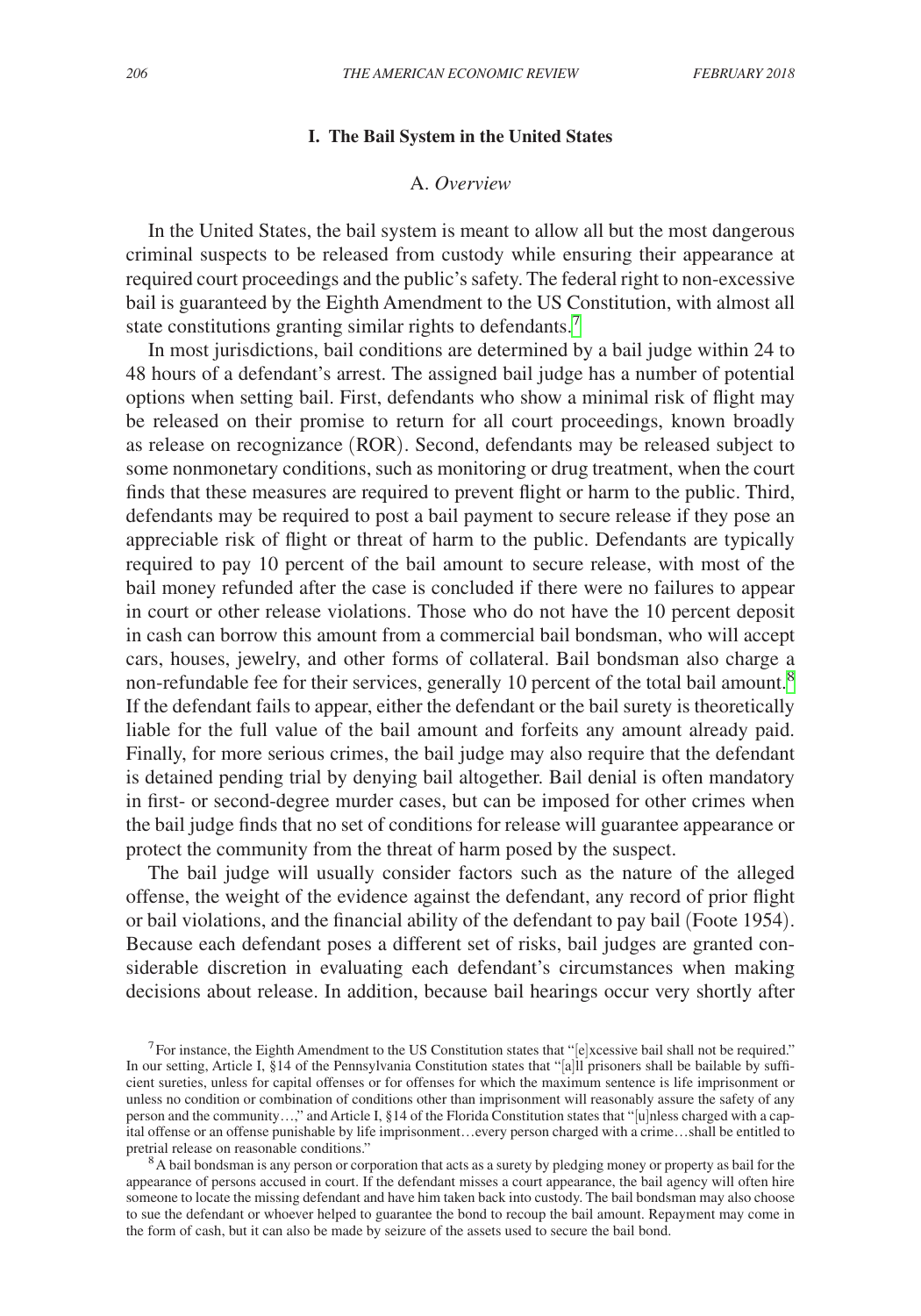## I. The Bail System in the United States

### A. *Overview*

In the United States, the bail system is meant to allow all but the most dangerous criminal suspects to be released from custody while ensuring their appearance at required court proceedings and the public's safety. The federal right to non-excessive bail is guaranteed by the Eighth Amendment to the US Constitution, with almost all state constitutions granting similar rights to defendants.[7]

In most jurisdictions, bail conditions are determined by a bail judge within 24 to 48 hours of a defendant's arrest. The assigned bail judge has a number of potential options when setting bail. First, defendants who show a minimal risk of flight may be released on their promise to return for all court proceedings, known broadly as release on recognizance (ROR). Second, defendants may be released subject to some nonmonetary conditions, such as monitoring or drug treatment, when the court finds that these measures are required to prevent flight or harm to the public. Third, defendants may be required to post a bail payment to secure release if they pose an appreciable risk of flight or threat of harm to the public. Defendants are typically required to pay 10 percent of the bail amount to secure release, with most of the bail money refunded after the case is concluded if there were no failures to appear in court or other release violations. Those who do not have the 10 percent deposit in cash can borrow this amount from a commercial bail bondsman, who will accept cars, houses, jewelry, and other forms of collateral. Bail bondsman also charge a non-refundable fee for their services, generally 10 percent of the total bail amount.[8] If the defendant fails to appear, either the defendant or the bail surety is theoretically liable for the full value of the bail amount and forfeits any amount already paid. Finally, for more serious crimes, the bail judge may also require that the defendant is detained pending trial by denying bail altogether. Bail denial is often mandatory in first- or second-degree murder cases, but can be imposed for other crimes when the bail judge finds that no set of conditions for release will guarantee appearance or protect the community from the threat of harm posed by the suspect.

The bail judge will usually consider factors such as the nature of the alleged offense, the weight of the evidence against the defendant, any record of prior flight or bail violations, and the financial ability of the defendant to pay bail (Foote 1954). Because each defendant poses a different set of risks, bail judges are granted considerable discretion in evaluating each defendant's circumstances when making decisions about release. In addition, because bail hearings occur very shortly after

[7] For instance, the Eighth Amendment to the US Constitution states that "[e]xcessive bail shall not be required." In our setting, Article I, §14 of the Pennsylvania Constitution states that "[a]ll prisoners shall be bailable by sufficient sureties, unless for capital offenses or for offenses for which the maximum sentence is life imprisonment or unless no condition or combination of conditions other than imprisonment will reasonably assure the safety of any person and the community…," and Article I, §14 of the Florida Constitution states that "[u]nless charged with a capital offense or an offense punishable by life imprisonment…every person charged with a crime…shall be entitled to pretrial release on reasonable conditions."

[8] A bail bondsman is any person or corporation that acts as a surety by pledging money or property as bail for the appearance of persons accused in court. If the defendant misses a court appearance, the bail agency will often hire someone to locate the missing defendant and have him taken back into custody. The bail bondsman may also choose to sue the defendant or whoever helped to guarantee the bond to recoup the bail amount. Repayment may come in the form of cash, but it can also be made by seizure of the assets used to secure the bail bond.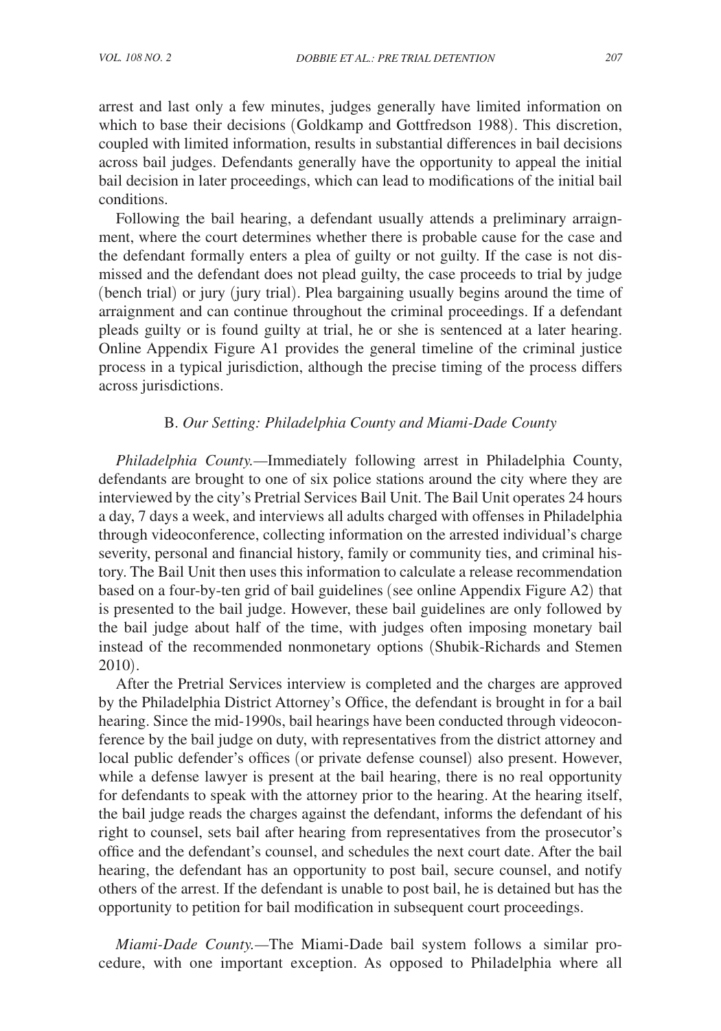arrest and last only a few minutes, judges generally have limited information on which to base their decisions (Goldkamp and Gottfredson 1988). This discretion, coupled with limited information, results in substantial differences in bail decisions across bail judges. Defendants generally have the opportunity to appeal the initial bail decision in later proceedings, which can lead to modifications of the initial bail conditions.

Following the bail hearing, a defendant usually attends a preliminary arraignment, where the court determines whether there is probable cause for the case and the defendant formally enters a plea of guilty or not guilty. If the case is not dismissed and the defendant does not plead guilty, the case proceeds to trial by judge (bench trial) or jury (jury trial). Plea bargaining usually begins around the time of arraignment and can continue throughout the criminal proceedings. If a defendant pleads guilty or is found guilty at trial, he or she is sentenced at a later hearing. Online Appendix Figure A1 provides the general timeline of the criminal justice process in a typical jurisdiction, although the precise timing of the process differs across jurisdictions.

### B. *Our Setting: Philadelphia County and Miami-Dade County*

*Philadelphia County.*—Immediately following arrest in Philadelphia County, defendants are brought to one of six police stations around the city where they are interviewed by the city's Pretrial Services Bail Unit. The Bail Unit operates 24 hours a day, 7 days a week, and interviews all adults charged with offenses in Philadelphia through videoconference, collecting information on the arrested individual's charge severity, personal and financial history, family or community ties, and criminal history. The Bail Unit then uses this information to calculate a release recommendation based on a four-by-ten grid of bail guidelines (see online Appendix Figure A2) that is presented to the bail judge. However, these bail guidelines are only followed by the bail judge about half of the time, with judges often imposing monetary bail instead of the recommended nonmonetary options (Shubik-Richards and Stemen 2010).

After the Pretrial Services interview is completed and the charges are approved by the Philadelphia District Attorney's Office, the defendant is brought in for a bail hearing. Since the mid-1990s, bail hearings have been conducted through videoconference by the bail judge on duty, with representatives from the district attorney and local public defender's offices (or private defense counsel) also present. However, while a defense lawyer is present at the bail hearing, there is no real opportunity for defendants to speak with the attorney prior to the hearing. At the hearing itself, the bail judge reads the charges against the defendant, informs the defendant of his right to counsel, sets bail after hearing from representatives from the prosecutor's office and the defendant's counsel, and schedules the next court date. After the bail hearing, the defendant has an opportunity to post bail, secure counsel, and notify others of the arrest. If the defendant is unable to post bail, he is detained but has the opportunity to petition for bail modification in subsequent court proceedings.

*Miami-Dade County.*—The Miami-Dade bail system follows a similar procedure, with one important exception. As opposed to Philadelphia where all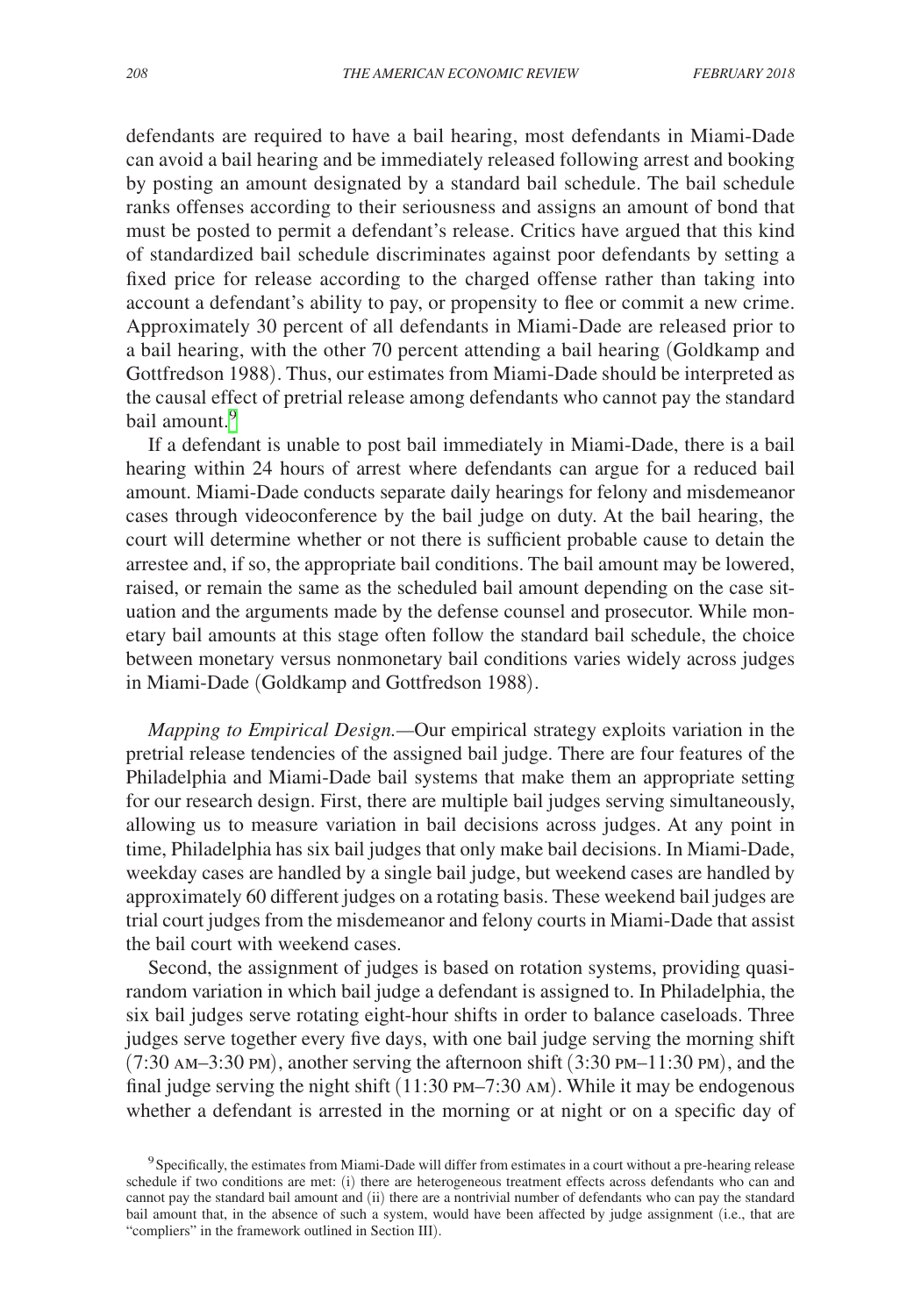defendants are required to have a bail hearing, most defendants in Miami-Dade can avoid a bail hearing and be immediately released following arrest and booking by posting an amount designated by a standard bail schedule. The bail schedule ranks offenses according to their seriousness and assigns an amount of bond that must be posted to permit a defendant's release. Critics have argued that this kind of standardized bail schedule discriminates against poor defendants by setting a fixed price for release according to the charged offense rather than taking into account a defendant's ability to pay, or propensity to flee or commit a new crime. Approximately 30 percent of all defendants in Miami-Dade are released prior to a bail hearing, with the other 70 percent attending a bail hearing (Goldkamp and Gottfredson 1988). Thus, our estimates from Miami-Dade should be interpreted as the causal effect of pretrial release among defendants who cannot pay the standard bail amount.[9]

If a defendant is unable to post bail immediately in Miami-Dade, there is a bail hearing within 24 hours of arrest where defendants can argue for a reduced bail amount. Miami-Dade conducts separate daily hearings for felony and misdemeanor cases through videoconference by the bail judge on duty. At the bail hearing, the court will determine whether or not there is sufficient probable cause to detain the arrestee and, if so, the appropriate bail conditions. The bail amount may be lowered, raised, or remain the same as the scheduled bail amount depending on the case situation and the arguments made by the defense counsel and prosecutor. While monetary bail amounts at this stage often follow the standard bail schedule, the choice between monetary versus nonmonetary bail conditions varies widely across judges in Miami-Dade (Goldkamp and Gottfredson 1988).

*Mapping to Empirical Design.*—Our empirical strategy exploits variation in the pretrial release tendencies of the assigned bail judge. There are four features of the Philadelphia and Miami-Dade bail systems that make them an appropriate setting for our research design. First, there are multiple bail judges serving simultaneously, allowing us to measure variation in bail decisions across judges. At any point in time, Philadelphia has six bail judges that only make bail decisions. In Miami-Dade, weekday cases are handled by a single bail judge, but weekend cases are handled by approximately 60 different judges on a rotating basis. These weekend bail judges are trial court judges from the misdemeanor and felony courts in Miami-Dade that assist the bail court with weekend cases.

Second, the assignment of judges is based on rotation systems, providing quasi-random variation in which bail judge a defendant is assigned to. In Philadelphia, the six bail judges serve rotating eight-hour shifts in order to balance caseloads. Three judges serve together every five days, with one bail judge serving the morning shift (7:30 AM–3:30 PM), another serving the afternoon shift (3:30 PM–11:30 PM), and the final judge serving the night shift (11:30 PM–7:30 AM). While it may be endogenous whether a defendant is arrested in the morning or at night or on a specific day of

[9] Specifically, the estimates from Miami-Dade will differ from estimates in a court without a pre-hearing release schedule if two conditions are met: (i) there are heterogeneous treatment effects across defendants who can and cannot pay the standard bail amount and (ii) there are a nontrivial number of defendants who can pay the standard bail amount that, in the absence of such a system, would have been affected by judge assignment (i.e., that are "compliers" in the framework outlined in Section III).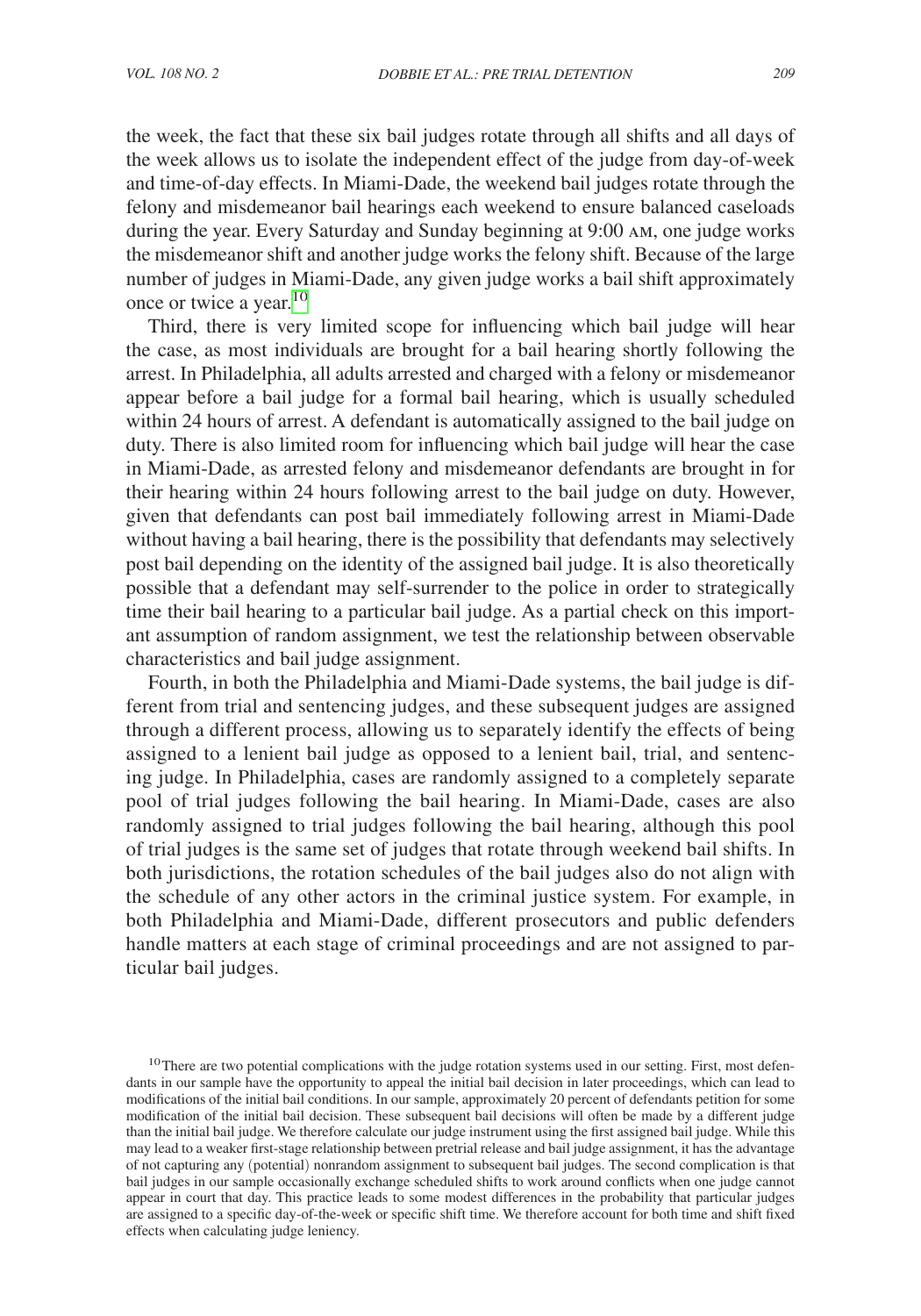the week, the fact that these six bail judges rotate through all shifts and all days of the week allows us to isolate the independent effect of the judge from day-of-week and time-of-day effects. In Miami-Dade, the weekend bail judges rotate through the felony and misdemeanor bail hearings each weekend to ensure balanced caseloads during the year. Every Saturday and Sunday beginning at 9:00 AM, one judge works the misdemeanor shift and another judge works the felony shift. Because of the large number of judges in Miami-Dade, any given judge works a bail shift approximately once or twice a year.[10]

Third, there is very limited scope for influencing which bail judge will hear the case, as most individuals are brought for a bail hearing shortly following the arrest. In Philadelphia, all adults arrested and charged with a felony or misdemeanor appear before a bail judge for a formal bail hearing, which is usually scheduled within 24 hours of arrest. A defendant is automatically assigned to the bail judge on duty. There is also limited room for influencing which bail judge will hear the case in Miami-Dade, as arrested felony and misdemeanor defendants are brought in for their hearing within 24 hours following arrest to the bail judge on duty. However, given that defendants can post bail immediately following arrest in Miami-Dade without having a bail hearing, there is the possibility that defendants may selectively post bail depending on the identity of the assigned bail judge. It is also theoretically possible that a defendant may self-surrender to the police in order to strategically time their bail hearing to a particular bail judge. As a partial check on this important assumption of random assignment, we test the relationship between observable characteristics and bail judge assignment.

Fourth, in both the Philadelphia and Miami-Dade systems, the bail judge is different from trial and sentencing judges, and these subsequent judges are assigned through a different process, allowing us to separately identify the effects of being assigned to a lenient bail judge as opposed to a lenient bail, trial, and sentencing judge. In Philadelphia, cases are randomly assigned to a completely separate pool of trial judges following the bail hearing. In Miami-Dade, cases are also randomly assigned to trial judges following the bail hearing, although this pool of trial judges is the same set of judges that rotate through weekend bail shifts. In both jurisdictions, the rotation schedules of the bail judges also do not align with the schedule of any other actors in the criminal justice system. For example, in both Philadelphia and Miami-Dade, different prosecutors and public defenders handle matters at each stage of criminal proceedings and are not assigned to particular bail judges.

[10] There are two potential complications with the judge rotation systems used in our setting. First, most defendants in our sample have the opportunity to appeal the initial bail decision in later proceedings, which can lead to modifications of the initial bail conditions. In our sample, approximately 20 percent of defendants petition for some modification of the initial bail decision. These subsequent bail decisions will often be made by a different judge than the initial bail judge. We therefore calculate our judge instrument using the first assigned bail judge. While this may lead to a weaker first-stage relationship between pretrial release and bail judge assignment, it has the advantage of not capturing any (potential) nonrandom assignment to subsequent bail judges. The second complication is that bail judges in our sample occasionally exchange scheduled shifts to work around conflicts when one judge cannot appear in court that day. This practice leads to some modest differences in the probability that particular judges are assigned to a specific day-of-the-week or specific shift time. We therefore account for both time and shift fixed effects when calculating judge leniency.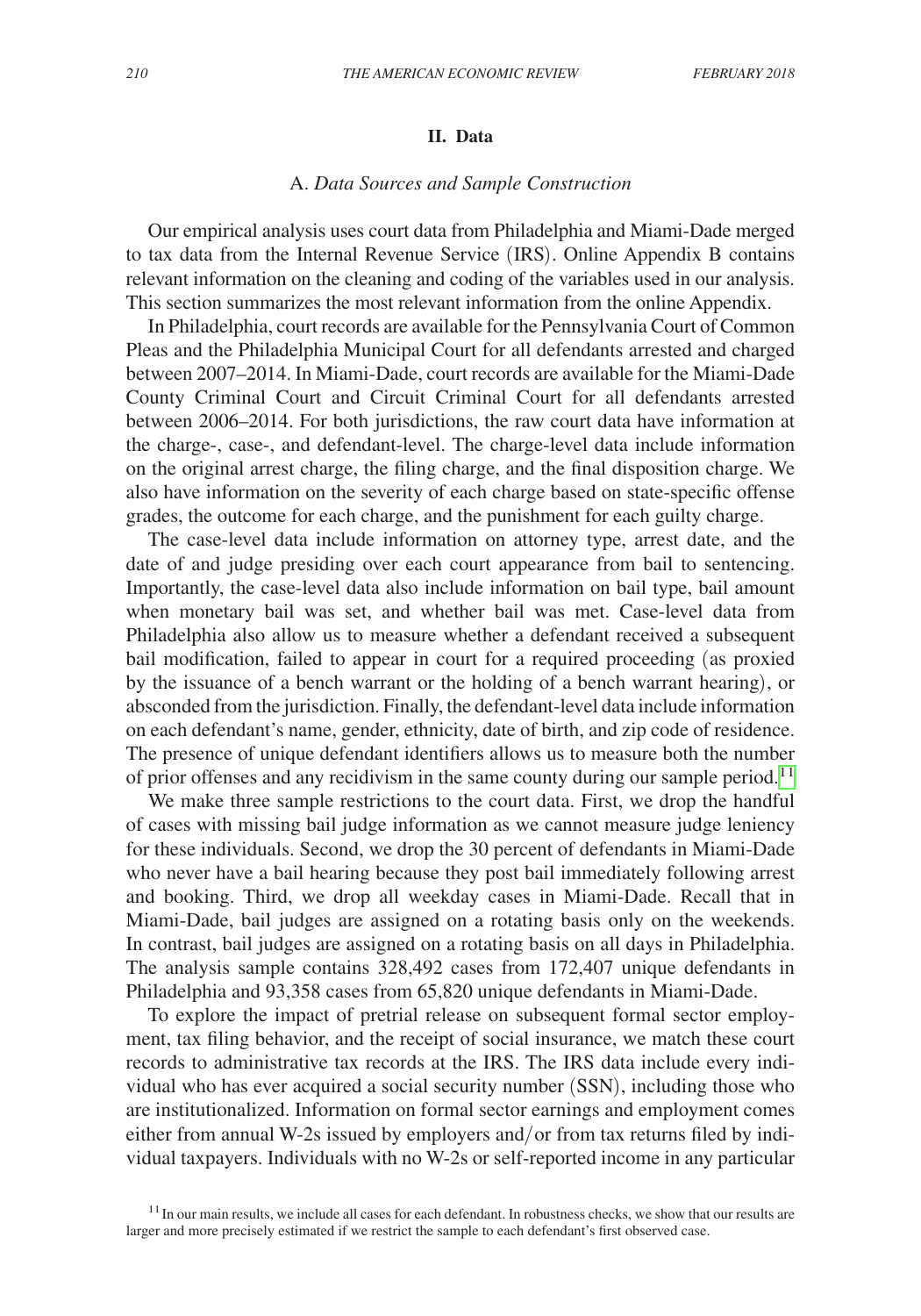## II. Data

### A. *Data Sources and Sample Construction*

Our empirical analysis uses court data from Philadelphia and Miami-Dade merged to tax data from the Internal Revenue Service (IRS). Online Appendix B contains relevant information on the cleaning and coding of the variables used in our analysis. This section summarizes the most relevant information from the online Appendix.

In Philadelphia, court records are available for the Pennsylvania Court of Common Pleas and the Philadelphia Municipal Court for all defendants arrested and charged between 2007–2014. In Miami-Dade, court records are available for the Miami-Dade County Criminal Court and Circuit Criminal Court for all defendants arrested between 2006–2014. For both jurisdictions, the raw court data have information at the charge-, case-, and defendant-level. The charge-level data include information on the original arrest charge, the filing charge, and the final disposition charge. We also have information on the severity of each charge based on state-specific offense grades, the outcome for each charge, and the punishment for each guilty charge.

The case-level data include information on attorney type, arrest date, and the date of and judge presiding over each court appearance from bail to sentencing. Importantly, the case-level data also include information on bail type, bail amount when monetary bail was set, and whether bail was met. Case-level data from Philadelphia also allow us to measure whether a defendant received a subsequent bail modification, failed to appear in court for a required proceeding (as proxied by the issuance of a bench warrant or the holding of a bench warrant hearing), or absconded from the jurisdiction. Finally, the defendant-level data include information on each defendant's name, gender, ethnicity, date of birth, and zip code of residence. The presence of unique defendant identifiers allows us to measure both the number of prior offenses and any recidivism in the same county during our sample period.[11]

We make three sample restrictions to the court data. First, we drop the handful of cases with missing bail judge information as we cannot measure judge leniency for these individuals. Second, we drop the 30 percent of defendants in Miami-Dade who never have a bail hearing because they post bail immediately following arrest and booking. Third, we drop all weekday cases in Miami-Dade. Recall that in Miami-Dade, bail judges are assigned on a rotating basis only on the weekends. In contrast, bail judges are assigned on a rotating basis on all days in Philadelphia. The analysis sample contains 328,492 cases from 172,407 unique defendants in Philadelphia and 93,358 cases from 65,820 unique defendants in Miami-Dade.

To explore the impact of pretrial release on subsequent formal sector employment, tax filing behavior, and the receipt of social insurance, we match these court records to administrative tax records at the IRS. The IRS data include every individual who has ever acquired a social security number (SSN), including those who are institutionalized. Information on formal sector earnings and employment comes either from annual W-2s issued by employers and/or from tax returns filed by individual taxpayers. Individuals with no W-2s or self-reported income in any particular

[11] In our main results, we include all cases for each defendant. In robustness checks, we show that our results are larger and more precisely estimated if we restrict the sample to each defendant's first observed case.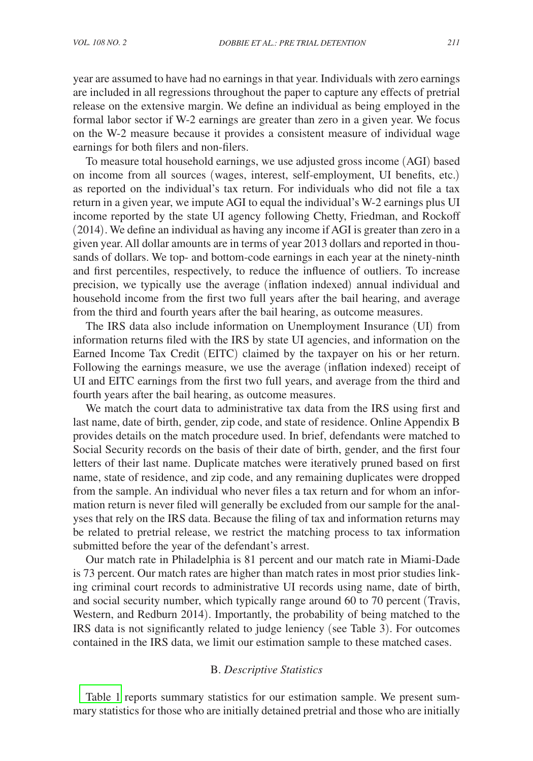year are assumed to have had no earnings in that year. Individuals with zero earnings are included in all regressions throughout the paper to capture any effects of pretrial release on the extensive margin. We define an individual as being employed in the formal labor sector if W-2 earnings are greater than zero in a given year. We focus on the W-2 measure because it provides a consistent measure of individual wage earnings for both filers and non-filers.

To measure total household earnings, we use adjusted gross income (AGI) based on income from all sources (wages, interest, self-employment, UI benefits, etc.) as reported on the individual's tax return. For individuals who did not file a tax return in a given year, we impute AGI to equal the individual's W-2 earnings plus UI income reported by the state UI agency following Chetty, Friedman, and Rockoff (2014). We define an individual as having any income if AGI is greater than zero in a given year. All dollar amounts are in terms of year 2013 dollars and reported in thousands of dollars. We top- and bottom-code earnings in each year at the ninety-ninth and first percentiles, respectively, to reduce the influence of outliers. To increase precision, we typically use the average (inflation indexed) annual individual and household income from the first two full years after the bail hearing, and average from the third and fourth years after the bail hearing, as outcome measures.

The IRS data also include information on Unemployment Insurance (UI) from information returns filed with the IRS by state UI agencies, and information on the Earned Income Tax Credit (EITC) claimed by the taxpayer on his or her return. Following the earnings measure, we use the average (inflation indexed) receipt of UI and EITC earnings from the first two full years, and average from the third and fourth years after the bail hearing, as outcome measures.

We match the court data to administrative tax data from the IRS using first and last name, date of birth, gender, zip code, and state of residence. Online Appendix B provides details on the match procedure used. In brief, defendants were matched to Social Security records on the basis of their date of birth, gender, and the first four letters of their last name. Duplicate matches were iteratively pruned based on first name, state of residence, and zip code, and any remaining duplicates were dropped from the sample. An individual who never files a tax return and for whom an information return is never filed will generally be excluded from our sample for the analyses that rely on the IRS data. Because the filing of tax and information returns may be related to pretrial release, we restrict the matching process to tax information submitted before the year of the defendant's arrest.

Our match rate in Philadelphia is 81 percent and our match rate in Miami-Dade is 73 percent. Our match rates are higher than match rates in most prior studies linking criminal court records to administrative UI records using name, date of birth, and social security number, which typically range around 60 to 70 percent (Travis, Western, and Redburn 2014). Importantly, the probability of being matched to the IRS data is not significantly related to judge leniency (see Table 3). For outcomes contained in the IRS data, we limit our estimation sample to these matched cases.

### B. *Descriptive Statistics*

Table 1 reports summary statistics for our estimation sample. We present summary statistics for those who are initially detained pretrial and those who are initially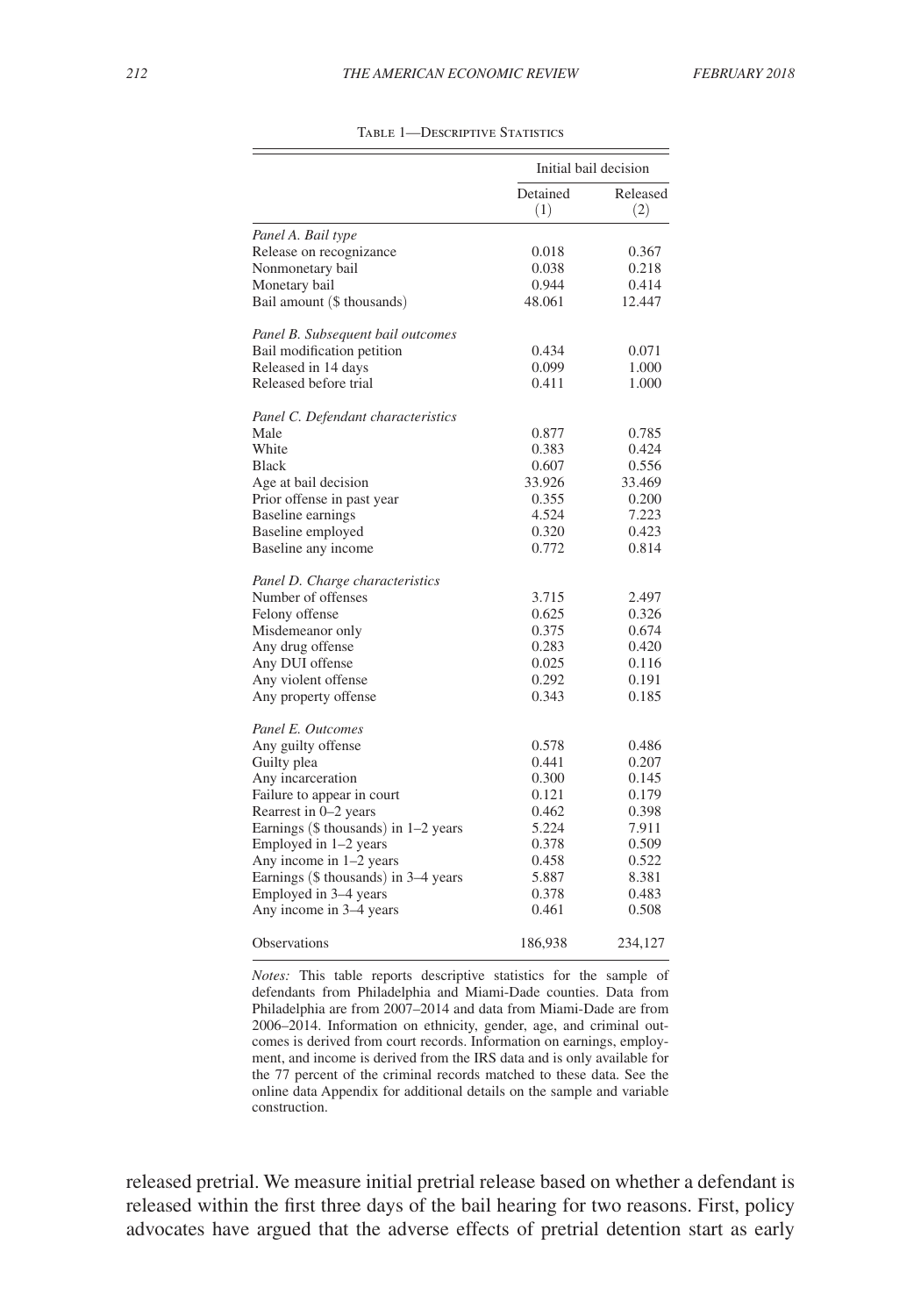Table 1—Descriptive Statistics

| | Initial bail decision | |
|---|---|---|
| | Detained (1) | Released (2) |
| *Panel A. Bail type* | | |
| Release on recognizance | 0.018 | 0.367 |
| Nonmonetary bail | 0.038 | 0.218 |
| Monetary bail | 0.944 | 0.414 |
| Bail amount ($ thousands) | 48.061 | 12.447 |
| *Panel B. Subsequent bail outcomes* | | |
| Bail modification petition | 0.434 | 0.071 |
| Released in 14 days | 0.099 | 1.000 |
| Released before trial | 0.411 | 1.000 |
| *Panel C. Defendant characteristics* | | |
| Male | 0.877 | 0.785 |
| White | 0.383 | 0.424 |
| Black | 0.607 | 0.556 |
| Age at bail decision | 33.926 | 33.469 |
| Prior offense in past year | 0.355 | 0.200 |
| Baseline earnings | 4.524 | 7.223 |
| Baseline employed | 0.320 | 0.423 |
| Baseline any income | 0.772 | 0.814 |
| *Panel D. Charge characteristics* | | |
| Number of offenses | 3.715 | 2.497 |
| Felony offense | 0.625 | 0.326 |
| Misdemeanor only | 0.375 | 0.674 |
| Any drug offense | 0.283 | 0.420 |
| Any DUI offense | 0.025 | 0.116 |
| Any violent offense | 0.292 | 0.191 |
| Any property offense | 0.343 | 0.185 |
| *Panel E. Outcomes* | | |
| Any guilty offense | 0.578 | 0.486 |
| Guilty plea | 0.441 | 0.207 |
| Any incarceration | 0.300 | 0.145 |
| Failure to appear in court | 0.121 | 0.179 |
| Rearrest in 0–2 years | 0.462 | 0.398 |
| Earnings ($ thousands) in 1–2 years | 5.224 | 7.911 |
| Employed in 1–2 years | 0.378 | 0.509 |
| Any income in 1–2 years | 0.458 | 0.522 |
| Earnings ($ thousands) in 3–4 years | 5.887 | 8.381 |
| Employed in 3–4 years | 0.378 | 0.483 |
| Any income in 3–4 years | 0.461 | 0.508 |
| Observations | 186,938 | 234,127 |

*Notes:* This table reports descriptive statistics for the sample of defendants from Philadelphia and Miami-Dade counties. Data from Philadelphia are from 2007–2014 and data from Miami-Dade are from 2006–2014. Information on ethnicity, gender, age, and criminal outcomes is derived from court records. Information on earnings, employment, and income is derived from the IRS data and is only available for the 77 percent of the criminal records matched to these data. See the online data Appendix for additional details on the sample and variable construction.

released pretrial. We measure initial pretrial release based on whether a defendant is released within the first three days of the bail hearing for two reasons. First, policy advocates have argued that the adverse effects of pretrial detention start as early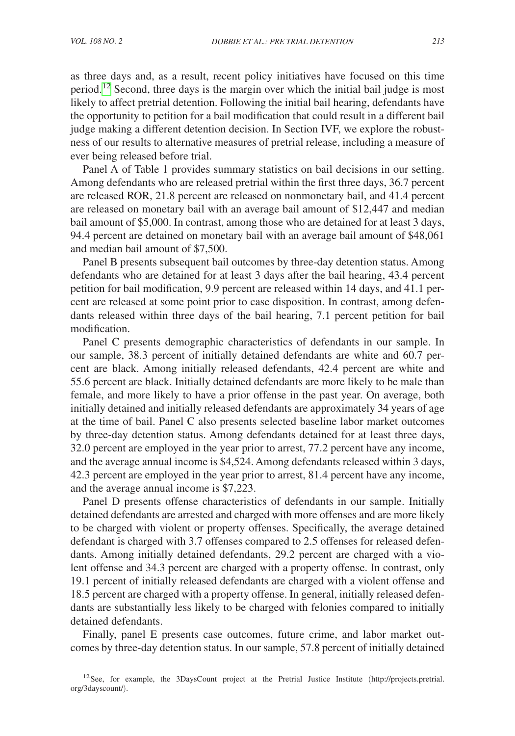as three days and, as a result, recent policy initiatives have focused on this time period.[12] Second, three days is the margin over which the initial bail judge is most likely to affect pretrial detention. Following the initial bail hearing, defendants have the opportunity to petition for a bail modification that could result in a different bail judge making a different detention decision. In Section IVF, we explore the robustness of our results to alternative measures of pretrial release, including a measure of ever being released before trial.

Panel A of Table 1 provides summary statistics on bail decisions in our setting. Among defendants who are released pretrial within the first three days, 36.7 percent are released ROR, 21.8 percent are released on nonmonetary bail, and 41.4 percent are released on monetary bail with an average bail amount of \$12,447 and median bail amount of \$5,000. In contrast, among those who are detained for at least 3 days, 94.4 percent are detained on monetary bail with an average bail amount of \$48,061 and median bail amount of \$7,500.

Panel B presents subsequent bail outcomes by three-day detention status. Among defendants who are detained for at least 3 days after the bail hearing, 43.4 percent petition for bail modification, 9.9 percent are released within 14 days, and 41.1 percent are released at some point prior to case disposition. In contrast, among defendants released within three days of the bail hearing, 7.1 percent petition for bail modification.

Panel C presents demographic characteristics of defendants in our sample. In our sample, 38.3 percent of initially detained defendants are white and 60.7 percent are black. Among initially released defendants, 42.4 percent are white and 55.6 percent are black. Initially detained defendants are more likely to be male than female, and more likely to have a prior offense in the past year. On average, both initially detained and initially released defendants are approximately 34 years of age at the time of bail. Panel C also presents selected baseline labor market outcomes by three-day detention status. Among defendants detained for at least three days, 32.0 percent are employed in the year prior to arrest, 77.2 percent have any income, and the average annual income is \$4,524. Among defendants released within 3 days, 42.3 percent are employed in the year prior to arrest, 81.4 percent have any income, and the average annual income is \$7,223.

Panel D presents offense characteristics of defendants in our sample. Initially detained defendants are arrested and charged with more offenses and are more likely to be charged with violent or property offenses. Specifically, the average detained defendant is charged with 3.7 offenses compared to 2.5 offenses for released defendants. Among initially detained defendants, 29.2 percent are charged with a violent offense and 34.3 percent are charged with a property offense. In contrast, only 19.1 percent of initially released defendants are charged with a violent offense and 18.5 percent are charged with a property offense. In general, initially released defendants are substantially less likely to be charged with felonies compared to initially detained defendants.

Finally, panel E presents case outcomes, future crime, and labor market outcomes by three-day detention status. In our sample, 57.8 percent of initially detained

[12] See, for example, the 3DaysCount project at the Pretrial Justice Institute (http://projects.pretrial.org/3dayscount/).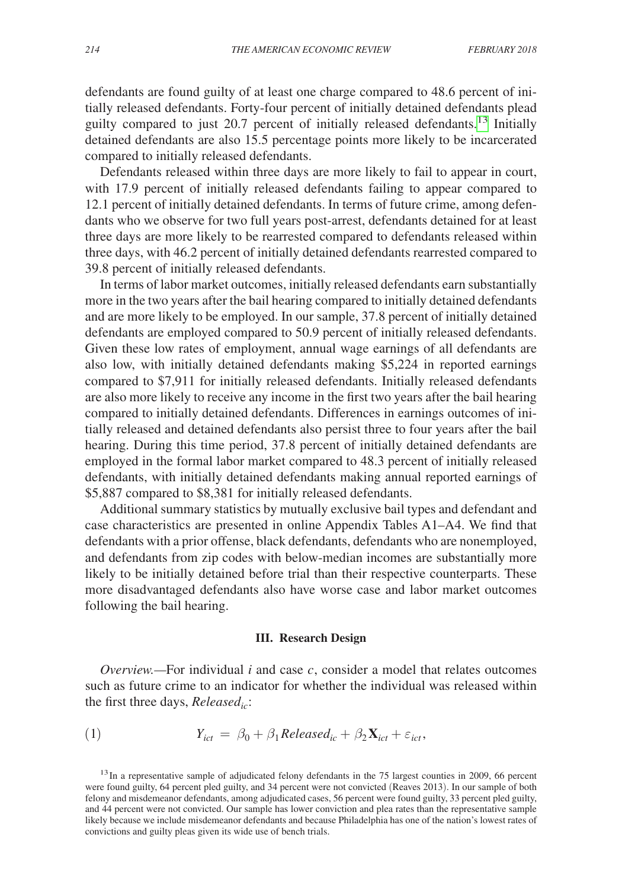defendants are found guilty of at least one charge compared to 48.6 percent of initially released defendants. Forty-four percent of initially detained defendants plead guilty compared to just 20.7 percent of initially released defendants.[13] Initially detained defendants are also 15.5 percentage points more likely to be incarcerated compared to initially released defendants.

Defendants released within three days are more likely to fail to appear in court, with 17.9 percent of initially released defendants failing to appear compared to 12.1 percent of initially detained defendants. In terms of future crime, among defendants who we observe for two full years post-arrest, defendants detained for at least three days are more likely to be rearrested compared to defendants released within three days, with 46.2 percent of initially detained defendants rearrested compared to 39.8 percent of initially released defendants.

In terms of labor market outcomes, initially released defendants earn substantially more in the two years after the bail hearing compared to initially detained defendants and are more likely to be employed. In our sample, 37.8 percent of initially detained defendants are employed compared to 50.9 percent of initially released defendants. Given these low rates of employment, annual wage earnings of all defendants are also low, with initially detained defendants making \$5,224 in reported earnings compared to \$7,911 for initially released defendants. Initially released defendants are also more likely to receive any income in the first two years after the bail hearing compared to initially detained defendants. Differences in earnings outcomes of initially released and detained defendants also persist three to four years after the bail hearing. During this time period, 37.8 percent of initially detained defendants are employed in the formal labor market compared to 48.3 percent of initially released defendants, with initially detained defendants making annual reported earnings of \$5,887 compared to \$8,381 for initially released defendants.

Additional summary statistics by mutually exclusive bail types and defendant and case characteristics are presented in online Appendix Tables A1–A4. We find that defendants with a prior offense, black defendants, defendants who are nonemployed, and defendants from zip codes with below-median incomes are substantially more likely to be initially detained before trial than their respective counterparts. These more disadvantaged defendants also have worse case and labor market outcomes following the bail hearing.

## III. Research Design

*Overview.*—For individual $i$ and case $c$, consider a model that relates outcomes such as future crime to an indicator for whether the individual was released within the first three days, $Released_{ic}$:

$$Y_{ict} = \beta_0 + \beta_1 Released_{ic} + \beta_2 \mathbf{X}_{ict} + \varepsilon_{ict}, \tag{1}$$

[13] In a representative sample of adjudicated felony defendants in the 75 largest counties in 2009, 66 percent were found guilty, 64 percent pled guilty, and 34 percent were not convicted (Reaves 2013). In our sample of both felony and misdemeanor defendants, among adjudicated cases, 56 percent were found guilty, 33 percent pled guilty, and 44 percent were not convicted. Our sample has lower conviction and plea rates than the representative sample likely because we include misdemeanor defendants and because Philadelphia has one of the nation's lowest rates of convictions and guilty pleas given its wide use of bench trials.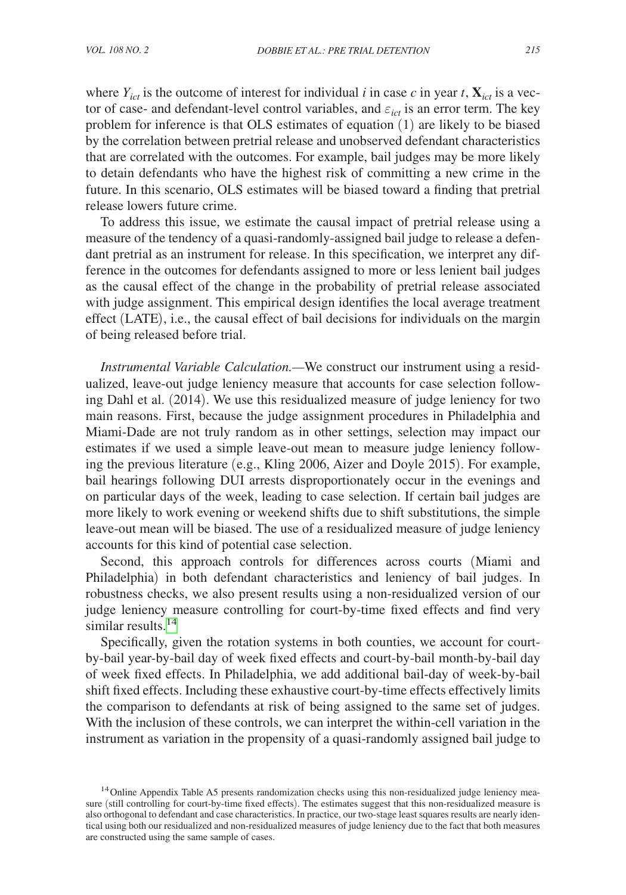where $Y_{ict}$ is the outcome of interest for individual $i$ in case $c$ in year $t$, $\mathbf{X}_{ict}$ is a vector of case- and defendant-level control variables, and $\varepsilon_{ict}$ is an error term. The key problem for inference is that OLS estimates of equation (1) are likely to be biased by the correlation between pretrial release and unobserved defendant characteristics that are correlated with the outcomes. For example, bail judges may be more likely to detain defendants who have the highest risk of committing a new crime in the future. In this scenario, OLS estimates will be biased toward a finding that pretrial release lowers future crime.

To address this issue, we estimate the causal impact of pretrial release using a measure of the tendency of a quasi-randomly-assigned bail judge to release a defendant pretrial as an instrument for release. In this specification, we interpret any difference in the outcomes for defendants assigned to more or less lenient bail judges as the causal effect of the change in the probability of pretrial release associated with judge assignment. This empirical design identifies the local average treatment effect (LATE), i.e., the causal effect of bail decisions for individuals on the margin of being released before trial.

*Instrumental Variable Calculation.*—We construct our instrument using a residualized, leave-out judge leniency measure that accounts for case selection following Dahl et al. (2014). We use this residualized measure of judge leniency for two main reasons. First, because the judge assignment procedures in Philadelphia and Miami-Dade are not truly random as in other settings, selection may impact our estimates if we used a simple leave-out mean to measure judge leniency following the previous literature (e.g., Kling 2006, Aizer and Doyle 2015). For example, bail hearings following DUI arrests disproportionately occur in the evenings and on particular days of the week, leading to case selection. If certain bail judges are more likely to work evening or weekend shifts due to shift substitutions, the simple leave-out mean will be biased. The use of a residualized measure of judge leniency accounts for this kind of potential case selection.

Second, this approach controls for differences across courts (Miami and Philadelphia) in both defendant characteristics and leniency of bail judges. In robustness checks, we also present results using a non-residualized version of our judge leniency measure controlling for court-by-time fixed effects and find very similar results.[14]

Specifically, given the rotation systems in both counties, we account for court-by-bail year-by-bail day of week fixed effects and court-by-bail month-by-bail day of week fixed effects. In Philadelphia, we add additional bail-day of week-by-bail shift fixed effects. Including these exhaustive court-by-time effects effectively limits the comparison to defendants at risk of being assigned to the same set of judges. With the inclusion of these controls, we can interpret the within-cell variation in the instrument as variation in the propensity of a quasi-randomly assigned bail judge to

[14] Online Appendix Table A5 presents randomization checks using this non-residualized judge leniency measure (still controlling for court-by-time fixed effects). The estimates suggest that this non-residualized measure is also orthogonal to defendant and case characteristics. In practice, our two-stage least squares results are nearly identical using both our residualized and non-residualized measures of judge leniency due to the fact that both measures are constructed using the same sample of cases.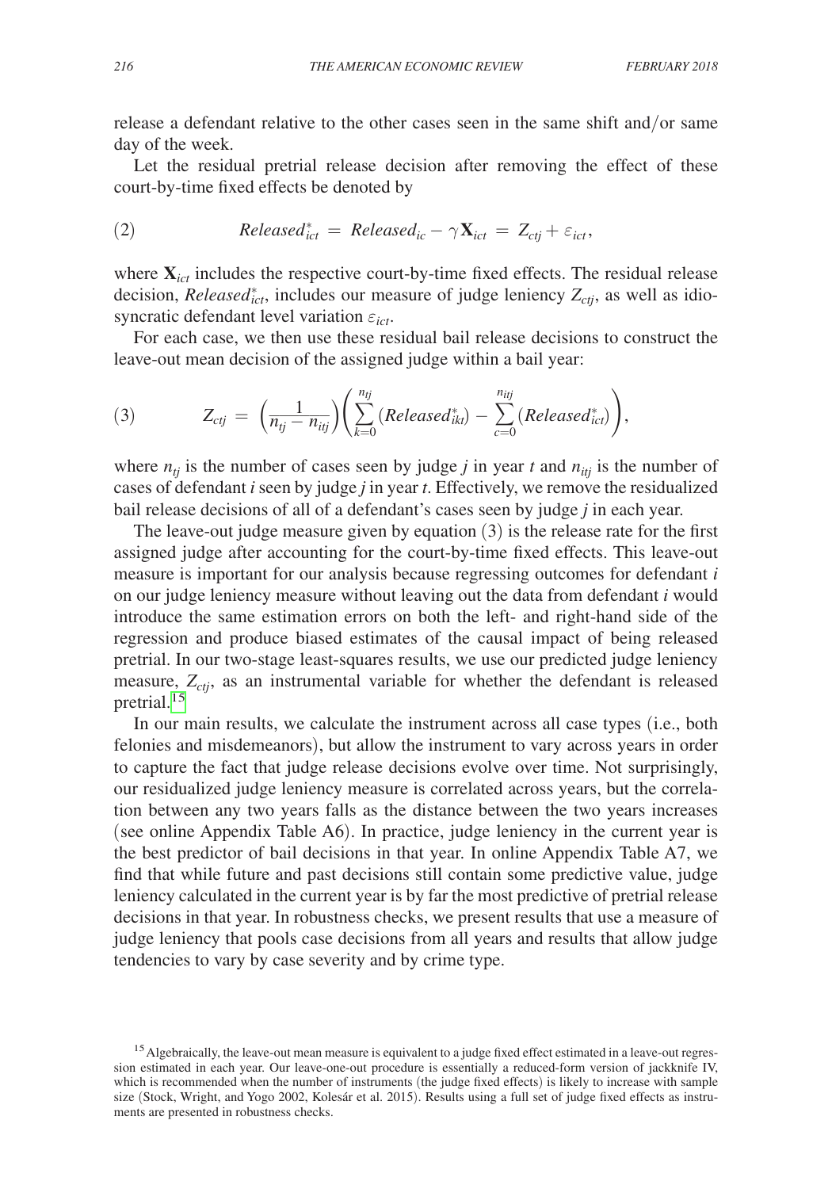release a defendant relative to the other cases seen in the same shift and/or same day of the week.

Let the residual pretrial release decision after removing the effect of these court-by-time fixed effects be denoted by

$$(2) \qquad Released^*_{ict} = Released_{ic} - \gamma \mathbf{X}_{ict} = Z_{ctj} + \varepsilon_{ict},$$

where $\mathbf{X}_{ict}$ includes the respective court-by-time fixed effects. The residual release decision, $Released^*_{ict}$, includes our measure of judge leniency $Z_{ctj}$, as well as idiosyncratic defendant level variation $\varepsilon_{ict}$.

For each case, we then use these residual bail release decisions to construct the leave-out mean decision of the assigned judge within a bail year:

$$(3) \qquad Z_{ctj} = \left(\frac{1}{n_{tj} - n_{itj}}\right)\left(\sum_{k=0}^{n_{tj}} (Released^*_{ikt}) - \sum_{c=0}^{n_{itj}} (Released^*_{ict})\right),$$

where $n_{tj}$ is the number of cases seen by judge $j$ in year $t$ and $n_{itj}$ is the number of cases of defendant $i$ seen by judge $j$ in year $t$. Effectively, we remove the residualized bail release decisions of all of a defendant's cases seen by judge $j$ in each year.

The leave-out judge measure given by equation (3) is the release rate for the first assigned judge after accounting for the court-by-time fixed effects. This leave-out measure is important for our analysis because regressing outcomes for defendant $i$ on our judge leniency measure without leaving out the data from defendant $i$ would introduce the same estimation errors on both the left- and right-hand side of the regression and produce biased estimates of the causal impact of being released pretrial. In our two-stage least-squares results, we use our predicted judge leniency measure, $Z_{ctj}$, as an instrumental variable for whether the defendant is released pretrial.[15]

In our main results, we calculate the instrument across all case types (i.e., both felonies and misdemeanors), but allow the instrument to vary across years in order to capture the fact that judge release decisions evolve over time. Not surprisingly, our residualized judge leniency measure is correlated across years, but the correlation between any two years falls as the distance between the two years increases (see online Appendix Table A6). In practice, judge leniency in the current year is the best predictor of bail decisions in that year. In online Appendix Table A7, we find that while future and past decisions still contain some predictive value, judge leniency calculated in the current year is by far the most predictive of pretrial release decisions in that year. In robustness checks, we present results that use a measure of judge leniency that pools case decisions from all years and results that allow judge tendencies to vary by case severity and by crime type.

[15] Algebraically, the leave-out mean measure is equivalent to a judge fixed effect estimated in a leave-out regression estimated in each year. Our leave-one-out procedure is essentially a reduced-form version of jackknife IV, which is recommended when the number of instruments (the judge fixed effects) is likely to increase with sample size (Stock, Wright, and Yogo 2002, Kolesár et al. 2015). Results using a full set of judge fixed effects as instruments are presented in robustness checks.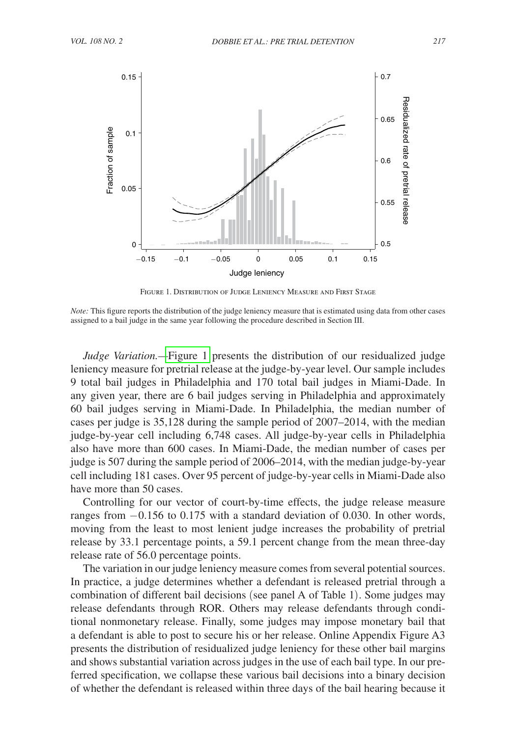FIGURE 1. DISTRIBUTION OF JUDGE LENIENCY MEASURE AND FIRST STAGE

*Note:* This figure reports the distribution of the judge leniency measure that is estimated using data from other cases assigned to a bail judge in the same year following the procedure described in Section III.

*Judge Variation.*—Figure 1 presents the distribution of our residualized judge leniency measure for pretrial release at the judge-by-year level. Our sample includes 9 total bail judges in Philadelphia and 170 total bail judges in Miami-Dade. In any given year, there are 6 bail judges serving in Philadelphia and approximately 60 bail judges serving in Miami-Dade. In Philadelphia, the median number of cases per judge is 35,128 during the sample period of 2007–2014, with the median judge-by-year cell including 6,748 cases. All judge-by-year cells in Philadelphia also have more than 600 cases. In Miami-Dade, the median number of cases per judge is 507 during the sample period of 2006–2014, with the median judge-by-year cell including 181 cases. Over 95 percent of judge-by-year cells in Miami-Dade also have more than 50 cases.

Controlling for our vector of court-by-time effects, the judge release measure ranges from −0.156 to 0.175 with a standard deviation of 0.030. In other words, moving from the least to most lenient judge increases the probability of pretrial release by 33.1 percentage points, a 59.1 percent change from the mean three-day release rate of 56.0 percentage points.

The variation in our judge leniency measure comes from several potential sources. In practice, a judge determines whether a defendant is released pretrial through a combination of different bail decisions (see panel A of Table 1). Some judges may release defendants through ROR. Others may release defendants through conditional nonmonetary release. Finally, some judges may impose monetary bail that a defendant is able to post to secure his or her release. Online Appendix Figure A3 presents the distribution of residualized judge leniency for these other bail margins and shows substantial variation across judges in the use of each bail type. In our preferred specification, we collapse these various bail decisions into a binary decision of whether the defendant is released within three days of the bail hearing because it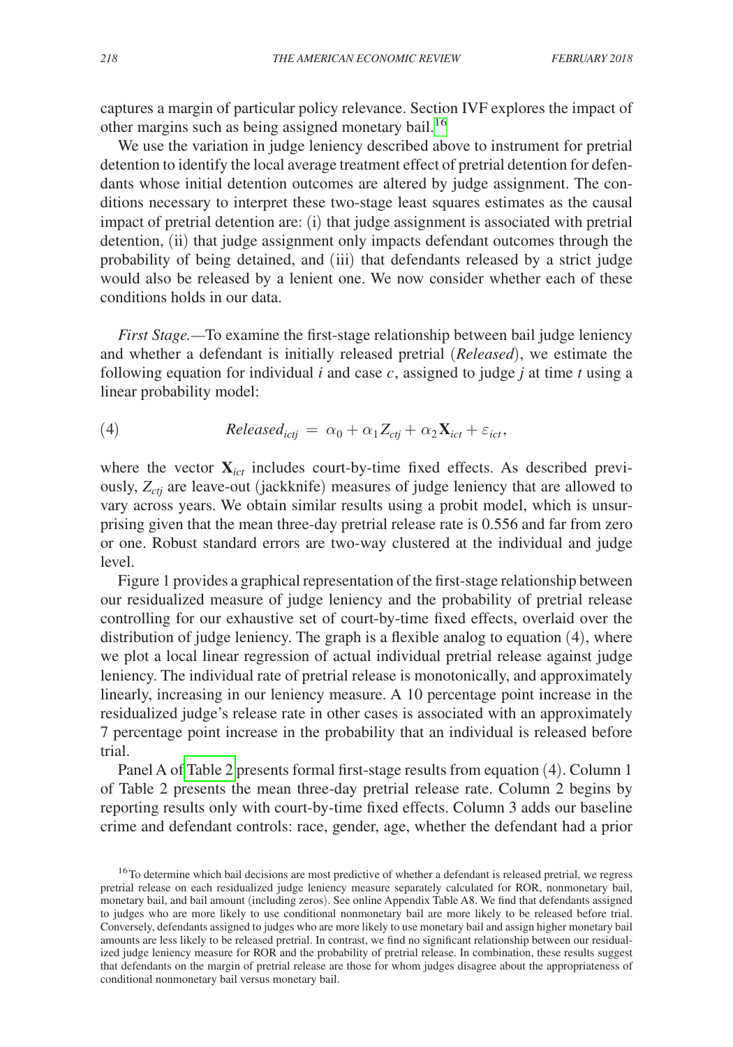captures a margin of particular policy relevance. Section IVF explores the impact of other margins such as being assigned monetary bail.[16]

We use the variation in judge leniency described above to instrument for pretrial detention to identify the local average treatment effect of pretrial detention for defendants whose initial detention outcomes are altered by judge assignment. The conditions necessary to interpret these two-stage least squares estimates as the causal impact of pretrial detention are: (i) that judge assignment is associated with pretrial detention, (ii) that judge assignment only impacts defendant outcomes through the probability of being detained, and (iii) that defendants released by a strict judge would also be released by a lenient one. We now consider whether each of these conditions holds in our data.

*First Stage.*—To examine the first-stage relationship between bail judge leniency and whether a defendant is initially released pretrial (*Released*), we estimate the following equation for individual $i$ and case $c$, assigned to judge $j$ at time $t$ using a linear probability model:

$$Released_{ictj} = \alpha_0 + \alpha_1 Z_{ctj} + \alpha_2 \mathbf{X}_{ict} + \varepsilon_{ict}, \tag{4}$$

where the vector $\mathbf{X}_{ict}$ includes court-by-time fixed effects. As described previously, $Z_{ctj}$ are leave-out (jackknife) measures of judge leniency that are allowed to vary across years. We obtain similar results using a probit model, which is unsurprising given that the mean three-day pretrial release rate is 0.556 and far from zero or one. Robust standard errors are two-way clustered at the individual and judge level.

Figure 1 provides a graphical representation of the first-stage relationship between our residualized measure of judge leniency and the probability of pretrial release controlling for our exhaustive set of court-by-time fixed effects, overlaid over the distribution of judge leniency. The graph is a flexible analog to equation (4), where we plot a local linear regression of actual individual pretrial release against judge leniency. The individual rate of pretrial release is monotonically, and approximately linearly, increasing in our leniency measure. A 10 percentage point increase in the residualized judge's release rate in other cases is associated with an approximately 7 percentage point increase in the probability that an individual is released before trial.

Panel A of Table 2 presents formal first-stage results from equation (4). Column 1 of Table 2 presents the mean three-day pretrial release rate. Column 2 begins by reporting results only with court-by-time fixed effects. Column 3 adds our baseline crime and defendant controls: race, gender, age, whether the defendant had a prior

[16] To determine which bail decisions are most predictive of whether a defendant is released pretrial, we regress pretrial release on each residualized judge leniency measure separately calculated for ROR, nonmonetary bail, monetary bail, and bail amount (including zeros). See online Appendix Table A8. We find that defendants assigned to judges who are more likely to use conditional nonmonetary bail are more likely to be released before trial. Conversely, defendants assigned to judges who are more likely to use monetary bail and assign higher monetary bail amounts are less likely to be released pretrial. In contrast, we find no significant relationship between our residualized judge leniency measure for ROR and the probability of pretrial release. In combination, these results suggest that defendants on the margin of pretrial release are those for whom judges disagree about the appropriateness of conditional nonmonetary bail versus monetary bail.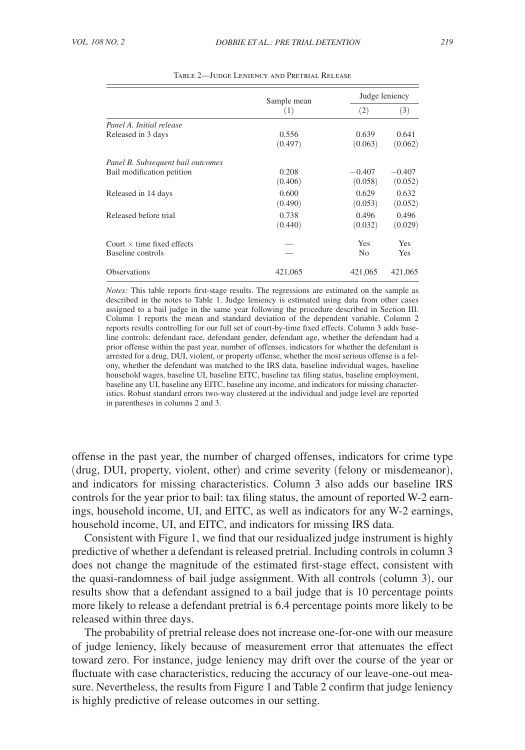Table 2—Judge Leniency and Pretrial Release

| | Sample mean | Judge leniency | |
|---|---|---|---|
| | (1) | (2) | (3) |
| *Panel A. Initial release* | | | |
| Released in 3 days | 0.556 | 0.639 | 0.641 |
| | (0.497) | (0.063) | (0.062) |
| *Panel B. Subsequent bail outcomes* | | | |
| Bail modification petition | 0.208 | −0.407 | −0.407 |
| | (0.406) | (0.058) | (0.052) |
| Released in 14 days | 0.600 | 0.629 | 0.632 |
| | (0.490) | (0.053) | (0.052) |
| Released before trial | 0.738 | 0.496 | 0.496 |
| | (0.440) | (0.032) | (0.029) |
| Court × time fixed effects | — | Yes | Yes |
| Baseline controls | — | No | Yes |
| Observations | 421,065 | 421,065 | 421,065 |

*Notes:* This table reports first-stage results. The regressions are estimated on the sample as described in the notes to Table 1. Judge leniency is estimated using data from other cases assigned to a bail judge in the same year following the procedure described in Section III. Column 1 reports the mean and standard deviation of the dependent variable. Column 2 reports results controlling for our full set of court-by-time fixed effects. Column 3 adds baseline controls: defendant race, defendant gender, defendant age, whether the defendant had a prior offense within the past year, number of offenses, indicators for whether the defendant is arrested for a drug, DUI, violent, or property offense, whether the most serious offense is a felony, whether the defendant was matched to the IRS data, baseline individual wages, baseline household wages, baseline UI, baseline EITC, baseline tax filing status, baseline employment, baseline any UI, baseline any EITC, baseline any income, and indicators for missing characteristics. Robust standard errors two-way clustered at the individual and judge level are reported in parentheses in columns 2 and 3.

offense in the past year, the number of charged offenses, indicators for crime type (drug, DUI, property, violent, other) and crime severity (felony or misdemeanor), and indicators for missing characteristics. Column 3 also adds our baseline IRS controls for the year prior to bail: tax filing status, the amount of reported W-2 earnings, household income, UI, and EITC, as well as indicators for any W-2 earnings, household income, UI, and EITC, and indicators for missing IRS data.

Consistent with Figure 1, we find that our residualized judge instrument is highly predictive of whether a defendant is released pretrial. Including controls in column 3 does not change the magnitude of the estimated first-stage effect, consistent with the quasi-randomness of bail judge assignment. With all controls (column 3), our results show that a defendant assigned to a bail judge that is 10 percentage points more likely to release a defendant pretrial is 6.4 percentage points more likely to be released within three days.

The probability of pretrial release does not increase one-for-one with our measure of judge leniency, likely because of measurement error that attenuates the effect toward zero. For instance, judge leniency may drift over the course of the year or fluctuate with case characteristics, reducing the accuracy of our leave-one-out measure. Nevertheless, the results from Figure 1 and Table 2 confirm that judge leniency is highly predictive of release outcomes in our setting.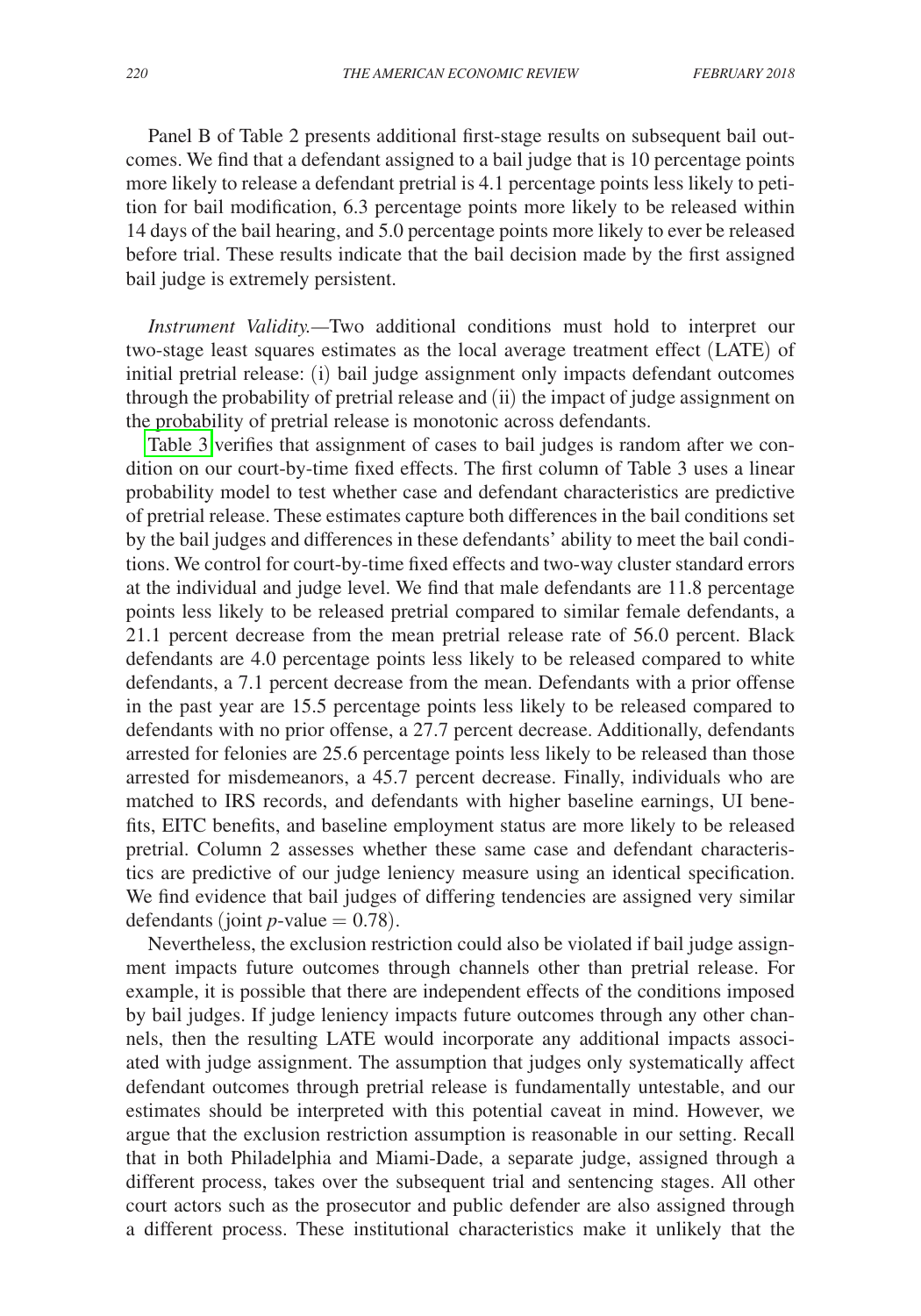Panel B of Table 2 presents additional first-stage results on subsequent bail outcomes. We find that a defendant assigned to a bail judge that is 10 percentage points more likely to release a defendant pretrial is 4.1 percentage points less likely to petition for bail modification, 6.3 percentage points more likely to be released within 14 days of the bail hearing, and 5.0 percentage points more likely to ever be released before trial. These results indicate that the bail decision made by the first assigned bail judge is extremely persistent.

*Instrument Validity.*—Two additional conditions must hold to interpret our two-stage least squares estimates as the local average treatment effect (LATE) of initial pretrial release: (i) bail judge assignment only impacts defendant outcomes through the probability of pretrial release and (ii) the impact of judge assignment on the probability of pretrial release is monotonic across defendants.

Table 3 verifies that assignment of cases to bail judges is random after we condition on our court-by-time fixed effects. The first column of Table 3 uses a linear probability model to test whether case and defendant characteristics are predictive of pretrial release. These estimates capture both differences in the bail conditions set by the bail judges and differences in these defendants' ability to meet the bail conditions. We control for court-by-time fixed effects and two-way cluster standard errors at the individual and judge level. We find that male defendants are 11.8 percentage points less likely to be released pretrial compared to similar female defendants, a 21.1 percent decrease from the mean pretrial release rate of 56.0 percent. Black defendants are 4.0 percentage points less likely to be released compared to white defendants, a 7.1 percent decrease from the mean. Defendants with a prior offense in the past year are 15.5 percentage points less likely to be released compared to defendants with no prior offense, a 27.7 percent decrease. Additionally, defendants arrested for felonies are 25.6 percentage points less likely to be released than those arrested for misdemeanors, a 45.7 percent decrease. Finally, individuals who are matched to IRS records, and defendants with higher baseline earnings, UI benefits, EITC benefits, and baseline employment status are more likely to be released pretrial. Column 2 assesses whether these same case and defendant characteristics are predictive of our judge leniency measure using an identical specification. We find evidence that bail judges of differing tendencies are assigned very similar defendants (joint $p$-value $= 0.78$).

Nevertheless, the exclusion restriction could also be violated if bail judge assignment impacts future outcomes through channels other than pretrial release. For example, it is possible that there are independent effects of the conditions imposed by bail judges. If judge leniency impacts future outcomes through any other channels, then the resulting LATE would incorporate any additional impacts associated with judge assignment. The assumption that judges only systematically affect defendant outcomes through pretrial release is fundamentally untestable, and our estimates should be interpreted with this potential caveat in mind. However, we argue that the exclusion restriction assumption is reasonable in our setting. Recall that in both Philadelphia and Miami-Dade, a separate judge, assigned through a different process, takes over the subsequent trial and sentencing stages. All other court actors such as the prosecutor and public defender are also assigned through a different process. These institutional characteristics make it unlikely that the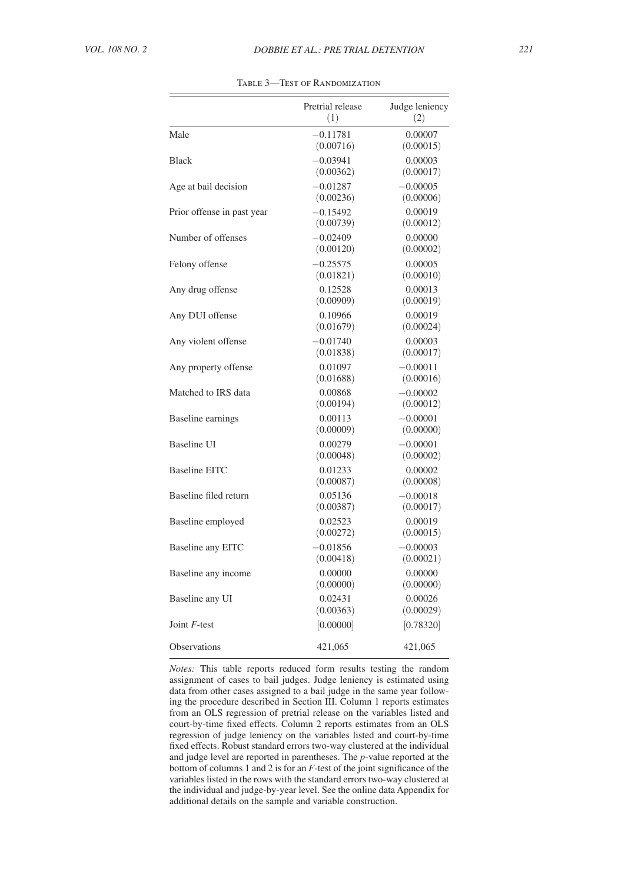Table 3—Test of Randomization

| | Pretrial release (1) | Judge leniency (2) |
|---|---|---|
| Male | −0.11781 | 0.00007 |
| | (0.00716) | (0.00015) |
| Black | −0.03941 | 0.00003 |
| | (0.00362) | (0.00017) |
| Age at bail decision | −0.01287 | −0.00005 |
| | (0.00236) | (0.00006) |
| Prior offense in past year | −0.15492 | 0.00019 |
| | (0.00739) | (0.00012) |
| Number of offenses | −0.02409 | 0.00000 |
| | (0.00120) | (0.00002) |
| Felony offense | −0.25575 | 0.00005 |
| | (0.01821) | (0.00010) |
| Any drug offense | 0.12528 | 0.00013 |
| | (0.00909) | (0.00019) |
| Any DUI offense | 0.10966 | 0.00019 |
| | (0.01679) | (0.00024) |
| Any violent offense | −0.01740 | 0.00003 |
| | (0.01838) | (0.00017) |
| Any property offense | 0.01097 | −0.00011 |
| | (0.01688) | (0.00016) |
| Matched to IRS data | 0.00868 | −0.00002 |
| | (0.00194) | (0.00012) |
| Baseline earnings | 0.00113 | −0.00001 |
| | (0.00009) | (0.00000) |
| Baseline UI | 0.00279 | −0.00001 |
| | (0.00048) | (0.00002) |
| Baseline EITC | 0.01233 | 0.00002 |
| | (0.00087) | (0.00008) |
| Baseline filed return | 0.05136 | −0.00018 |
| | (0.00387) | (0.00017) |
| Baseline employed | 0.02523 | 0.00019 |
| | (0.00272) | (0.00015) |
| Baseline any EITC | −0.01856 | −0.00003 |
| | (0.00418) | (0.00021) |
| Baseline any income | 0.00000 | 0.00000 |
| | (0.00000) | (0.00000) |
| Baseline any UI | 0.02431 | 0.00026 |
| | (0.00363) | (0.00029) |
| Joint $F$-test | [0.00000] | [0.78320] |
| Observations | 421,065 | 421,065 |

*Notes:* This table reports reduced form results testing the random assignment of cases to bail judges. Judge leniency is estimated using data from other cases assigned to a bail judge in the same year following the procedure described in Section III. Column 1 reports estimates from an OLS regression of pretrial release on the variables listed and court-by-time fixed effects. Column 2 reports estimates from an OLS regression of judge leniency on the variables listed and court-by-time fixed effects. Robust standard errors two-way clustered at the individual and judge level are reported in parentheses. The $p$-value reported at the bottom of columns 1 and 2 is for an $F$-test of the joint significance of the variables listed in the rows with the standard errors two-way clustered at the individual and judge-by-year level. See the online data Appendix for additional details on the sample and variable construction.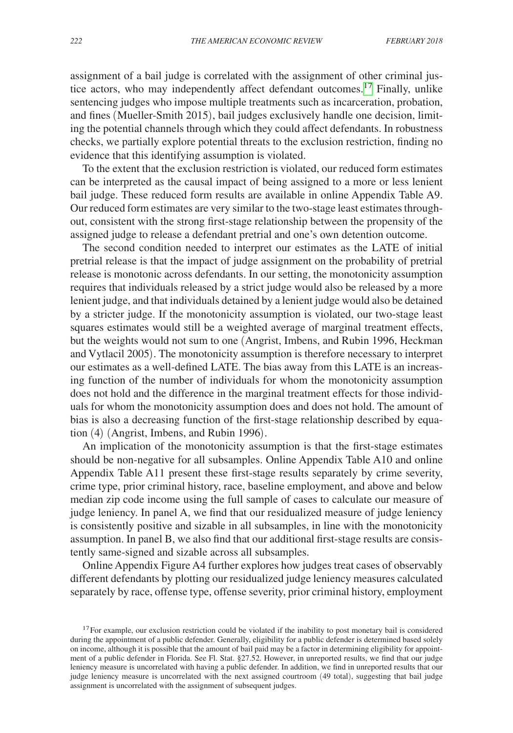assignment of a bail judge is correlated with the assignment of other criminal justice actors, who may independently affect defendant outcomes.[17] Finally, unlike sentencing judges who impose multiple treatments such as incarceration, probation, and fines (Mueller-Smith 2015), bail judges exclusively handle one decision, limiting the potential channels through which they could affect defendants. In robustness checks, we partially explore potential threats to the exclusion restriction, finding no evidence that this identifying assumption is violated.

To the extent that the exclusion restriction is violated, our reduced form estimates can be interpreted as the causal impact of being assigned to a more or less lenient bail judge. These reduced form results are available in online Appendix Table A9. Our reduced form estimates are very similar to the two-stage least estimates throughout, consistent with the strong first-stage relationship between the propensity of the assigned judge to release a defendant pretrial and one's own detention outcome.

The second condition needed to interpret our estimates as the LATE of initial pretrial release is that the impact of judge assignment on the probability of pretrial release is monotonic across defendants. In our setting, the monotonicity assumption requires that individuals released by a strict judge would also be released by a more lenient judge, and that individuals detained by a lenient judge would also be detained by a stricter judge. If the monotonicity assumption is violated, our two-stage least squares estimates would still be a weighted average of marginal treatment effects, but the weights would not sum to one (Angrist, Imbens, and Rubin 1996, Heckman and Vytlacil 2005). The monotonicity assumption is therefore necessary to interpret our estimates as a well-defined LATE. The bias away from this LATE is an increasing function of the number of individuals for whom the monotonicity assumption does not hold and the difference in the marginal treatment effects for those individuals for whom the monotonicity assumption does and does not hold. The amount of bias is also a decreasing function of the first-stage relationship described by equation (4) (Angrist, Imbens, and Rubin 1996).

An implication of the monotonicity assumption is that the first-stage estimates should be non-negative for all subsamples. Online Appendix Table A10 and online Appendix Table A11 present these first-stage results separately by crime severity, crime type, prior criminal history, race, baseline employment, and above and below median zip code income using the full sample of cases to calculate our measure of judge leniency. In panel A, we find that our residualized measure of judge leniency is consistently positive and sizable in all subsamples, in line with the monotonicity assumption. In panel B, we also find that our additional first-stage results are consistently same-signed and sizable across all subsamples.

Online Appendix Figure A4 further explores how judges treat cases of observably different defendants by plotting our residualized judge leniency measures calculated separately by race, offense type, offense severity, prior criminal history, employment

[17] For example, our exclusion restriction could be violated if the inability to post monetary bail is considered during the appointment of a public defender. Generally, eligibility for a public defender is determined based solely on income, although it is possible that the amount of bail paid may be a factor in determining eligibility for appointment of a public defender in Florida. See Fl. Stat. §27.52. However, in unreported results, we find that our judge leniency measure is uncorrelated with having a public defender. In addition, we find in unreported results that our judge leniency measure is uncorrelated with the next assigned courtroom (49 total), suggesting that bail judge assignment is uncorrelated with the assignment of subsequent judges.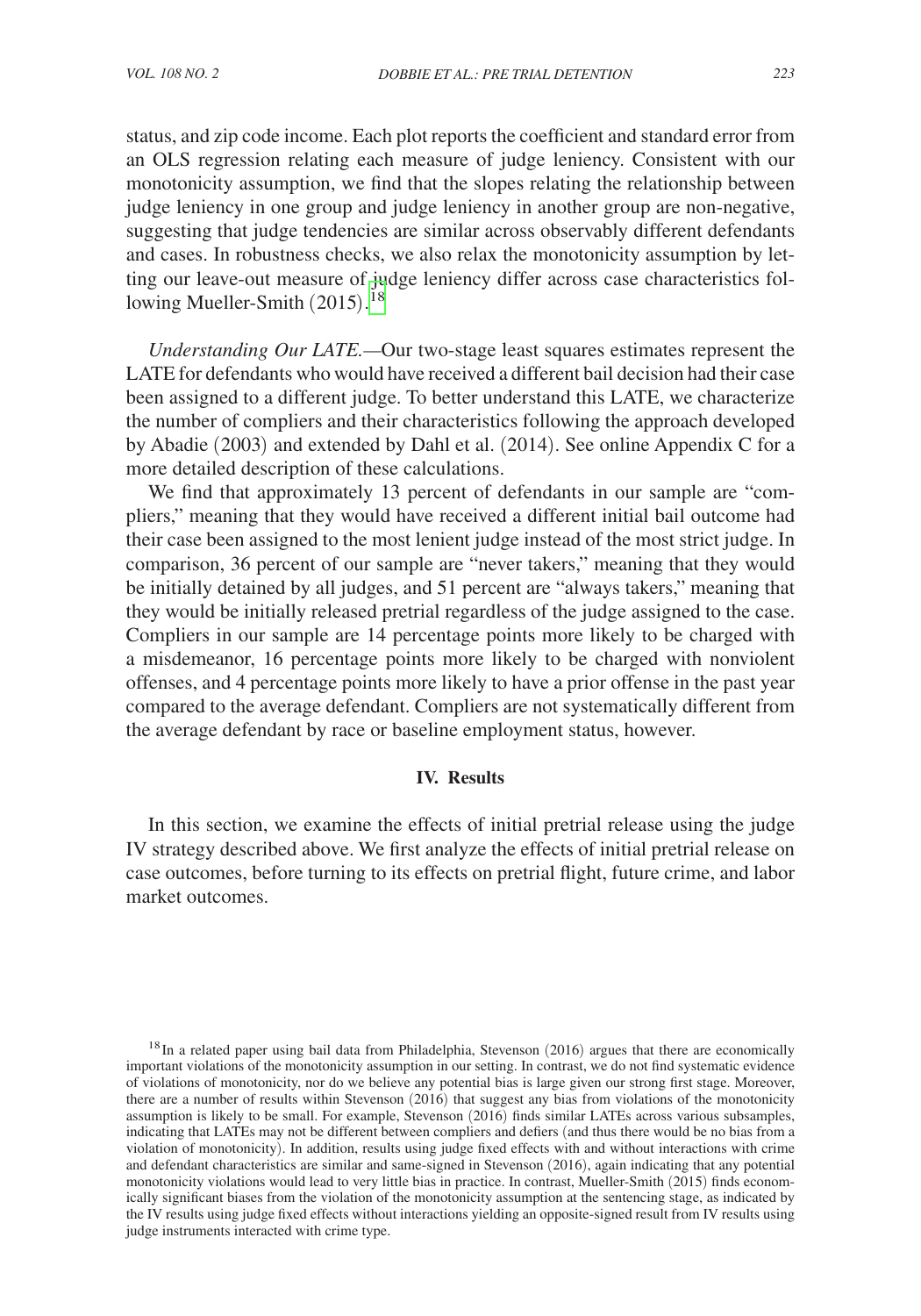status, and zip code income. Each plot reports the coefficient and standard error from an OLS regression relating each measure of judge leniency. Consistent with our monotonicity assumption, we find that the slopes relating the relationship between judge leniency in one group and judge leniency in another group are non-negative, suggesting that judge tendencies are similar across observably different defendants and cases. In robustness checks, we also relax the monotonicity assumption by letting our leave-out measure of judge leniency differ across case characteristics following Mueller-Smith (2015).[18]

*Understanding Our LATE.*—Our two-stage least squares estimates represent the LATE for defendants who would have received a different bail decision had their case been assigned to a different judge. To better understand this LATE, we characterize the number of compliers and their characteristics following the approach developed by Abadie (2003) and extended by Dahl et al. (2014). See online Appendix C for a more detailed description of these calculations.

We find that approximately 13 percent of defendants in our sample are "compliers," meaning that they would have received a different initial bail outcome had their case been assigned to the most lenient judge instead of the most strict judge. In comparison, 36 percent of our sample are "never takers," meaning that they would be initially detained by all judges, and 51 percent are "always takers," meaning that they would be initially released pretrial regardless of the judge assigned to the case. Compliers in our sample are 14 percentage points more likely to be charged with a misdemeanor, 16 percentage points more likely to be charged with nonviolent offenses, and 4 percentage points more likely to have a prior offense in the past year compared to the average defendant. Compliers are not systematically different from the average defendant by race or baseline employment status, however.

## IV. Results

In this section, we examine the effects of initial pretrial release using the judge IV strategy described above. We first analyze the effects of initial pretrial release on case outcomes, before turning to its effects on pretrial flight, future crime, and labor market outcomes.

[18] In a related paper using bail data from Philadelphia, Stevenson (2016) argues that there are economically important violations of the monotonicity assumption in our setting. In contrast, we do not find systematic evidence of violations of monotonicity, nor do we believe any potential bias is large given our strong first stage. Moreover, there are a number of results within Stevenson (2016) that suggest any bias from violations of the monotonicity assumption is likely to be small. For example, Stevenson (2016) finds similar LATEs across various subsamples, indicating that LATEs may not be different between compliers and defiers (and thus there would be no bias from a violation of monotonicity). In addition, results using judge fixed effects with and without interactions with crime and defendant characteristics are similar and same-signed in Stevenson (2016), again indicating that any potential monotonicity violations would lead to very little bias in practice. In contrast, Mueller-Smith (2015) finds economically significant biases from the violation of the monotonicity assumption at the sentencing stage, as indicated by the IV results using judge fixed effects without interactions yielding an opposite-signed result from IV results using judge instruments interacted with crime type.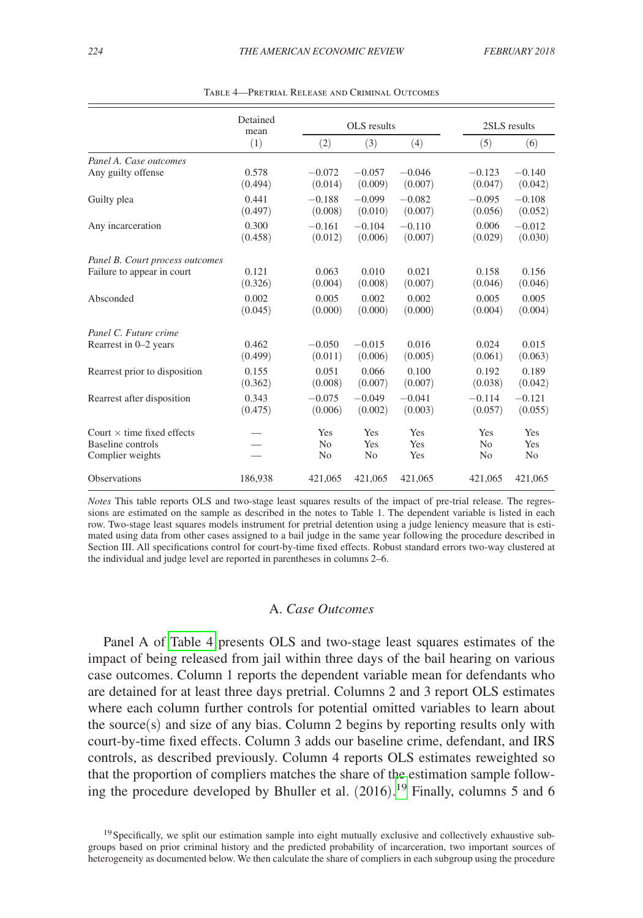Table 4—Pretrial Release and Criminal Outcomes

| | Detained mean | OLS results | | | 2SLS results | |
|---|---|---|---|---|---|---|
| | (1) | (2) | (3) | (4) | (5) | (6) |
| *Panel A. Case outcomes* | | | | | | |
| Any guilty offense | 0.578 | −0.072 | −0.057 | −0.046 | −0.123 | −0.140 |
| | (0.494) | (0.014) | (0.009) | (0.007) | (0.047) | (0.042) |
| Guilty plea | 0.441 | −0.188 | −0.099 | −0.082 | −0.095 | −0.108 |
| | (0.497) | (0.008) | (0.010) | (0.007) | (0.056) | (0.052) |
| Any incarceration | 0.300 | −0.161 | −0.104 | −0.110 | 0.006 | −0.012 |
| | (0.458) | (0.012) | (0.006) | (0.007) | (0.029) | (0.030) |
| *Panel B. Court process outcomes* | | | | | | |
| Failure to appear in court | 0.121 | 0.063 | 0.010 | 0.021 | 0.158 | 0.156 |
| | (0.326) | (0.004) | (0.008) | (0.007) | (0.046) | (0.046) |
| Absconded | 0.002 | 0.005 | 0.002 | 0.002 | 0.005 | 0.005 |
| | (0.045) | (0.000) | (0.000) | (0.000) | (0.004) | (0.004) |
| *Panel C. Future crime* | | | | | | |
| Rearrest in 0–2 years | 0.462 | −0.050 | −0.015 | 0.016 | 0.024 | 0.015 |
| | (0.499) | (0.011) | (0.006) | (0.005) | (0.061) | (0.063) |
| Rearrest prior to disposition | 0.155 | 0.051 | 0.066 | 0.100 | 0.192 | 0.189 |
| | (0.362) | (0.008) | (0.007) | (0.007) | (0.038) | (0.042) |
| Rearrest after disposition | 0.343 | −0.075 | −0.049 | −0.041 | −0.114 | −0.121 |
| | (0.475) | (0.006) | (0.002) | (0.003) | (0.057) | (0.055) |
| Court × time fixed effects | — | Yes | Yes | Yes | Yes | Yes |
| Baseline controls | — | No | Yes | Yes | No | Yes |
| Complier weights | — | No | No | Yes | No | No |
| Observations | 186,938 | 421,065 | 421,065 | 421,065 | 421,065 | 421,065 |

*Notes* This table reports OLS and two-stage least squares results of the impact of pre-trial release. The regressions are estimated on the sample as described in the notes to Table 1. The dependent variable is listed in each row. Two-stage least squares models instrument for pretrial detention using a judge leniency measure that is estimated using data from other cases assigned to a bail judge in the same year following the procedure described in Section III. All specifications control for court-by-time fixed effects. Robust standard errors two-way clustered at the individual and judge level are reported in parentheses in columns 2–6.

### A. *Case Outcomes*

Panel A of Table 4 presents OLS and two-stage least squares estimates of the impact of being released from jail within three days of the bail hearing on various case outcomes. Column 1 reports the dependent variable mean for defendants who are detained for at least three days pretrial. Columns 2 and 3 report OLS estimates where each column further controls for potential omitted variables to learn about the source(s) and size of any bias. Column 2 begins by reporting results only with court-by-time fixed effects. Column 3 adds our baseline crime, defendant, and IRS controls, as described previously. Column 4 reports OLS estimates reweighted so that the proportion of compliers matches the share of the estimation sample following the procedure developed by Bhuller et al. (2016).[19] Finally, columns 5 and 6

[19] Specifically, we split our estimation sample into eight mutually exclusive and collectively exhaustive subgroups based on prior criminal history and the predicted probability of incarceration, two important sources of heterogeneity as documented below. We then calculate the share of compliers in each subgroup using the procedure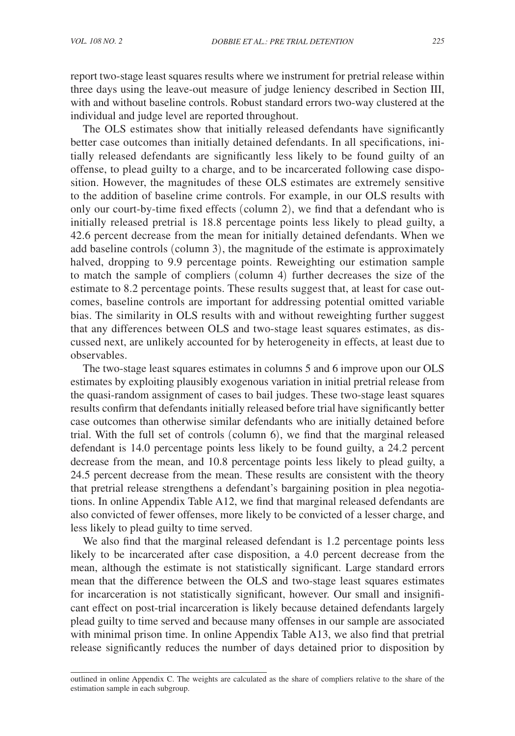report two-stage least squares results where we instrument for pretrial release within three days using the leave-out measure of judge leniency described in Section III, with and without baseline controls. Robust standard errors two-way clustered at the individual and judge level are reported throughout.

The OLS estimates show that initially released defendants have significantly better case outcomes than initially detained defendants. In all specifications, initially released defendants are significantly less likely to be found guilty of an offense, to plead guilty to a charge, and to be incarcerated following case disposition. However, the magnitudes of these OLS estimates are extremely sensitive to the addition of baseline crime controls. For example, in our OLS results with only our court-by-time fixed effects (column 2), we find that a defendant who is initially released pretrial is 18.8 percentage points less likely to plead guilty, a 42.6 percent decrease from the mean for initially detained defendants. When we add baseline controls (column 3), the magnitude of the estimate is approximately halved, dropping to 9.9 percentage points. Reweighting our estimation sample to match the sample of compliers (column 4) further decreases the size of the estimate to 8.2 percentage points. These results suggest that, at least for case outcomes, baseline controls are important for addressing potential omitted variable bias. The similarity in OLS results with and without reweighting further suggest that any differences between OLS and two-stage least squares estimates, as discussed next, are unlikely accounted for by heterogeneity in effects, at least due to observables.

The two-stage least squares estimates in columns 5 and 6 improve upon our OLS estimates by exploiting plausibly exogenous variation in initial pretrial release from the quasi-random assignment of cases to bail judges. These two-stage least squares results confirm that defendants initially released before trial have significantly better case outcomes than otherwise similar defendants who are initially detained before trial. With the full set of controls (column 6), we find that the marginal released defendant is 14.0 percentage points less likely to be found guilty, a 24.2 percent decrease from the mean, and 10.8 percentage points less likely to plead guilty, a 24.5 percent decrease from the mean. These results are consistent with the theory that pretrial release strengthens a defendant's bargaining position in plea negotiations. In online Appendix Table A12, we find that marginal released defendants are also convicted of fewer offenses, more likely to be convicted of a lesser charge, and less likely to plead guilty to time served.

We also find that the marginal released defendant is 1.2 percentage points less likely to be incarcerated after case disposition, a 4.0 percent decrease from the mean, although the estimate is not statistically significant. Large standard errors mean that the difference between the OLS and two-stage least squares estimates for incarceration is not statistically significant, however. Our small and insignificant effect on post-trial incarceration is likely because detained defendants largely plead guilty to time served and because many offenses in our sample are associated with minimal prison time. In online Appendix Table A13, we also find that pretrial release significantly reduces the number of days detained prior to disposition by

---

outlined in online Appendix C. The weights are calculated as the share of compliers relative to the share of the estimation sample in each subgroup.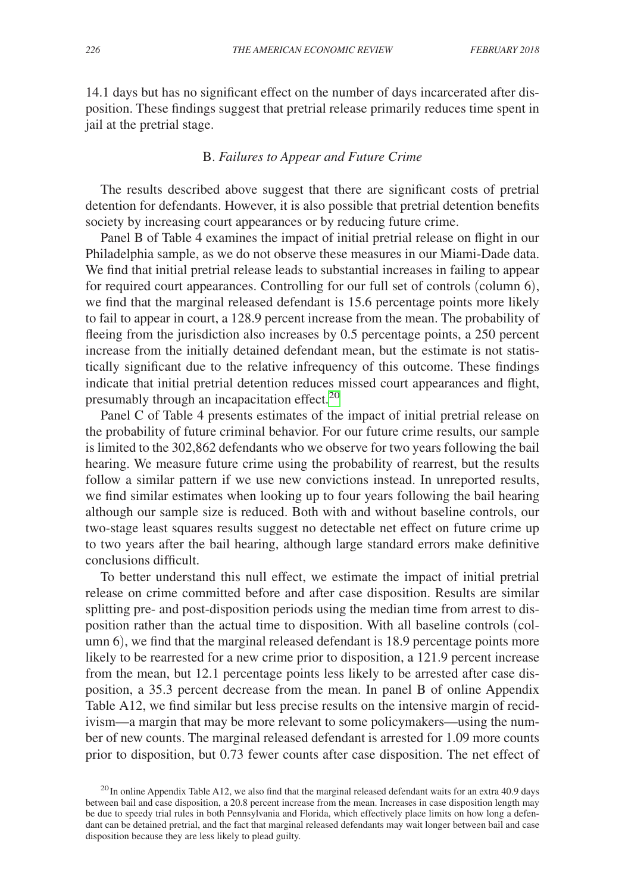14.1 days but has no significant effect on the number of days incarcerated after disposition. These findings suggest that pretrial release primarily reduces time spent in jail at the pretrial stage.

### B. *Failures to Appear and Future Crime*

The results described above suggest that there are significant costs of pretrial detention for defendants. However, it is also possible that pretrial detention benefits society by increasing court appearances or by reducing future crime.

Panel B of Table 4 examines the impact of initial pretrial release on flight in our Philadelphia sample, as we do not observe these measures in our Miami-Dade data. We find that initial pretrial release leads to substantial increases in failing to appear for required court appearances. Controlling for our full set of controls (column 6), we find that the marginal released defendant is 15.6 percentage points more likely to fail to appear in court, a 128.9 percent increase from the mean. The probability of fleeing from the jurisdiction also increases by 0.5 percentage points, a 250 percent increase from the initially detained defendant mean, but the estimate is not statistically significant due to the relative infrequency of this outcome. These findings indicate that initial pretrial detention reduces missed court appearances and flight, presumably through an incapacitation effect.[20]

Panel C of Table 4 presents estimates of the impact of initial pretrial release on the probability of future criminal behavior. For our future crime results, our sample is limited to the 302,862 defendants who we observe for two years following the bail hearing. We measure future crime using the probability of rearrest, but the results follow a similar pattern if we use new convictions instead. In unreported results, we find similar estimates when looking up to four years following the bail hearing although our sample size is reduced. Both with and without baseline controls, our two-stage least squares results suggest no detectable net effect on future crime up to two years after the bail hearing, although large standard errors make definitive conclusions difficult.

To better understand this null effect, we estimate the impact of initial pretrial release on crime committed before and after case disposition. Results are similar splitting pre- and post-disposition periods using the median time from arrest to disposition rather than the actual time to disposition. With all baseline controls (column 6), we find that the marginal released defendant is 18.9 percentage points more likely to be rearrested for a new crime prior to disposition, a 121.9 percent increase from the mean, but 12.1 percentage points less likely to be arrested after case disposition, a 35.3 percent decrease from the mean. In panel B of online Appendix Table A12, we find similar but less precise results on the intensive margin of recidivism—a margin that may be more relevant to some policymakers—using the number of new counts. The marginal released defendant is arrested for 1.09 more counts prior to disposition, but 0.73 fewer counts after case disposition. The net effect of

[20] In online Appendix Table A12, we also find that the marginal released defendant waits for an extra 40.9 days between bail and case disposition, a 20.8 percent increase from the mean. Increases in case disposition length may be due to speedy trial rules in both Pennsylvania and Florida, which effectively place limits on how long a defendant can be detained pretrial, and the fact that marginal released defendants may wait longer between bail and case disposition because they are less likely to plead guilty.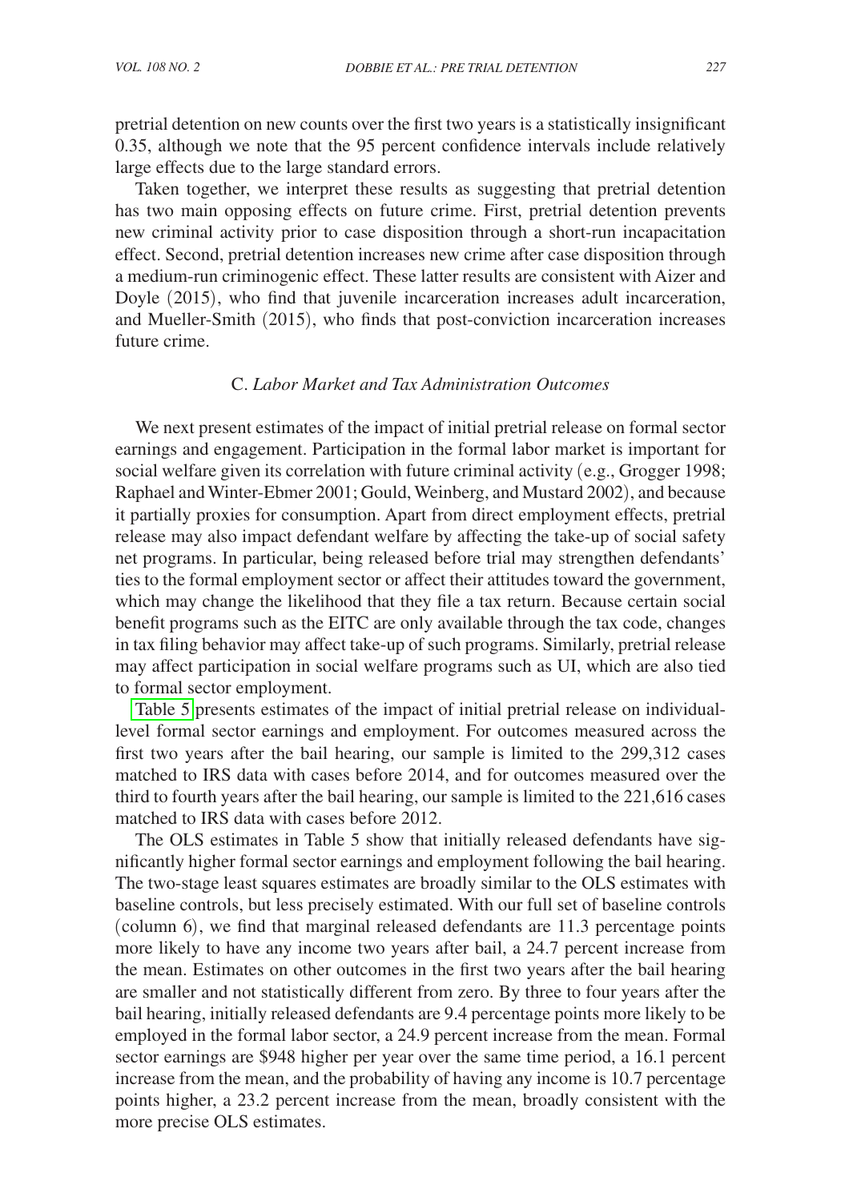pretrial detention on new counts over the first two years is a statistically insignificant 0.35, although we note that the 95 percent confidence intervals include relatively large effects due to the large standard errors.

Taken together, we interpret these results as suggesting that pretrial detention has two main opposing effects on future crime. First, pretrial detention prevents new criminal activity prior to case disposition through a short-run incapacitation effect. Second, pretrial detention increases new crime after case disposition through a medium-run criminogenic effect. These latter results are consistent with Aizer and Doyle (2015), who find that juvenile incarceration increases adult incarceration, and Mueller-Smith (2015), who finds that post-conviction incarceration increases future crime.

### C. *Labor Market and Tax Administration Outcomes*

We next present estimates of the impact of initial pretrial release on formal sector earnings and engagement. Participation in the formal labor market is important for social welfare given its correlation with future criminal activity (e.g., Grogger 1998; Raphael and Winter-Ebmer 2001; Gould, Weinberg, and Mustard 2002), and because it partially proxies for consumption. Apart from direct employment effects, pretrial release may also impact defendant welfare by affecting the take-up of social safety net programs. In particular, being released before trial may strengthen defendants' ties to the formal employment sector or affect their attitudes toward the government, which may change the likelihood that they file a tax return. Because certain social benefit programs such as the EITC are only available through the tax code, changes in tax filing behavior may affect take-up of such programs. Similarly, pretrial release may affect participation in social welfare programs such as UI, which are also tied to formal sector employment.

Table 5 presents estimates of the impact of initial pretrial release on individual-level formal sector earnings and employment. For outcomes measured across the first two years after the bail hearing, our sample is limited to the 299,312 cases matched to IRS data with cases before 2014, and for outcomes measured over the third to fourth years after the bail hearing, our sample is limited to the 221,616 cases matched to IRS data with cases before 2012.

The OLS estimates in Table 5 show that initially released defendants have significantly higher formal sector earnings and employment following the bail hearing. The two-stage least squares estimates are broadly similar to the OLS estimates with baseline controls, but less precisely estimated. With our full set of baseline controls (column 6), we find that marginal released defendants are 11.3 percentage points more likely to have any income two years after bail, a 24.7 percent increase from the mean. Estimates on other outcomes in the first two years after the bail hearing are smaller and not statistically different from zero. By three to four years after the bail hearing, initially released defendants are 9.4 percentage points more likely to be employed in the formal labor sector, a 24.9 percent increase from the mean. Formal sector earnings are $948 higher per year over the same time period, a 16.1 percent increase from the mean, and the probability of having any income is 10.7 percentage points higher, a 23.2 percent increase from the mean, broadly consistent with the more precise OLS estimates.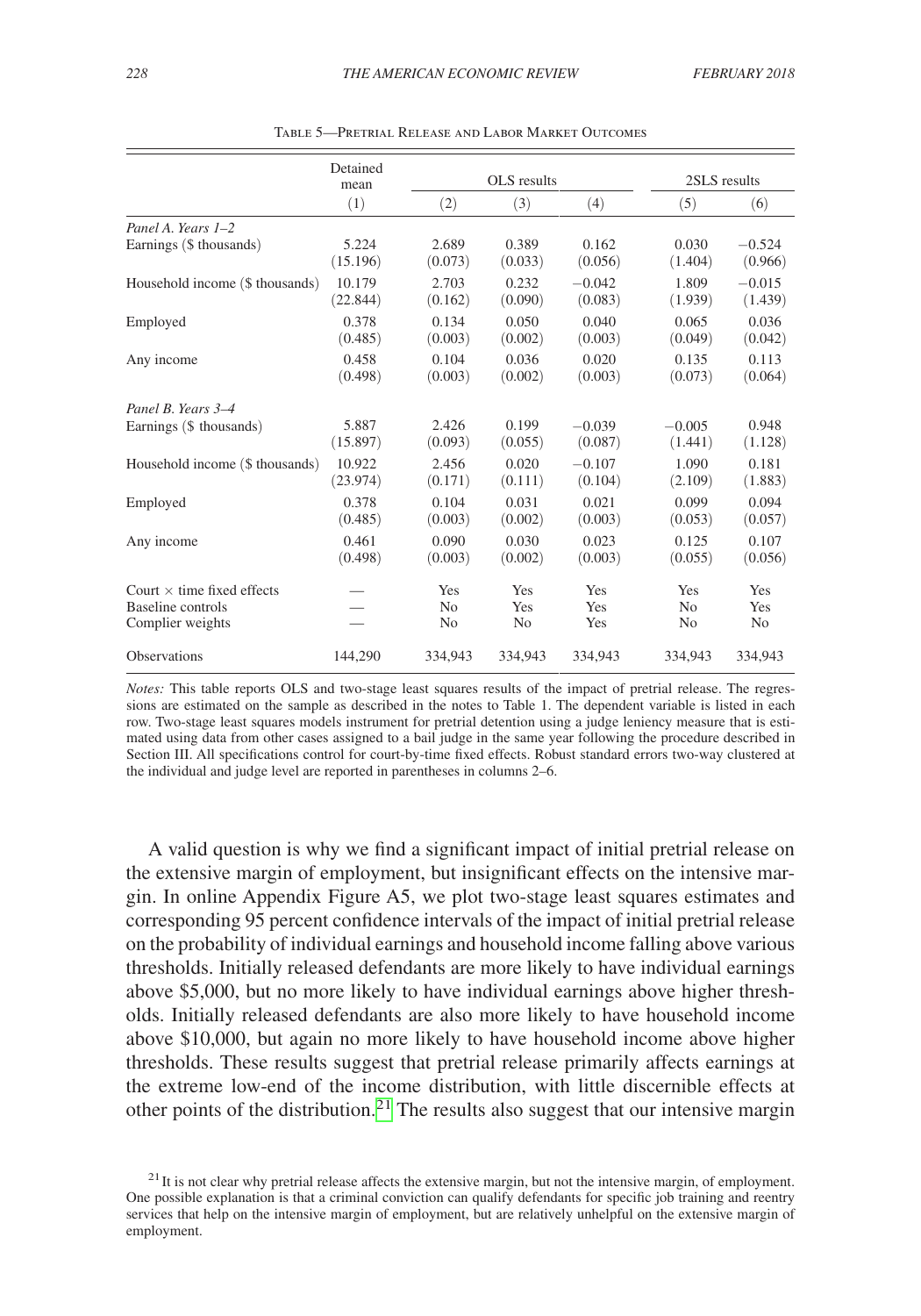Table 5—Pretrial Release and Labor Market Outcomes

| | Detained mean | OLS results | | | 2SLS results | |
|---|---|---|---|---|---|---|
| | (1) | (2) | (3) | (4) | (5) | (6) |
| *Panel A. Years 1–2* | | | | | | |
| Earnings ($ thousands) | 5.224 | 2.689 | 0.389 | 0.162 | 0.030 | −0.524 |
| | (15.196) | (0.073) | (0.033) | (0.056) | (1.404) | (0.966) |
| Household income ($ thousands) | 10.179 | 2.703 | 0.232 | −0.042 | 1.809 | −0.015 |
| | (22.844) | (0.162) | (0.090) | (0.083) | (1.939) | (1.439) |
| Employed | 0.378 | 0.134 | 0.050 | 0.040 | 0.065 | 0.036 |
| | (0.485) | (0.003) | (0.002) | (0.003) | (0.049) | (0.042) |
| Any income | 0.458 | 0.104 | 0.036 | 0.020 | 0.135 | 0.113 |
| | (0.498) | (0.003) | (0.002) | (0.003) | (0.073) | (0.064) |
| *Panel B. Years 3–4* | | | | | | |
| Earnings ($ thousands) | 5.887 | 2.426 | 0.199 | −0.039 | −0.005 | 0.948 |
| | (15.897) | (0.093) | (0.055) | (0.087) | (1.441) | (1.128) |
| Household income ($ thousands) | 10.922 | 2.456 | 0.020 | −0.107 | 1.090 | 0.181 |
| | (23.974) | (0.171) | (0.111) | (0.104) | (2.109) | (1.883) |
| Employed | 0.378 | 0.104 | 0.031 | 0.021 | 0.099 | 0.094 |
| | (0.485) | (0.003) | (0.002) | (0.003) | (0.053) | (0.057) |
| Any income | 0.461 | 0.090 | 0.030 | 0.023 | 0.125 | 0.107 |
| | (0.498) | (0.003) | (0.002) | (0.003) | (0.055) | (0.056) |
| Court × time fixed effects | — | Yes | Yes | Yes | Yes | Yes |
| Baseline controls | — | No | Yes | Yes | No | Yes |
| Complier weights | — | No | No | Yes | No | No |
| Observations | 144,290 | 334,943 | 334,943 | 334,943 | 334,943 | 334,943 |

*Notes:* This table reports OLS and two-stage least squares results of the impact of pretrial release. The regressions are estimated on the sample as described in the notes to Table 1. The dependent variable is listed in each row. Two-stage least squares models instrument for pretrial detention using a judge leniency measure that is estimated using data from other cases assigned to a bail judge in the same year following the procedure described in Section III. All specifications control for court-by-time fixed effects. Robust standard errors two-way clustered at the individual and judge level are reported in parentheses in columns 2–6.

A valid question is why we find a significant impact of initial pretrial release on the extensive margin of employment, but insignificant effects on the intensive margin. In online Appendix Figure A5, we plot two-stage least squares estimates and corresponding 95 percent confidence intervals of the impact of initial pretrial release on the probability of individual earnings and household income falling above various thresholds. Initially released defendants are more likely to have individual earnings above $5,000, but no more likely to have individual earnings above higher thresholds. Initially released defendants are also more likely to have household income above $10,000, but again no more likely to have household income above higher thresholds. These results suggest that pretrial release primarily affects earnings at the extreme low-end of the income distribution, with little discernible effects at other points of the distribution.[21] The results also suggest that our intensive margin

[21] It is not clear why pretrial release affects the extensive margin, but not the intensive margin, of employment. One possible explanation is that a criminal conviction can qualify defendants for specific job training and reentry services that help on the intensive margin of employment, but are relatively unhelpful on the extensive margin of employment.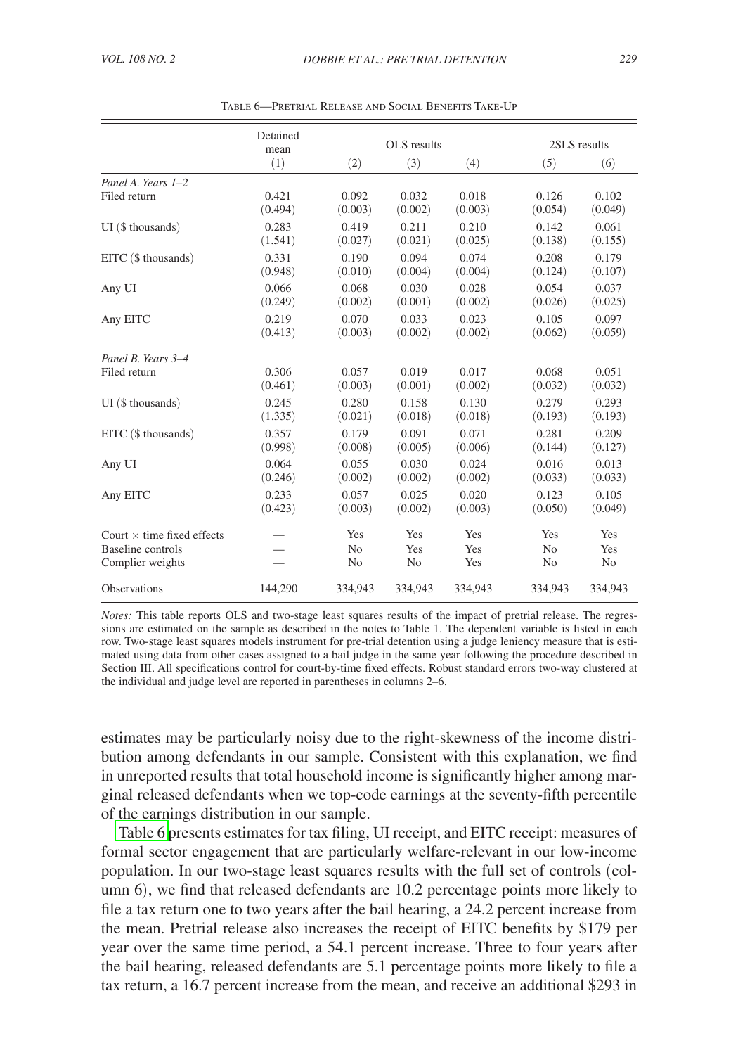Table 6—Pretrial Release and Social Benefits Take-Up

| | Detained mean | OLS results | | | 2SLS results | |
|---|---|---|---|---|---|---|
| | (1) | (2) | (3) | (4) | (5) | (6) |
| *Panel A. Years 1–2* | | | | | | |
| Filed return | 0.421 | 0.092 | 0.032 | 0.018 | 0.126 | 0.102 |
| | (0.494) | (0.003) | (0.002) | (0.003) | (0.054) | (0.049) |
| UI ($ thousands) | 0.283 | 0.419 | 0.211 | 0.210 | 0.142 | 0.061 |
| | (1.541) | (0.027) | (0.021) | (0.025) | (0.138) | (0.155) |
| EITC ($ thousands) | 0.331 | 0.190 | 0.094 | 0.074 | 0.208 | 0.179 |
| | (0.948) | (0.010) | (0.004) | (0.004) | (0.124) | (0.107) |
| Any UI | 0.066 | 0.068 | 0.030 | 0.028 | 0.054 | 0.037 |
| | (0.249) | (0.002) | (0.001) | (0.002) | (0.026) | (0.025) |
| Any EITC | 0.219 | 0.070 | 0.033 | 0.023 | 0.105 | 0.097 |
| | (0.413) | (0.003) | (0.002) | (0.002) | (0.062) | (0.059) |
| *Panel B. Years 3–4* | | | | | | |
| Filed return | 0.306 | 0.057 | 0.019 | 0.017 | 0.068 | 0.051 |
| | (0.461) | (0.003) | (0.001) | (0.002) | (0.032) | (0.032) |
| UI ($ thousands) | 0.245 | 0.280 | 0.158 | 0.130 | 0.279 | 0.293 |
| | (1.335) | (0.021) | (0.018) | (0.018) | (0.193) | (0.193) |
| EITC ($ thousands) | 0.357 | 0.179 | 0.091 | 0.071 | 0.281 | 0.209 |
| | (0.998) | (0.008) | (0.005) | (0.006) | (0.144) | (0.127) |
| Any UI | 0.064 | 0.055 | 0.030 | 0.024 | 0.016 | 0.013 |
| | (0.246) | (0.002) | (0.002) | (0.002) | (0.033) | (0.033) |
| Any EITC | 0.233 | 0.057 | 0.025 | 0.020 | 0.123 | 0.105 |
| | (0.423) | (0.003) | (0.002) | (0.003) | (0.050) | (0.049) |
| Court × time fixed effects | — | Yes | Yes | Yes | Yes | Yes |
| Baseline controls | — | No | Yes | Yes | No | Yes |
| Complier weights | — | No | No | Yes | No | No |
| Observations | 144,290 | 334,943 | 334,943 | 334,943 | 334,943 | 334,943 |

*Notes:* This table reports OLS and two-stage least squares results of the impact of pretrial release. The regressions are estimated on the sample as described in the notes to Table 1. The dependent variable is listed in each row. Two-stage least squares models instrument for pre-trial detention using a judge leniency measure that is estimated using data from other cases assigned to a bail judge in the same year following the procedure described in Section III. All specifications control for court-by-time fixed effects. Robust standard errors two-way clustered at the individual and judge level are reported in parentheses in columns 2–6.

estimates may be particularly noisy due to the right-skewness of the income distribution among defendants in our sample. Consistent with this explanation, we find in unreported results that total household income is significantly higher among marginal released defendants when we top-code earnings at the seventy-fifth percentile of the earnings distribution in our sample.

Table 6 presents estimates for tax filing, UI receipt, and EITC receipt: measures of formal sector engagement that are particularly welfare-relevant in our low-income population. In our two-stage least squares results with the full set of controls (column 6), we find that released defendants are 10.2 percentage points more likely to file a tax return one to two years after the bail hearing, a 24.2 percent increase from the mean. Pretrial release also increases the receipt of EITC benefits by $179 per year over the same time period, a 54.1 percent increase. Three to four years after the bail hearing, released defendants are 5.1 percentage points more likely to file a tax return, a 16.7 percent increase from the mean, and receive an additional $293 in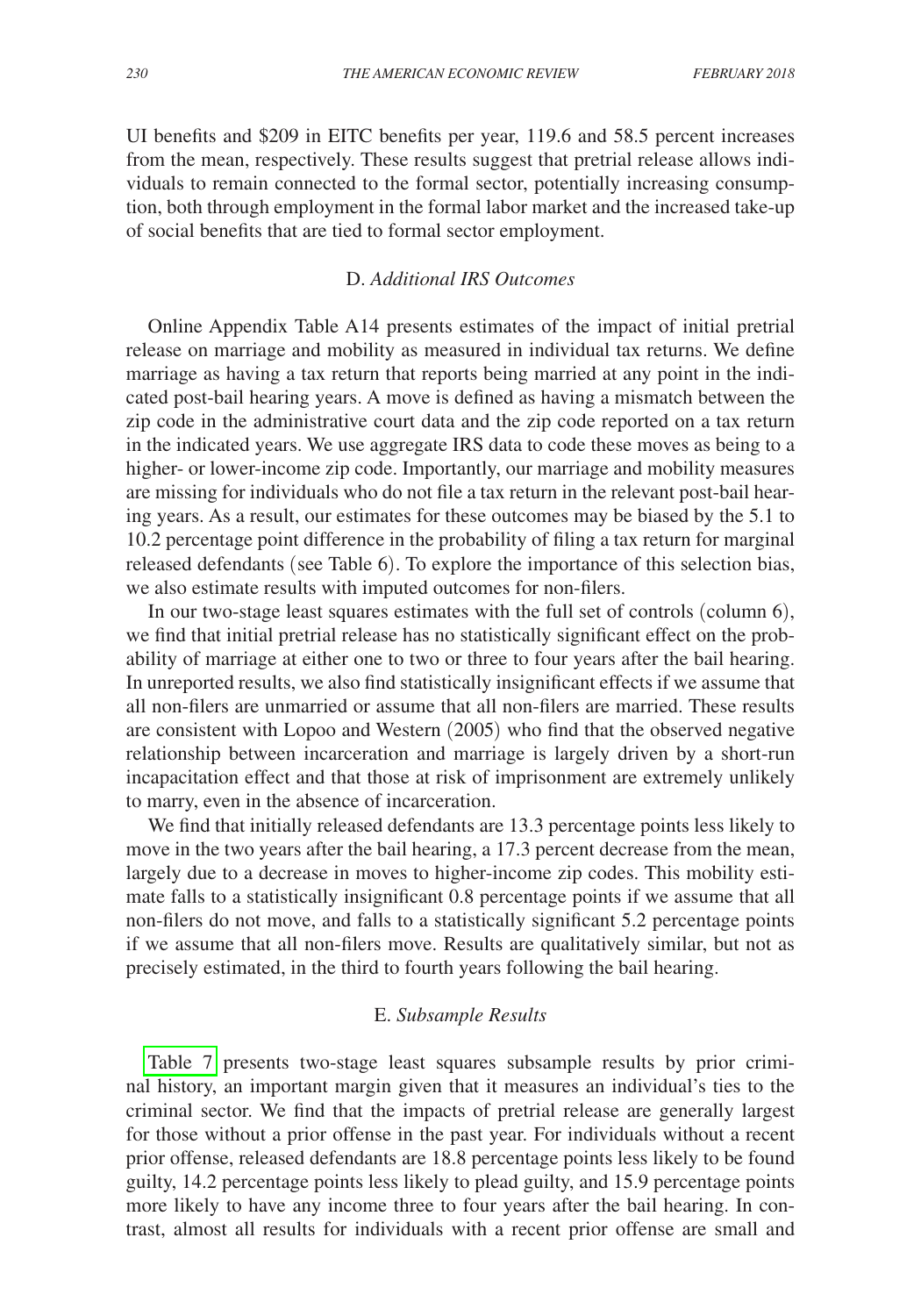UI benefits and $209 in EITC benefits per year, 119.6 and 58.5 percent increases from the mean, respectively. These results suggest that pretrial release allows individuals to remain connected to the formal sector, potentially increasing consumption, both through employment in the formal labor market and the increased take-up of social benefits that are tied to formal sector employment.

### D. *Additional IRS Outcomes*

Online Appendix Table A14 presents estimates of the impact of initial pretrial release on marriage and mobility as measured in individual tax returns. We define marriage as having a tax return that reports being married at any point in the indicated post-bail hearing years. A move is defined as having a mismatch between the zip code in the administrative court data and the zip code reported on a tax return in the indicated years. We use aggregate IRS data to code these moves as being to a higher- or lower-income zip code. Importantly, our marriage and mobility measures are missing for individuals who do not file a tax return in the relevant post-bail hearing years. As a result, our estimates for these outcomes may be biased by the 5.1 to 10.2 percentage point difference in the probability of filing a tax return for marginal released defendants (see Table 6). To explore the importance of this selection bias, we also estimate results with imputed outcomes for non-filers.

In our two-stage least squares estimates with the full set of controls (column 6), we find that initial pretrial release has no statistically significant effect on the probability of marriage at either one to two or three to four years after the bail hearing. In unreported results, we also find statistically insignificant effects if we assume that all non-filers are unmarried or assume that all non-filers are married. These results are consistent with Lopoo and Western (2005) who find that the observed negative relationship between incarceration and marriage is largely driven by a short-run incapacitation effect and that those at risk of imprisonment are extremely unlikely to marry, even in the absence of incarceration.

We find that initially released defendants are 13.3 percentage points less likely to move in the two years after the bail hearing, a 17.3 percent decrease from the mean, largely due to a decrease in moves to higher-income zip codes. This mobility estimate falls to a statistically insignificant 0.8 percentage points if we assume that all non-filers do not move, and falls to a statistically significant 5.2 percentage points if we assume that all non-filers move. Results are qualitatively similar, but not as precisely estimated, in the third to fourth years following the bail hearing.

### E. *Subsample Results*

Table 7 presents two-stage least squares subsample results by prior criminal history, an important margin given that it measures an individual's ties to the criminal sector. We find that the impacts of pretrial release are generally largest for those without a prior offense in the past year. For individuals without a recent prior offense, released defendants are 18.8 percentage points less likely to be found guilty, 14.2 percentage points less likely to plead guilty, and 15.9 percentage points more likely to have any income three to four years after the bail hearing. In contrast, almost all results for individuals with a recent prior offense are small and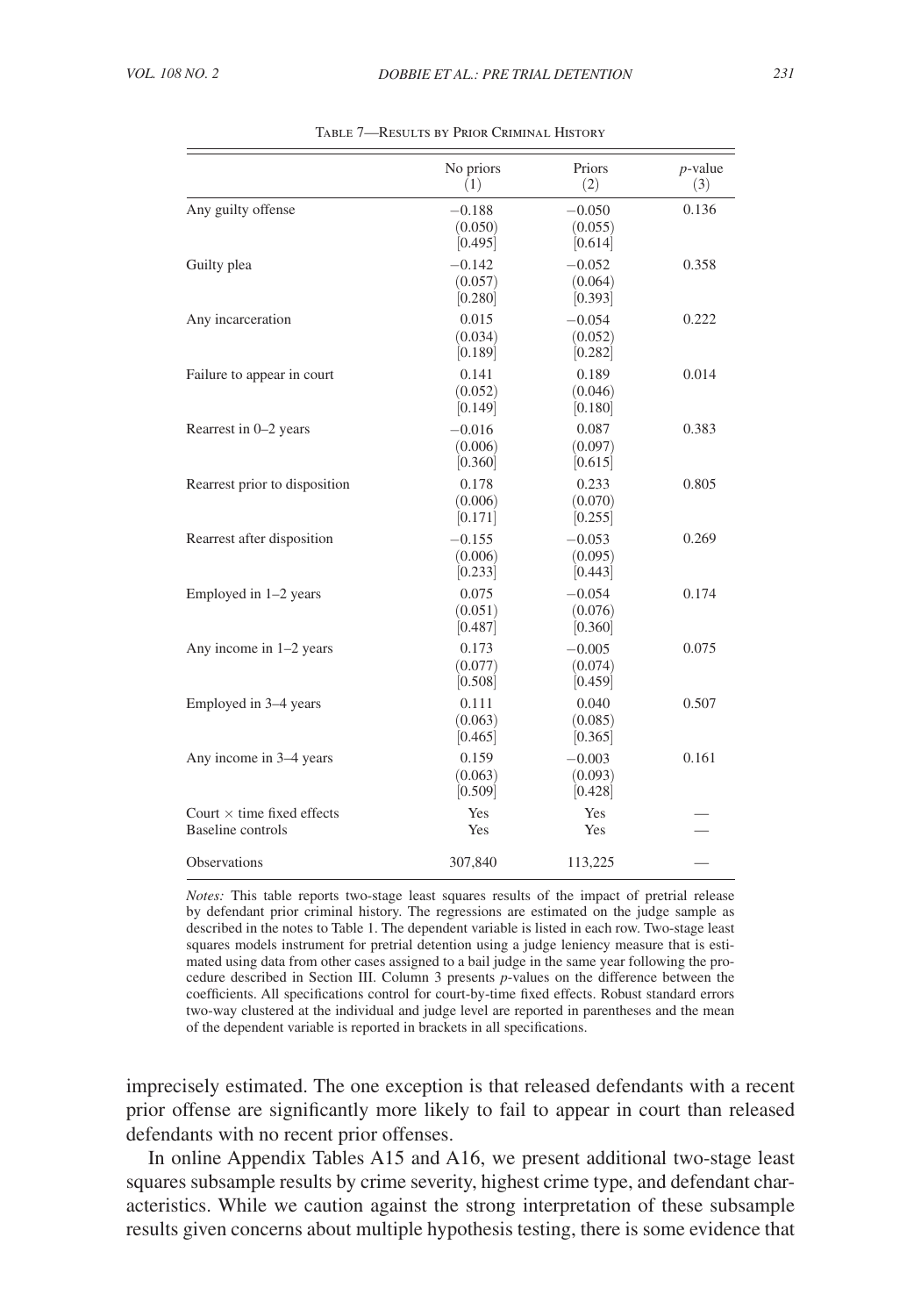Table 7—Results by Prior Criminal History

| | No priors (1) | Priors (2) | $p$-value (3) |
|---|---|---|---|
| Any guilty offense | −0.188 | −0.050 | 0.136 |
| | (0.050) | (0.055) | |
| | [0.495] | [0.614] | |
| Guilty plea | −0.142 | −0.052 | 0.358 |
| | (0.057) | (0.064) | |
| | [0.280] | [0.393] | |
| Any incarceration | 0.015 | −0.054 | 0.222 |
| | (0.034) | (0.052) | |
| | [0.189] | [0.282] | |
| Failure to appear in court | 0.141 | 0.189 | 0.014 |
| | (0.052) | (0.046) | |
| | [0.149] | [0.180] | |
| Rearrest in 0–2 years | −0.016 | 0.087 | 0.383 |
| | (0.006) | (0.097) | |
| | [0.360] | [0.615] | |
| Rearrest prior to disposition | 0.178 | 0.233 | 0.805 |
| | (0.006) | (0.070) | |
| | [0.171] | [0.255] | |
| Rearrest after disposition | −0.155 | −0.053 | 0.269 |
| | (0.006) | (0.095) | |
| | [0.233] | [0.443] | |
| Employed in 1–2 years | 0.075 | −0.054 | 0.174 |
| | (0.051) | (0.076) | |
| | [0.487] | [0.360] | |
| Any income in 1–2 years | 0.173 | −0.005 | 0.075 |
| | (0.077) | (0.074) | |
| | [0.508] | [0.459] | |
| Employed in 3–4 years | 0.111 | 0.040 | 0.507 |
| | (0.063) | (0.085) | |
| | [0.465] | [0.365] | |
| Any income in 3–4 years | 0.159 | −0.003 | 0.161 |
| | (0.063) | (0.093) | |
| | [0.509] | [0.428] | |
| Court × time fixed effects | Yes | Yes | — |
| Baseline controls | Yes | Yes | — |
| Observations | 307,840 | 113,225 | — |

*Notes:* This table reports two-stage least squares results of the impact of pretrial release by defendant prior criminal history. The regressions are estimated on the judge sample as described in the notes to Table 1. The dependent variable is listed in each row. Two-stage least squares models instrument for pretrial detention using a judge leniency measure that is estimated using data from other cases assigned to a bail judge in the same year following the procedure described in Section III. Column 3 presents $p$-values on the difference between the coefficients. All specifications control for court-by-time fixed effects. Robust standard errors two-way clustered at the individual and judge level are reported in parentheses and the mean of the dependent variable is reported in brackets in all specifications.

imprecisely estimated. The one exception is that released defendants with a recent prior offense are significantly more likely to fail to appear in court than released defendants with no recent prior offenses.

In online Appendix Tables A15 and A16, we present additional two-stage least squares subsample results by crime severity, highest crime type, and defendant characteristics. While we caution against the strong interpretation of these subsample results given concerns about multiple hypothesis testing, there is some evidence that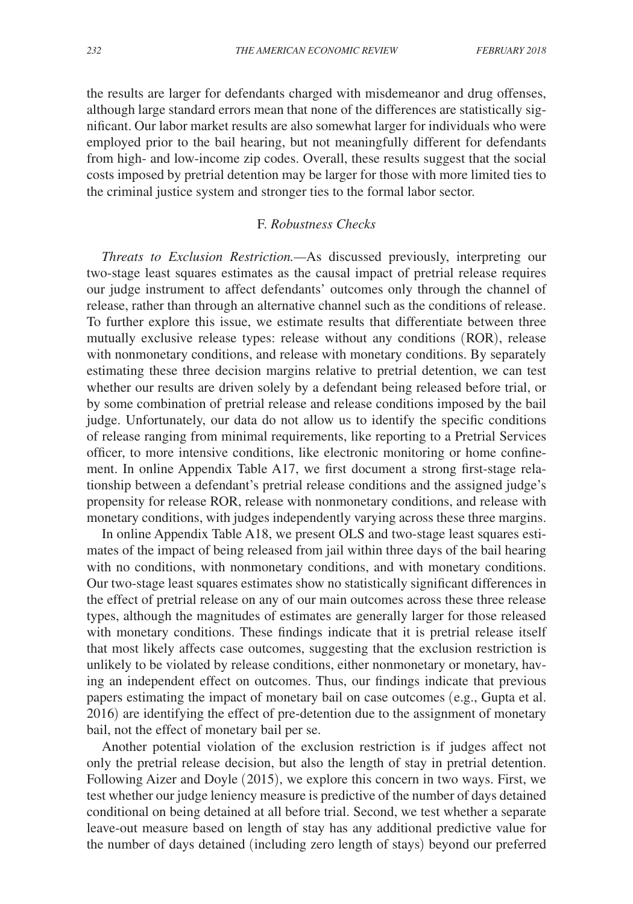the results are larger for defendants charged with misdemeanor and drug offenses, although large standard errors mean that none of the differences are statistically significant. Our labor market results are also somewhat larger for individuals who were employed prior to the bail hearing, but not meaningfully different for defendants from high- and low-income zip codes. Overall, these results suggest that the social costs imposed by pretrial detention may be larger for those with more limited ties to the criminal justice system and stronger ties to the formal labor sector.

### F. *Robustness Checks*

*Threats to Exclusion Restriction.*—As discussed previously, interpreting our two-stage least squares estimates as the causal impact of pretrial release requires our judge instrument to affect defendants' outcomes only through the channel of release, rather than through an alternative channel such as the conditions of release. To further explore this issue, we estimate results that differentiate between three mutually exclusive release types: release without any conditions (ROR), release with nonmonetary conditions, and release with monetary conditions. By separately estimating these three decision margins relative to pretrial detention, we can test whether our results are driven solely by a defendant being released before trial, or by some combination of pretrial release and release conditions imposed by the bail judge. Unfortunately, our data do not allow us to identify the specific conditions of release ranging from minimal requirements, like reporting to a Pretrial Services officer, to more intensive conditions, like electronic monitoring or home confinement. In online Appendix Table A17, we first document a strong first-stage relationship between a defendant's pretrial release conditions and the assigned judge's propensity for release ROR, release with nonmonetary conditions, and release with monetary conditions, with judges independently varying across these three margins.

In online Appendix Table A18, we present OLS and two-stage least squares estimates of the impact of being released from jail within three days of the bail hearing with no conditions, with nonmonetary conditions, and with monetary conditions. Our two-stage least squares estimates show no statistically significant differences in the effect of pretrial release on any of our main outcomes across these three release types, although the magnitudes of estimates are generally larger for those released with monetary conditions. These findings indicate that it is pretrial release itself that most likely affects case outcomes, suggesting that the exclusion restriction is unlikely to be violated by release conditions, either nonmonetary or monetary, having an independent effect on outcomes. Thus, our findings indicate that previous papers estimating the impact of monetary bail on case outcomes (e.g., Gupta et al. 2016) are identifying the effect of pre-detention due to the assignment of monetary bail, not the effect of monetary bail per se.

Another potential violation of the exclusion restriction is if judges affect not only the pretrial release decision, but also the length of stay in pretrial detention. Following Aizer and Doyle (2015), we explore this concern in two ways. First, we test whether our judge leniency measure is predictive of the number of days detained conditional on being detained at all before trial. Second, we test whether a separate leave-out measure based on length of stay has any additional predictive value for the number of days detained (including zero length of stays) beyond our preferred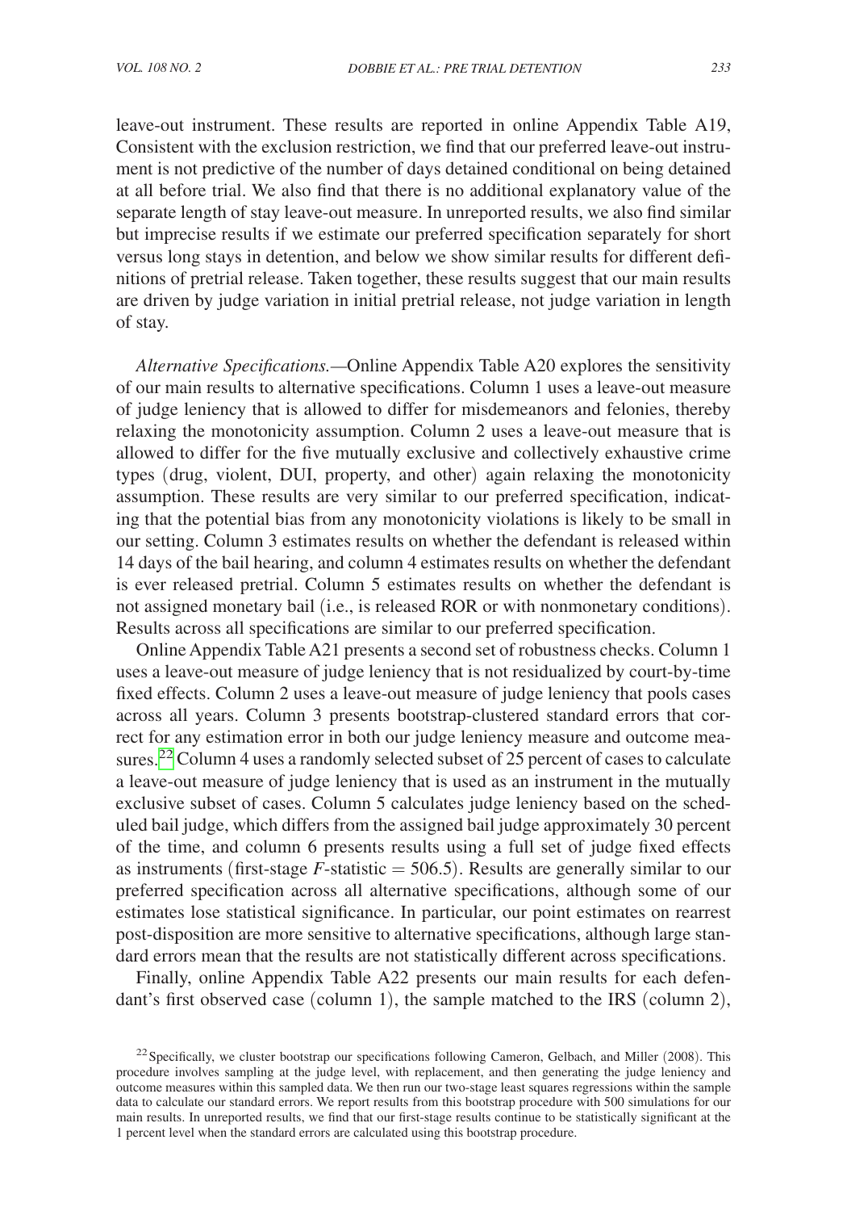leave-out instrument. These results are reported in online Appendix Table A19, Consistent with the exclusion restriction, we find that our preferred leave-out instrument is not predictive of the number of days detained conditional on being detained at all before trial. We also find that there is no additional explanatory value of the separate length of stay leave-out measure. In unreported results, we also find similar but imprecise results if we estimate our preferred specification separately for short versus long stays in detention, and below we show similar results for different definitions of pretrial release. Taken together, these results suggest that our main results are driven by judge variation in initial pretrial release, not judge variation in length of stay.

*Alternative Specifications.*—Online Appendix Table A20 explores the sensitivity of our main results to alternative specifications. Column 1 uses a leave-out measure of judge leniency that is allowed to differ for misdemeanors and felonies, thereby relaxing the monotonicity assumption. Column 2 uses a leave-out measure that is allowed to differ for the five mutually exclusive and collectively exhaustive crime types (drug, violent, DUI, property, and other) again relaxing the monotonicity assumption. These results are very similar to our preferred specification, indicating that the potential bias from any monotonicity violations is likely to be small in our setting. Column 3 estimates results on whether the defendant is released within 14 days of the bail hearing, and column 4 estimates results on whether the defendant is ever released pretrial. Column 5 estimates results on whether the defendant is not assigned monetary bail (i.e., is released ROR or with nonmonetary conditions). Results across all specifications are similar to our preferred specification.

Online Appendix Table A21 presents a second set of robustness checks. Column 1 uses a leave-out measure of judge leniency that is not residualized by court-by-time fixed effects. Column 2 uses a leave-out measure of judge leniency that pools cases across all years. Column 3 presents bootstrap-clustered standard errors that correct for any estimation error in both our judge leniency measure and outcome measures.[22] Column 4 uses a randomly selected subset of 25 percent of cases to calculate a leave-out measure of judge leniency that is used as an instrument in the mutually exclusive subset of cases. Column 5 calculates judge leniency based on the scheduled bail judge, which differs from the assigned bail judge approximately 30 percent of the time, and column 6 presents results using a full set of judge fixed effects as instruments (first-stage $F$-statistic = 506.5). Results are generally similar to our preferred specification across all alternative specifications, although some of our estimates lose statistical significance. In particular, our point estimates on rearrest post-disposition are more sensitive to alternative specifications, although large standard errors mean that the results are not statistically different across specifications.

Finally, online Appendix Table A22 presents our main results for each defendant's first observed case (column 1), the sample matched to the IRS (column 2),

[22] Specifically, we cluster bootstrap our specifications following Cameron, Gelbach, and Miller (2008). This procedure involves sampling at the judge level, with replacement, and then generating the judge leniency and outcome measures within this sampled data. We then run our two-stage least squares regressions within the sample data to calculate our standard errors. We report results from this bootstrap procedure with 500 simulations for our main results. In unreported results, we find that our first-stage results continue to be statistically significant at the 1 percent level when the standard errors are calculated using this bootstrap procedure.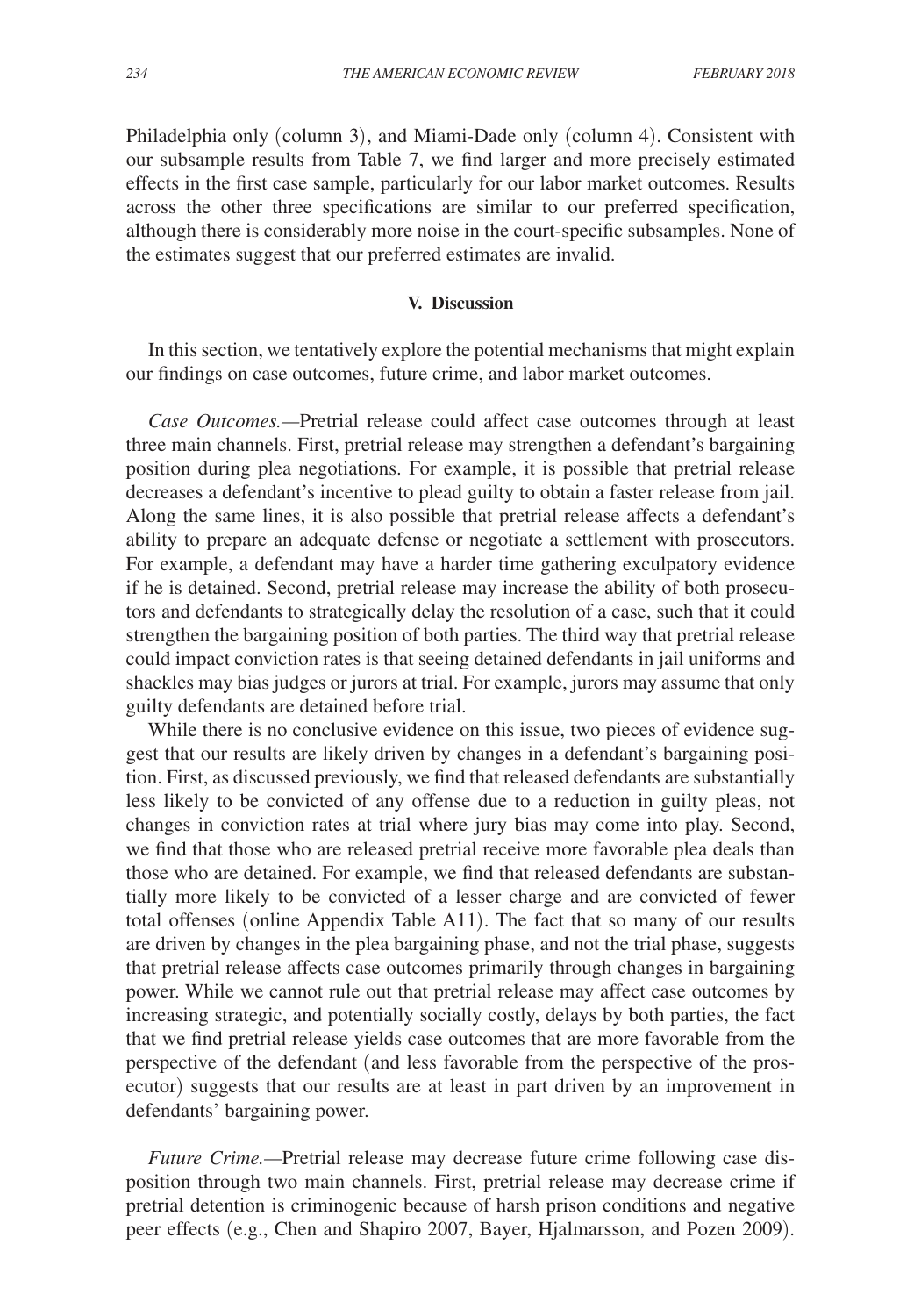Philadelphia only (column 3), and Miami-Dade only (column 4). Consistent with our subsample results from Table 7, we find larger and more precisely estimated effects in the first case sample, particularly for our labor market outcomes. Results across the other three specifications are similar to our preferred specification, although there is considerably more noise in the court-specific subsamples. None of the estimates suggest that our preferred estimates are invalid.

## V. Discussion

In this section, we tentatively explore the potential mechanisms that might explain our findings on case outcomes, future crime, and labor market outcomes.

*Case Outcomes.*—Pretrial release could affect case outcomes through at least three main channels. First, pretrial release may strengthen a defendant's bargaining position during plea negotiations. For example, it is possible that pretrial release decreases a defendant's incentive to plead guilty to obtain a faster release from jail. Along the same lines, it is also possible that pretrial release affects a defendant's ability to prepare an adequate defense or negotiate a settlement with prosecutors. For example, a defendant may have a harder time gathering exculpatory evidence if he is detained. Second, pretrial release may increase the ability of both prosecutors and defendants to strategically delay the resolution of a case, such that it could strengthen the bargaining position of both parties. The third way that pretrial release could impact conviction rates is that seeing detained defendants in jail uniforms and shackles may bias judges or jurors at trial. For example, jurors may assume that only guilty defendants are detained before trial.

While there is no conclusive evidence on this issue, two pieces of evidence suggest that our results are likely driven by changes in a defendant's bargaining position. First, as discussed previously, we find that released defendants are substantially less likely to be convicted of any offense due to a reduction in guilty pleas, not changes in conviction rates at trial where jury bias may come into play. Second, we find that those who are released pretrial receive more favorable plea deals than those who are detained. For example, we find that released defendants are substantially more likely to be convicted of a lesser charge and are convicted of fewer total offenses (online Appendix Table A11). The fact that so many of our results are driven by changes in the plea bargaining phase, and not the trial phase, suggests that pretrial release affects case outcomes primarily through changes in bargaining power. While we cannot rule out that pretrial release may affect case outcomes by increasing strategic, and potentially socially costly, delays by both parties, the fact that we find pretrial release yields case outcomes that are more favorable from the perspective of the defendant (and less favorable from the perspective of the prosecutor) suggests that our results are at least in part driven by an improvement in defendants' bargaining power.

*Future Crime.*—Pretrial release may decrease future crime following case disposition through two main channels. First, pretrial release may decrease crime if pretrial detention is criminogenic because of harsh prison conditions and negative peer effects (e.g., Chen and Shapiro 2007, Bayer, Hjalmarsson, and Pozen 2009).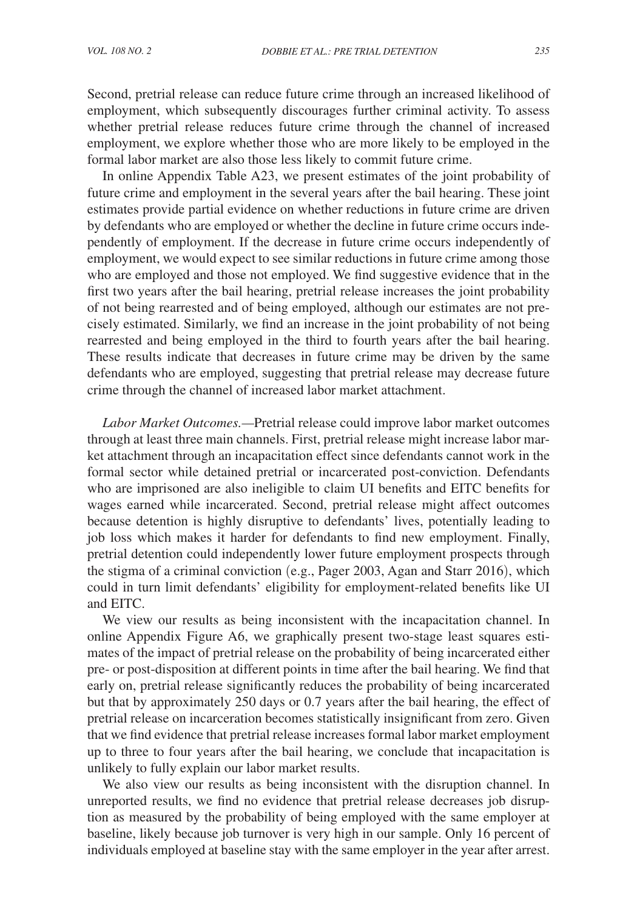Second, pretrial release can reduce future crime through an increased likelihood of employment, which subsequently discourages further criminal activity. To assess whether pretrial release reduces future crime through the channel of increased employment, we explore whether those who are more likely to be employed in the formal labor market are also those less likely to commit future crime.

In online Appendix Table A23, we present estimates of the joint probability of future crime and employment in the several years after the bail hearing. These joint estimates provide partial evidence on whether reductions in future crime are driven by defendants who are employed or whether the decline in future crime occurs independently of employment. If the decrease in future crime occurs independently of employment, we would expect to see similar reductions in future crime among those who are employed and those not employed. We find suggestive evidence that in the first two years after the bail hearing, pretrial release increases the joint probability of not being rearrested and of being employed, although our estimates are not precisely estimated. Similarly, we find an increase in the joint probability of not being rearrested and being employed in the third to fourth years after the bail hearing. These results indicate that decreases in future crime may be driven by the same defendants who are employed, suggesting that pretrial release may decrease future crime through the channel of increased labor market attachment.

*Labor Market Outcomes.*—Pretrial release could improve labor market outcomes through at least three main channels. First, pretrial release might increase labor market attachment through an incapacitation effect since defendants cannot work in the formal sector while detained pretrial or incarcerated post-conviction. Defendants who are imprisoned are also ineligible to claim UI benefits and EITC benefits for wages earned while incarcerated. Second, pretrial release might affect outcomes because detention is highly disruptive to defendants' lives, potentially leading to job loss which makes it harder for defendants to find new employment. Finally, pretrial detention could independently lower future employment prospects through the stigma of a criminal conviction (e.g., Pager 2003, Agan and Starr 2016), which could in turn limit defendants' eligibility for employment-related benefits like UI and EITC.

We view our results as being inconsistent with the incapacitation channel. In online Appendix Figure A6, we graphically present two-stage least squares estimates of the impact of pretrial release on the probability of being incarcerated either pre- or post-disposition at different points in time after the bail hearing. We find that early on, pretrial release significantly reduces the probability of being incarcerated but that by approximately 250 days or 0.7 years after the bail hearing, the effect of pretrial release on incarceration becomes statistically insignificant from zero. Given that we find evidence that pretrial release increases formal labor market employment up to three to four years after the bail hearing, we conclude that incapacitation is unlikely to fully explain our labor market results.

We also view our results as being inconsistent with the disruption channel. In unreported results, we find no evidence that pretrial release decreases job disruption as measured by the probability of being employed with the same employer at baseline, likely because job turnover is very high in our sample. Only 16 percent of individuals employed at baseline stay with the same employer in the year after arrest.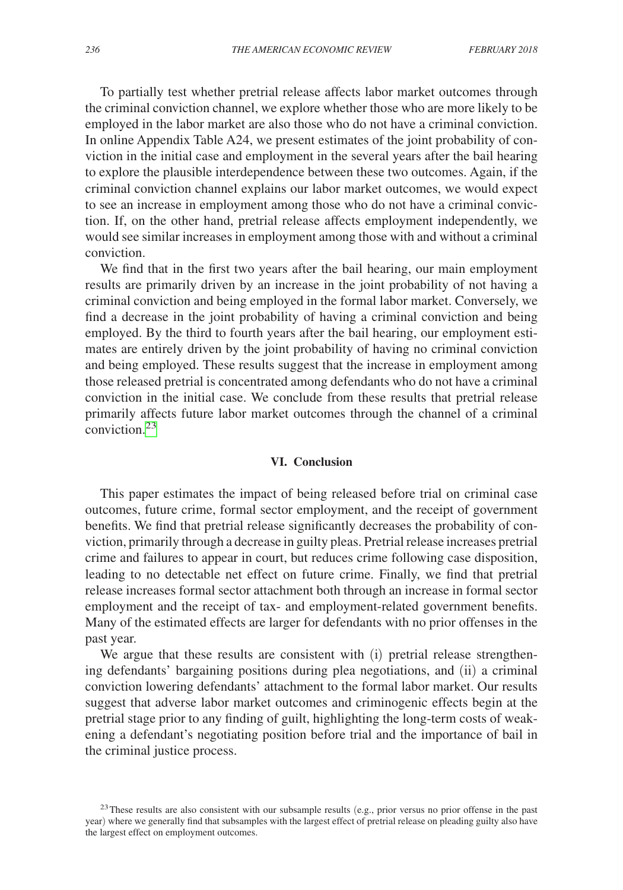To partially test whether pretrial release affects labor market outcomes through the criminal conviction channel, we explore whether those who are more likely to be employed in the labor market are also those who do not have a criminal conviction. In online Appendix Table A24, we present estimates of the joint probability of conviction in the initial case and employment in the several years after the bail hearing to explore the plausible interdependence between these two outcomes. Again, if the criminal conviction channel explains our labor market outcomes, we would expect to see an increase in employment among those who do not have a criminal conviction. If, on the other hand, pretrial release affects employment independently, we would see similar increases in employment among those with and without a criminal conviction.

We find that in the first two years after the bail hearing, our main employment results are primarily driven by an increase in the joint probability of not having a criminal conviction and being employed in the formal labor market. Conversely, we find a decrease in the joint probability of having a criminal conviction and being employed. By the third to fourth years after the bail hearing, our employment estimates are entirely driven by the joint probability of having no criminal conviction and being employed. These results suggest that the increase in employment among those released pretrial is concentrated among defendants who do not have a criminal conviction in the initial case. We conclude from these results that pretrial release primarily affects future labor market outcomes through the channel of a criminal conviction.[23]

## VI. Conclusion

This paper estimates the impact of being released before trial on criminal case outcomes, future crime, formal sector employment, and the receipt of government benefits. We find that pretrial release significantly decreases the probability of conviction, primarily through a decrease in guilty pleas. Pretrial release increases pretrial crime and failures to appear in court, but reduces crime following case disposition, leading to no detectable net effect on future crime. Finally, we find that pretrial release increases formal sector attachment both through an increase in formal sector employment and the receipt of tax- and employment-related government benefits. Many of the estimated effects are larger for defendants with no prior offenses in the past year.

We argue that these results are consistent with (i) pretrial release strengthening defendants' bargaining positions during plea negotiations, and (ii) a criminal conviction lowering defendants' attachment to the formal labor market. Our results suggest that adverse labor market outcomes and criminogenic effects begin at the pretrial stage prior to any finding of guilt, highlighting the long-term costs of weakening a defendant's negotiating position before trial and the importance of bail in the criminal justice process.

[23] These results are also consistent with our subsample results (e.g., prior versus no prior offense in the past year) where we generally find that subsamples with the largest effect of pretrial release on pleading guilty also have the largest effect on employment outcomes.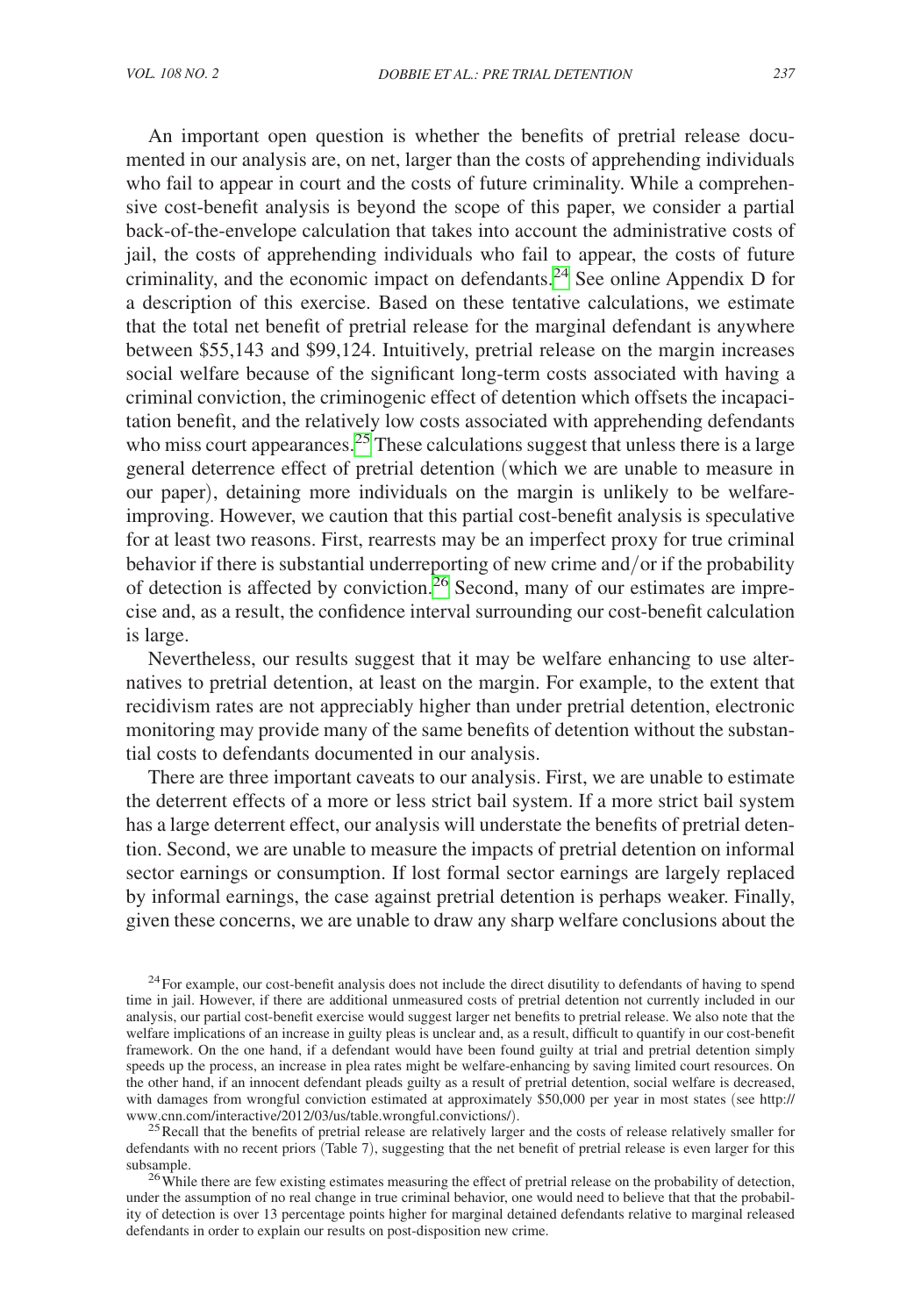An important open question is whether the benefits of pretrial release documented in our analysis are, on net, larger than the costs of apprehending individuals who fail to appear in court and the costs of future criminality. While a comprehensive cost-benefit analysis is beyond the scope of this paper, we consider a partial back-of-the-envelope calculation that takes into account the administrative costs of jail, the costs of apprehending individuals who fail to appear, the costs of future criminality, and the economic impact on defendants.[24] See online Appendix D for a description of this exercise. Based on these tentative calculations, we estimate that the total net benefit of pretrial release for the marginal defendant is anywhere between $55,143 and $99,124. Intuitively, pretrial release on the margin increases social welfare because of the significant long-term costs associated with having a criminal conviction, the criminogenic effect of detention which offsets the incapacitation benefit, and the relatively low costs associated with apprehending defendants who miss court appearances.[25] These calculations suggest that unless there is a large general deterrence effect of pretrial detention (which we are unable to measure in our paper), detaining more individuals on the margin is unlikely to be welfare-improving. However, we caution that this partial cost-benefit analysis is speculative for at least two reasons. First, rearrests may be an imperfect proxy for true criminal behavior if there is substantial underreporting of new crime and/or if the probability of detection is affected by conviction.[26] Second, many of our estimates are imprecise and, as a result, the confidence interval surrounding our cost-benefit calculation is large.

Nevertheless, our results suggest that it may be welfare enhancing to use alternatives to pretrial detention, at least on the margin. For example, to the extent that recidivism rates are not appreciably higher than under pretrial detention, electronic monitoring may provide many of the same benefits of detention without the substantial costs to defendants documented in our analysis.

There are three important caveats to our analysis. First, we are unable to estimate the deterrent effects of a more or less strict bail system. If a more strict bail system has a large deterrent effect, our analysis will understate the benefits of pretrial detention. Second, we are unable to measure the impacts of pretrial detention on informal sector earnings or consumption. If lost formal sector earnings are largely replaced by informal earnings, the case against pretrial detention is perhaps weaker. Finally, given these concerns, we are unable to draw any sharp welfare conclusions about the

[24] For example, our cost-benefit analysis does not include the direct disutility to defendants of having to spend time in jail. However, if there are additional unmeasured costs of pretrial detention not currently included in our analysis, our partial cost-benefit exercise would suggest larger net benefits to pretrial release. We also note that the welfare implications of an increase in guilty pleas is unclear and, as a result, difficult to quantify in our cost-benefit framework. On the one hand, if a defendant would have been found guilty at trial and pretrial detention simply speeds up the process, an increase in plea rates might be welfare-enhancing by saving limited court resources. On the other hand, if an innocent defendant pleads guilty as a result of pretrial detention, social welfare is decreased, with damages from wrongful conviction estimated at approximately $50,000 per year in most states (see http://www.cnn.com/interactive/2012/03/us/table.wrongful.convictions/).

[25] Recall that the benefits of pretrial release are relatively larger and the costs of release relatively smaller for defendants with no recent priors (Table 7), suggesting that the net benefit of pretrial release is even larger for this subsample.

[26] While there are few existing estimates measuring the effect of pretrial release on the probability of detection, under the assumption of no real change in true criminal behavior, one would need to believe that that the probability of detection is over 13 percentage points higher for marginal detained defendants relative to marginal released defendants in order to explain our results on post-disposition new crime.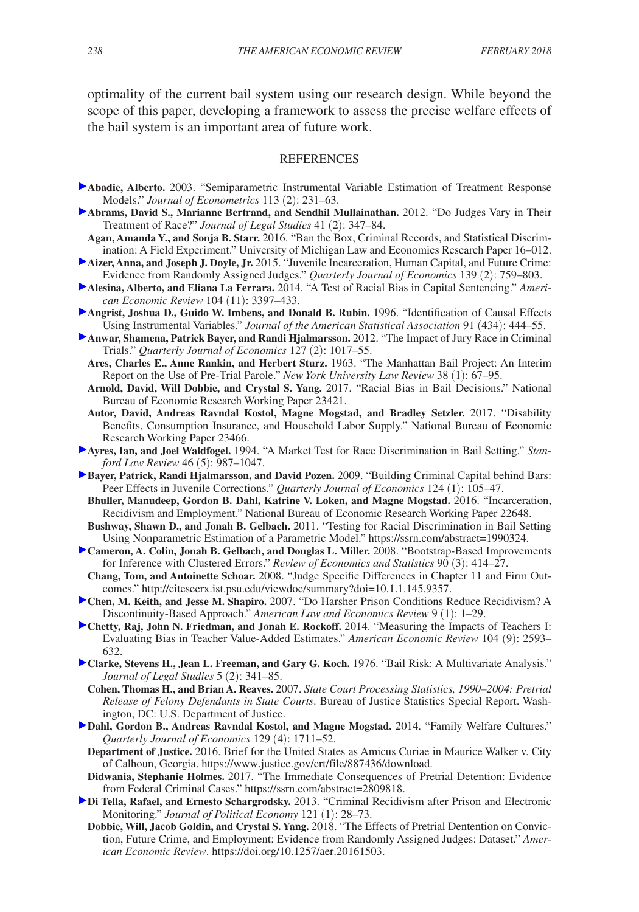optimality of the current bail system using our research design. While beyond the scope of this paper, developing a framework to assess the precise welfare effects of the bail system is an important area of future work.

## REFERENCES

**Abadie, Alberto.** 2003. "Semiparametric Instrumental Variable Estimation of Treatment Response Models." *Journal of Econometrics* 113 (2): 231–63.

**Abrams, David S., Marianne Bertrand, and Sendhil Mullainathan.** 2012. "Do Judges Vary in Their Treatment of Race?" *Journal of Legal Studies* 41 (2): 347–84.

**Agan, Amanda Y., and Sonja B. Starr.** 2016. "Ban the Box, Criminal Records, and Statistical Discrimination: A Field Experiment." University of Michigan Law and Economics Research Paper 16–012.

**Aizer, Anna, and Joseph J. Doyle, Jr.** 2015. "Juvenile Incarceration, Human Capital, and Future Crime: Evidence from Randomly Assigned Judges." *Quarterly Journal of Economics* 139 (2): 759–803.

**Alesina, Alberto, and Eliana La Ferrara.** 2014. "A Test of Racial Bias in Capital Sentencing." *American Economic Review* 104 (11): 3397–433.

**Angrist, Joshua D., Guido W. Imbens, and Donald B. Rubin.** 1996. "Identification of Causal Effects Using Instrumental Variables." *Journal of the American Statistical Association* 91 (434): 444–55.

**Anwar, Shamena, Patrick Bayer, and Randi Hjalmarsson.** 2012. "The Impact of Jury Race in Criminal Trials." *Quarterly Journal of Economics* 127 (2): 1017–55.

**Ares, Charles E., Anne Rankin, and Herbert Sturz.** 1963. "The Manhattan Bail Project: An Interim Report on the Use of Pre-Trial Parole." *New York University Law Review* 38 (1): 67–95.

**Arnold, David, Will Dobbie, and Crystal S. Yang.** 2017. "Racial Bias in Bail Decisions." National Bureau of Economic Research Working Paper 23421.

**Autor, David, Andreas Ravndal Kostol, Magne Mogstad, and Bradley Setzler.** 2017. "Disability Benefits, Consumption Insurance, and Household Labor Supply." National Bureau of Economic Research Working Paper 23466.

**Ayres, Ian, and Joel Waldfogel.** 1994. "A Market Test for Race Discrimination in Bail Setting." *Stanford Law Review* 46 (5): 987–1047.

**Bayer, Patrick, Randi Hjalmarsson, and David Pozen.** 2009. "Building Criminal Capital behind Bars: Peer Effects in Juvenile Corrections." *Quarterly Journal of Economics* 124 (1): 105–47.

**Bhuller, Manudeep, Gordon B. Dahl, Katrine V. Loken, and Magne Mogstad.** 2016. "Incarceration, Recidivism and Employment." National Bureau of Economic Research Working Paper 22648.

**Bushway, Shawn D., and Jonah B. Gelbach.** 2011. "Testing for Racial Discrimination in Bail Setting Using Nonparametric Estimation of a Parametric Model." https://ssrn.com/abstract=1990324.

**Cameron, A. Colin, Jonah B. Gelbach, and Douglas L. Miller.** 2008. "Bootstrap-Based Improvements for Inference with Clustered Errors." *Review of Economics and Statistics* 90 (3): 414–27.

**Chang, Tom, and Antoinette Schoar.** 2008. "Judge Specific Differences in Chapter 11 and Firm Outcomes." http://citeseerx.ist.psu.edu/viewdoc/summary?doi=10.1.1.145.9357.

**Chen, M. Keith, and Jesse M. Shapiro.** 2007. "Do Harsher Prison Conditions Reduce Recidivism? A Discontinuity-Based Approach." *American Law and Economics Review* 9 (1): 1–29.

**Chetty, Raj, John N. Friedman, and Jonah E. Rockoff.** 2014. "Measuring the Impacts of Teachers I: Evaluating Bias in Teacher Value-Added Estimates." *American Economic Review* 104 (9): 2593–632.

**Clarke, Stevens H., Jean L. Freeman, and Gary G. Koch.** 1976. "Bail Risk: A Multivariate Analysis." *Journal of Legal Studies* 5 (2): 341–85.

**Cohen, Thomas H., and Brian A. Reaves.** 2007. *State Court Processing Statistics, 1990–2004: Pretrial Release of Felony Defendants in State Courts*. Bureau of Justice Statistics Special Report. Washington, DC: U.S. Department of Justice.

**Dahl, Gordon B., Andreas Ravndal Kostol, and Magne Mogstad.** 2014. "Family Welfare Cultures." *Quarterly Journal of Economics* 129 (4): 1711–52.

**Department of Justice.** 2016. Brief for the United States as Amicus Curiae in Maurice Walker v. City of Calhoun, Georgia. https://www.justice.gov/crt/file/887436/download.

**Didwania, Stephanie Holmes.** 2017. "The Immediate Consequences of Pretrial Detention: Evidence from Federal Criminal Cases." https://ssrn.com/abstract=2809818.

**Di Tella, Rafael, and Ernesto Schargrodsky.** 2013. "Criminal Recidivism after Prison and Electronic Monitoring." *Journal of Political Economy* 121 (1): 28–73.

**Dobbie, Will, Jacob Goldin, and Crystal S. Yang.** 2018. "The Effects of Pretrial Dentention on Conviction, Future Crime, and Employment: Evidence from Randomly Assigned Judges: Dataset." *American Economic Review*. https://doi.org/10.1257/aer.20161503.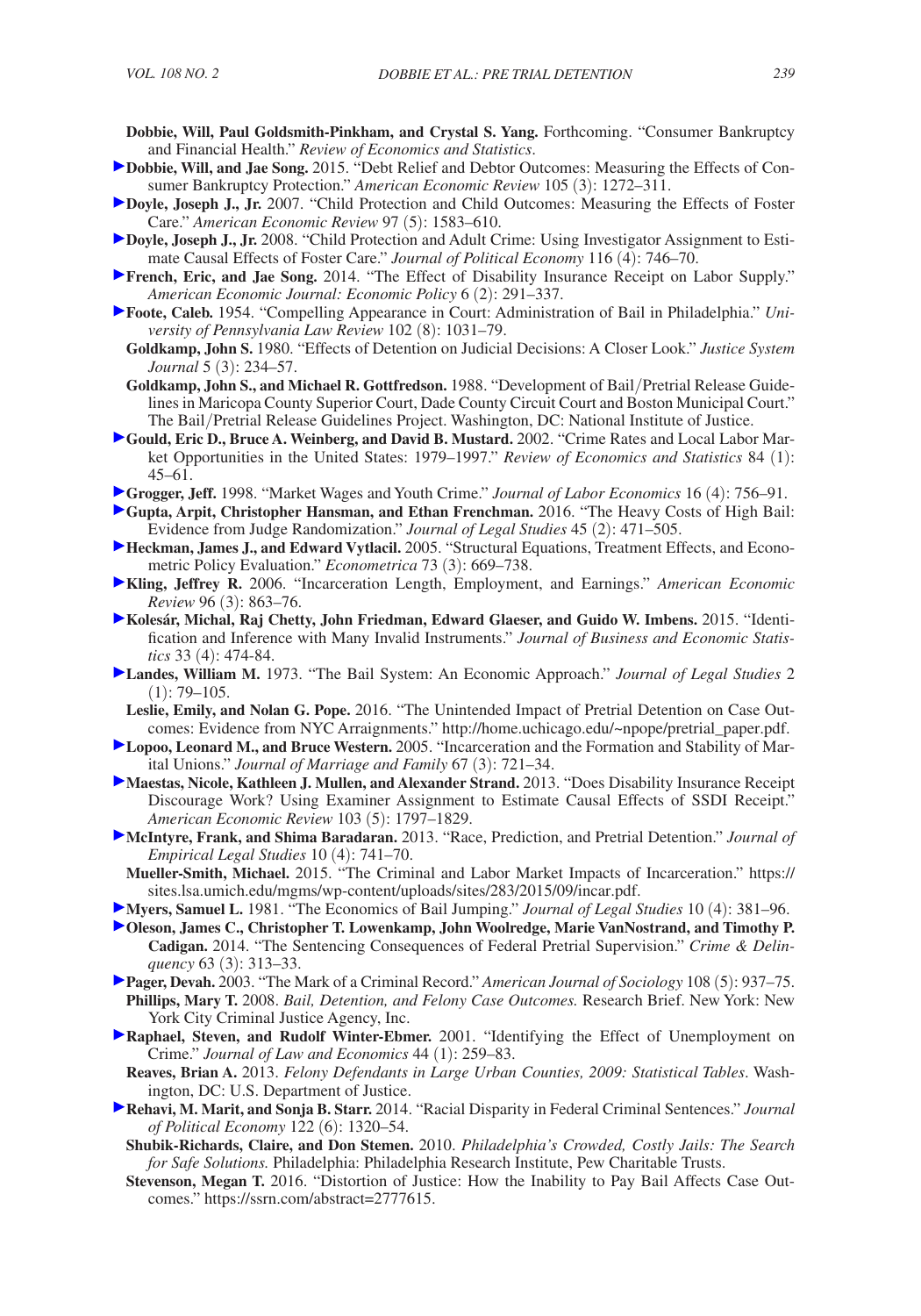**Dobbie, Will, Paul Goldsmith-Pinkham, and Crystal S. Yang.** Forthcoming. "Consumer Bankruptcy and Financial Health." *Review of Economics and Statistics*.

**Dobbie, Will, and Jae Song.** 2015. "Debt Relief and Debtor Outcomes: Measuring the Effects of Consumer Bankruptcy Protection." *American Economic Review* 105 (3): 1272–311.

**Doyle, Joseph J., Jr.** 2007. "Child Protection and Child Outcomes: Measuring the Effects of Foster Care." *American Economic Review* 97 (5): 1583–610.

**Doyle, Joseph J., Jr.** 2008. "Child Protection and Adult Crime: Using Investigator Assignment to Estimate Causal Effects of Foster Care." *Journal of Political Economy* 116 (4): 746–70.

**French, Eric, and Jae Song.** 2014. "The Effect of Disability Insurance Receipt on Labor Supply." *American Economic Journal: Economic Policy* 6 (2): 291–337.

**Foote, Caleb.** 1954. "Compelling Appearance in Court: Administration of Bail in Philadelphia." *University of Pennsylvania Law Review* 102 (8): 1031–79.

**Goldkamp, John S.** 1980. "Effects of Detention on Judicial Decisions: A Closer Look." *Justice System Journal* 5 (3): 234–57.

**Goldkamp, John S., and Michael R. Gottfredson.** 1988. "Development of Bail/Pretrial Release Guidelines in Maricopa County Superior Court, Dade County Circuit Court and Boston Municipal Court." The Bail/Pretrial Release Guidelines Project. Washington, DC: National Institute of Justice.

**Gould, Eric D., Bruce A. Weinberg, and David B. Mustard.** 2002. "Crime Rates and Local Labor Market Opportunities in the United States: 1979–1997." *Review of Economics and Statistics* 84 (1): 45–61.

**Grogger, Jeff.** 1998. "Market Wages and Youth Crime." *Journal of Labor Economics* 16 (4): 756–91.

**Gupta, Arpit, Christopher Hansman, and Ethan Frenchman.** 2016. "The Heavy Costs of High Bail: Evidence from Judge Randomization." *Journal of Legal Studies* 45 (2): 471–505.

**Heckman, James J., and Edward Vytlacil.** 2005. "Structural Equations, Treatment Effects, and Econometric Policy Evaluation." *Econometrica* 73 (3): 669–738.

**Kling, Jeffrey R.** 2006. "Incarceration Length, Employment, and Earnings." *American Economic Review* 96 (3): 863–76.

**Kolesár, Michal, Raj Chetty, John Friedman, Edward Glaeser, and Guido W. Imbens.** 2015. "Identification and Inference with Many Invalid Instruments." *Journal of Business and Economic Statistics* 33 (4): 474-84.

**Landes, William M.** 1973. "The Bail System: An Economic Approach." *Journal of Legal Studies* 2 (1): 79–105.

**Leslie, Emily, and Nolan G. Pope.** 2016. "The Unintended Impact of Pretrial Detention on Case Outcomes: Evidence from NYC Arraignments." http://home.uchicago.edu/~npope/pretrial_paper.pdf.

**Lopoo, Leonard M., and Bruce Western.** 2005. "Incarceration and the Formation and Stability of Marital Unions." *Journal of Marriage and Family* 67 (3): 721–34.

**Maestas, Nicole, Kathleen J. Mullen, and Alexander Strand.** 2013. "Does Disability Insurance Receipt Discourage Work? Using Examiner Assignment to Estimate Causal Effects of SSDI Receipt." *American Economic Review* 103 (5): 1797–1829.

**McIntyre, Frank, and Shima Baradaran.** 2013. "Race, Prediction, and Pretrial Detention." *Journal of Empirical Legal Studies* 10 (4): 741–70.

**Mueller-Smith, Michael.** 2015. "The Criminal and Labor Market Impacts of Incarceration." https://sites.lsa.umich.edu/mgms/wp-content/uploads/sites/283/2015/09/incar.pdf.

**Myers, Samuel L.** 1981. "The Economics of Bail Jumping." *Journal of Legal Studies* 10 (4): 381–96.

**Oleson, James C., Christopher T. Lowenkamp, John Woolredge, Marie VanNostrand, and Timothy P. Cadigan.** 2014. "The Sentencing Consequences of Federal Pretrial Supervision." *Crime & Delinquency* 63 (3): 313–33.

**Pager, Devah.** 2003. "The Mark of a Criminal Record." *American Journal of Sociology* 108 (5): 937–75.

**Phillips, Mary T.** 2008. *Bail, Detention, and Felony Case Outcomes.* Research Brief. New York: New York City Criminal Justice Agency, Inc.

**Raphael, Steven, and Rudolf Winter-Ebmer.** 2001. "Identifying the Effect of Unemployment on Crime." *Journal of Law and Economics* 44 (1): 259–83.

**Reaves, Brian A.** 2013. *Felony Defendants in Large Urban Counties, 2009: Statistical Tables*. Washington, DC: U.S. Department of Justice.

**Rehavi, M. Marit, and Sonja B. Starr.** 2014. "Racial Disparity in Federal Criminal Sentences." *Journal of Political Economy* 122 (6): 1320–54.

**Shubik-Richards, Claire, and Don Stemen.** 2010. *Philadelphia's Crowded, Costly Jails: The Search for Safe Solutions.* Philadelphia: Philadelphia Research Institute, Pew Charitable Trusts.

**Stevenson, Megan T.** 2016. "Distortion of Justice: How the Inability to Pay Bail Affects Case Outcomes." https://ssrn.com/abstract=2777615.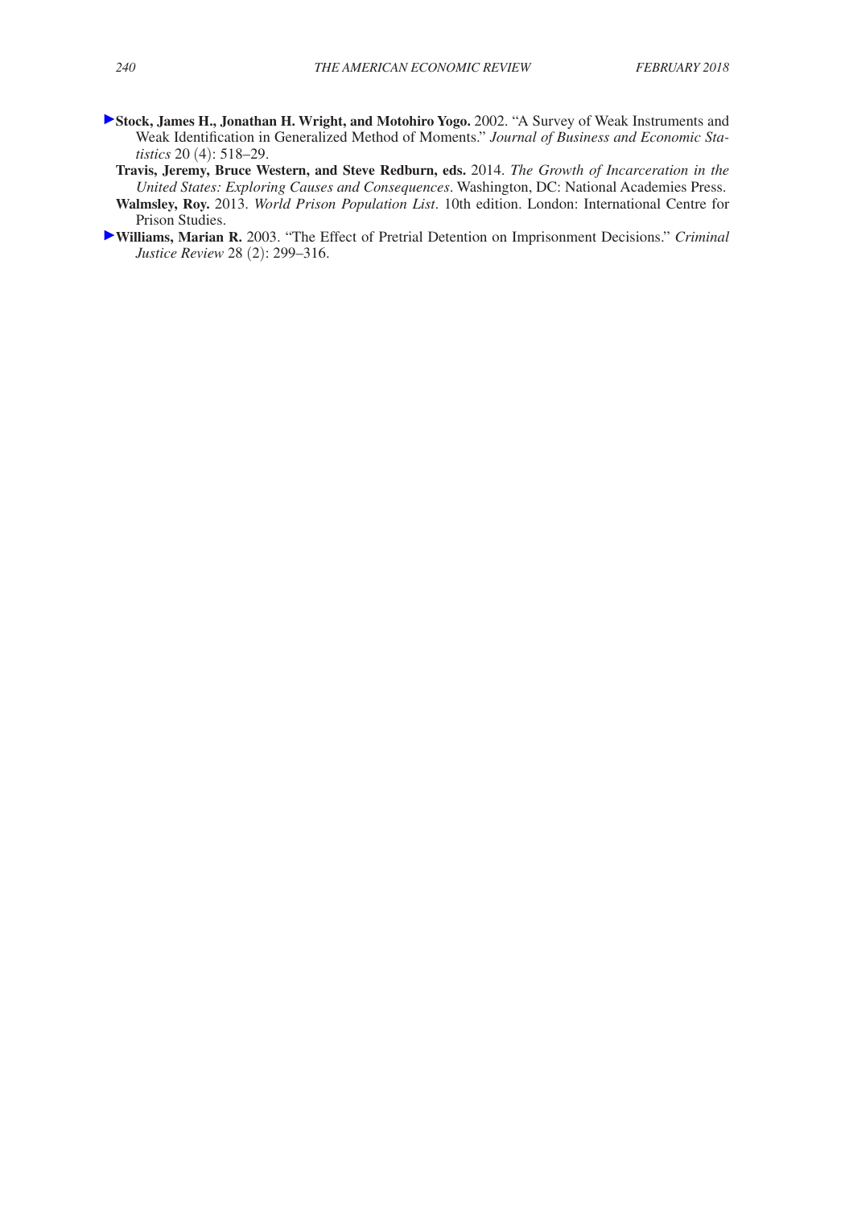**Stock, James H., Jonathan H. Wright, and Motohiro Yogo.** 2002. "A Survey of Weak Instruments and Weak Identification in Generalized Method of Moments." *Journal of Business and Economic Statistics* 20 (4): 518–29.

**Travis, Jeremy, Bruce Western, and Steve Redburn, eds.** 2014. *The Growth of Incarceration in the United States: Exploring Causes and Consequences*. Washington, DC: National Academies Press.

**Walmsley, Roy.** 2013. *World Prison Population List*. 10th edition. London: International Centre for Prison Studies.

**Williams, Marian R.** 2003. "The Effect of Pretrial Detention on Imprisonment Decisions." *Criminal Justice Review* 28 (2): 299–316.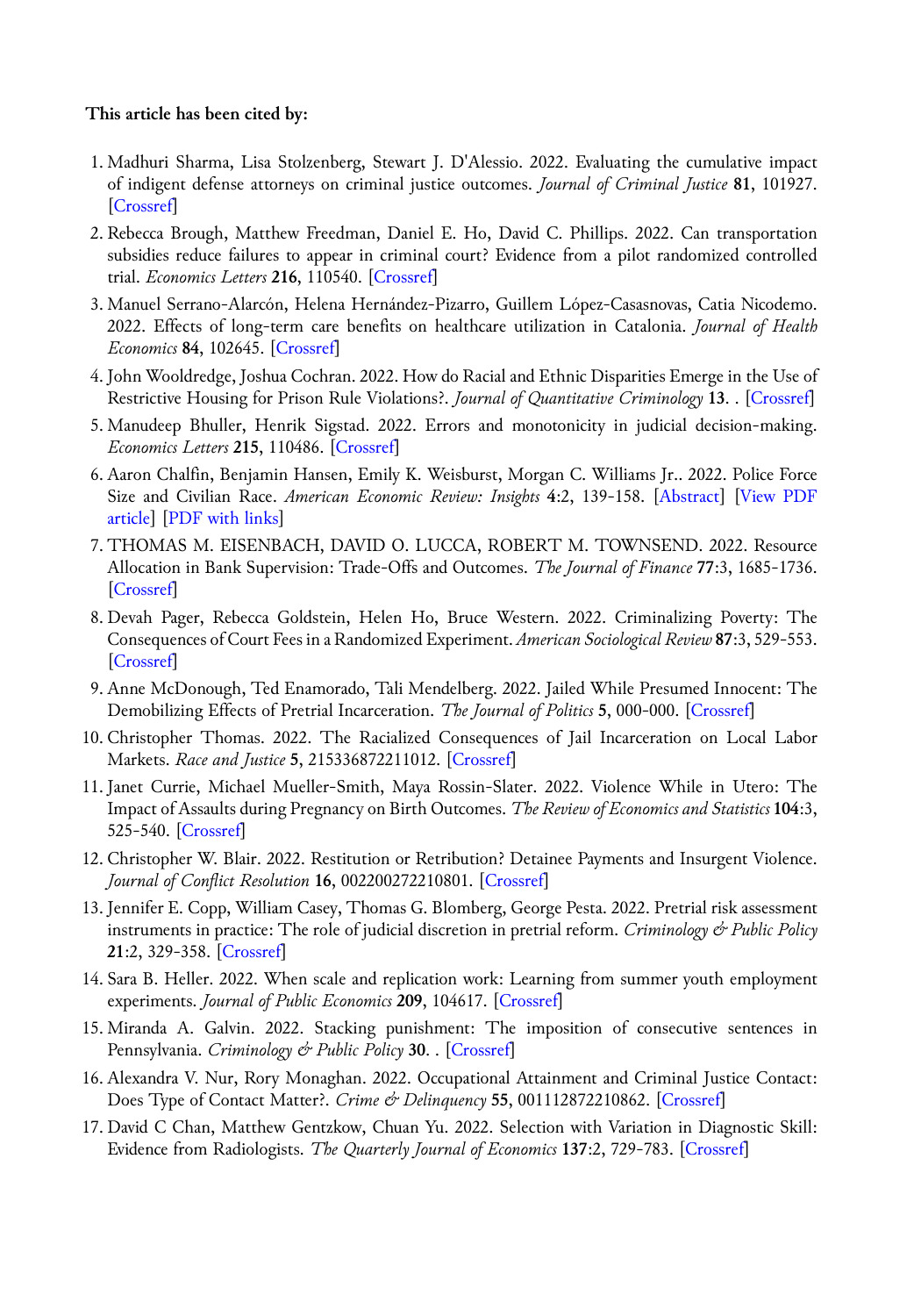**This article has been cited by:**

1. Madhuri Sharma, Lisa Stolzenberg, Stewart J. D'Alessio. 2022. Evaluating the cumulative impact of indigent defense attorneys on criminal justice outcomes. *Journal of Criminal Justice* **81**, 101927. [Crossref]
2. Rebecca Brough, Matthew Freedman, Daniel E. Ho, David C. Phillips. 2022. Can transportation subsidies reduce failures to appear in criminal court? Evidence from a pilot randomized controlled trial. *Economics Letters* **216**, 110540. [Crossref]
3. Manuel Serrano-Alarcón, Helena Hernández-Pizarro, Guillem López-Casasnovas, Catia Nicodemo. 2022. Effects of long-term care benefits on healthcare utilization in Catalonia. *Journal of Health Economics* **84**, 102645. [Crossref]
4. John Wooldredge, Joshua Cochran. 2022. How do Racial and Ethnic Disparities Emerge in the Use of Restrictive Housing for Prison Rule Violations?. *Journal of Quantitative Criminology* **13**. . [Crossref]
5. Manudeep Bhuller, Henrik Sigstad. 2022. Errors and monotonicity in judicial decision-making. *Economics Letters* **215**, 110486. [Crossref]
6. Aaron Chalfin, Benjamin Hansen, Emily K. Weisburst, Morgan C. Williams Jr.. 2022. Police Force Size and Civilian Race. *American Economic Review: Insights* **4**:2, 139-158. [Abstract] [View PDF article] [PDF with links]
7. THOMAS M. EISENBACH, DAVID O. LUCCA, ROBERT M. TOWNSEND. 2022. Resource Allocation in Bank Supervision: Trade-Offs and Outcomes. *The Journal of Finance* **77**:3, 1685-1736. [Crossref]
8. Devah Pager, Rebecca Goldstein, Helen Ho, Bruce Western. 2022. Criminalizing Poverty: The Consequences of Court Fees in a Randomized Experiment. *American Sociological Review* **87**:3, 529-553. [Crossref]
9. Anne McDonough, Ted Enamorado, Tali Mendelberg. 2022. Jailed While Presumed Innocent: The Demobilizing Effects of Pretrial Incarceration. *The Journal of Politics* **5**, 000-000. [Crossref]
10. Christopher Thomas. 2022. The Racialized Consequences of Jail Incarceration on Local Labor Markets. *Race and Justice* **5**, 215336872211012. [Crossref]
11. Janet Currie, Michael Mueller-Smith, Maya Rossin-Slater. 2022. Violence While in Utero: The Impact of Assaults during Pregnancy on Birth Outcomes. *The Review of Economics and Statistics* **104**:3, 525-540. [Crossref]
12. Christopher W. Blair. 2022. Restitution or Retribution? Detainee Payments and Insurgent Violence. *Journal of Conflict Resolution* **16**, 002200272210801. [Crossref]
13. Jennifer E. Copp, William Casey, Thomas G. Blomberg, George Pesta. 2022. Pretrial risk assessment instruments in practice: The role of judicial discretion in pretrial reform. *Criminology & Public Policy* **21**:2, 329-358. [Crossref]
14. Sara B. Heller. 2022. When scale and replication work: Learning from summer youth employment experiments. *Journal of Public Economics* **209**, 104617. [Crossref]
15. Miranda A. Galvin. 2022. Stacking punishment: The imposition of consecutive sentences in Pennsylvania. *Criminology & Public Policy* **30**. . [Crossref]
16. Alexandra V. Nur, Rory Monaghan. 2022. Occupational Attainment and Criminal Justice Contact: Does Type of Contact Matter?. *Crime & Delinquency* **55**, 001112872210862. [Crossref]
17. David C Chan, Matthew Gentzkow, Chuan Yu. 2022. Selection with Variation in Diagnostic Skill: Evidence from Radiologists. *The Quarterly Journal of Economics* **137**:2, 729-783. [Crossref]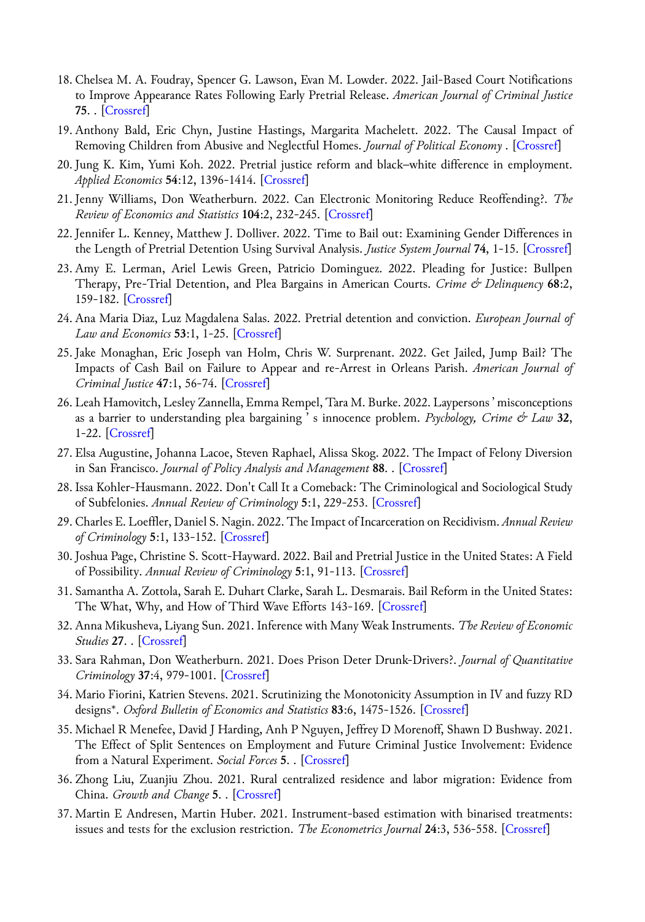18. Chelsea M. A. Foudray, Spencer G. Lawson, Evan M. Lowder. 2022. Jail-Based Court Notifications to Improve Appearance Rates Following Early Pretrial Release. *American Journal of Criminal Justice* **75**. . [Crossref]
19. Anthony Bald, Eric Chyn, Justine Hastings, Margarita Machelett. 2022. The Causal Impact of Removing Children from Abusive and Neglectful Homes. *Journal of Political Economy* . [Crossref]
20. Jung K. Kim, Yumi Koh. 2022. Pretrial justice reform and black–white difference in employment. *Applied Economics* **54**:12, 1396-1414. [Crossref]
21. Jenny Williams, Don Weatherburn. 2022. Can Electronic Monitoring Reduce Reoffending?. *The Review of Economics and Statistics* **104**:2, 232-245. [Crossref]
22. Jennifer L. Kenney, Matthew J. Dolliver. 2022. Time to Bail out: Examining Gender Differences in the Length of Pretrial Detention Using Survival Analysis. *Justice System Journal* **74**, 1-15. [Crossref]
23. Amy E. Lerman, Ariel Lewis Green, Patricio Dominguez. 2022. Pleading for Justice: Bullpen Therapy, Pre-Trial Detention, and Plea Bargains in American Courts. *Crime & Delinquency* **68**:2, 159-182. [Crossref]
24. Ana Maria Diaz, Luz Magdalena Salas. 2022. Pretrial detention and conviction. *European Journal of Law and Economics* **53**:1, 1-25. [Crossref]
25. Jake Monaghan, Eric Joseph van Holm, Chris W. Surprenant. 2022. Get Jailed, Jump Bail? The Impacts of Cash Bail on Failure to Appear and re-Arrest in Orleans Parish. *American Journal of Criminal Justice* **47**:1, 56-74. [Crossref]
26. Leah Hamovitch, Lesley Zannella, Emma Rempel, Tara M. Burke. 2022. Laypersons ' misconceptions as a barrier to understanding plea bargaining ' s innocence problem. *Psychology, Crime & Law* **32**, 1-22. [Crossref]
27. Elsa Augustine, Johanna Lacoe, Steven Raphael, Alissa Skog. 2022. The Impact of Felony Diversion in San Francisco. *Journal of Policy Analysis and Management* **88**. . [Crossref]
28. Issa Kohler-Hausmann. 2022. Don't Call It a Comeback: The Criminological and Sociological Study of Subfelonies. *Annual Review of Criminology* **5**:1, 229-253. [Crossref]
29. Charles E. Loeffler, Daniel S. Nagin. 2022. The Impact of Incarceration on Recidivism. *Annual Review of Criminology* **5**:1, 133-152. [Crossref]
30. Joshua Page, Christine S. Scott-Hayward. 2022. Bail and Pretrial Justice in the United States: A Field of Possibility. *Annual Review of Criminology* **5**:1, 91-113. [Crossref]
31. Samantha A. Zottola, Sarah E. Duhart Clarke, Sarah L. Desmarais. Bail Reform in the United States: The What, Why, and How of Third Wave Efforts 143-169. [Crossref]
32. Anna Mikusheva, Liyang Sun. 2021. Inference with Many Weak Instruments. *The Review of Economic Studies* **27**. . [Crossref]
33. Sara Rahman, Don Weatherburn. 2021. Does Prison Deter Drunk-Drivers?. *Journal of Quantitative Criminology* **37**:4, 979-1001. [Crossref]
34. Mario Fiorini, Katrien Stevens. 2021. Scrutinizing the Monotonicity Assumption in IV and fuzzy RD designs*. *Oxford Bulletin of Economics and Statistics* **83**:6, 1475-1526. [Crossref]
35. Michael R Menefee, David J Harding, Anh P Nguyen, Jeffrey D Morenoff, Shawn D Bushway. 2021. The Effect of Split Sentences on Employment and Future Criminal Justice Involvement: Evidence from a Natural Experiment. *Social Forces* **5**. . [Crossref]
36. Zhong Liu, Zuanjiu Zhou. 2021. Rural centralized residence and labor migration: Evidence from China. *Growth and Change* **5**. . [Crossref]
37. Martin E Andresen, Martin Huber. 2021. Instrument-based estimation with binarised treatments: issues and tests for the exclusion restriction. *The Econometrics Journal* **24**:3, 536-558. [Crossref]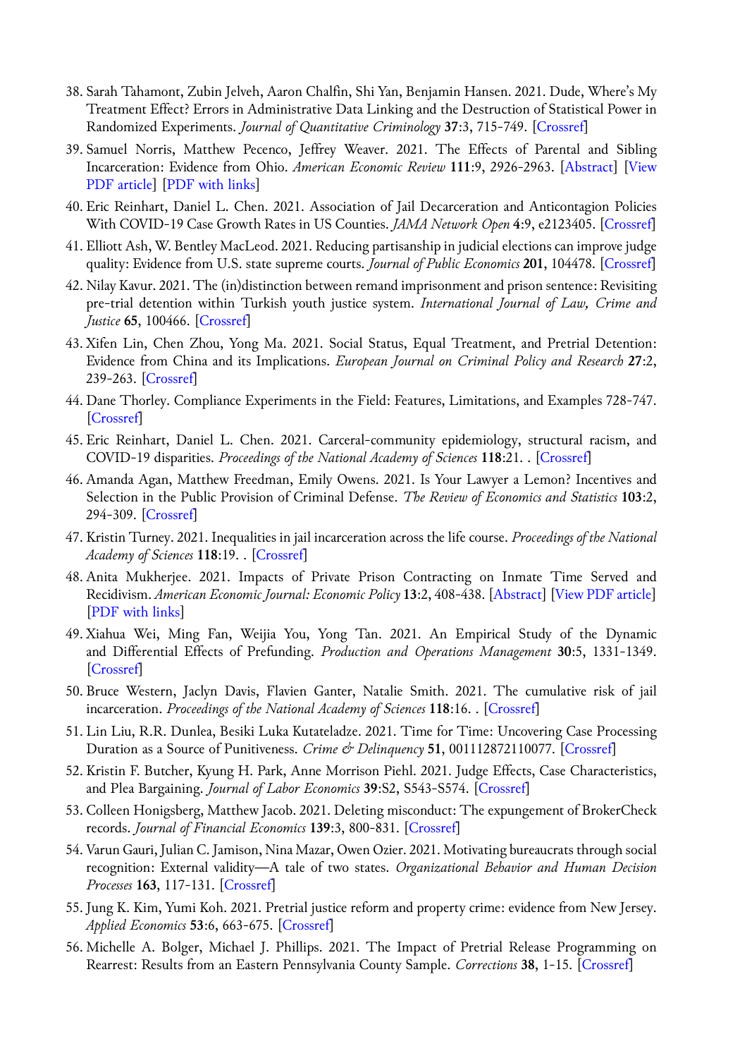38. Sarah Tahamont, Zubin Jelveh, Aaron Chalfin, Shi Yan, Benjamin Hansen. 2021. Dude, Where's My Treatment Effect? Errors in Administrative Data Linking and the Destruction of Statistical Power in Randomized Experiments. *Journal of Quantitative Criminology* **37**:3, 715-749. [Crossref]
39. Samuel Norris, Matthew Pecenco, Jeffrey Weaver. 2021. The Effects of Parental and Sibling Incarceration: Evidence from Ohio. *American Economic Review* **111**:9, 2926-2963. [Abstract] [View PDF article] [PDF with links]
40. Eric Reinhart, Daniel L. Chen. 2021. Association of Jail Decarceration and Anticontagion Policies With COVID-19 Case Growth Rates in US Counties. *JAMA Network Open* **4**:9, e2123405. [Crossref]
41. Elliott Ash, W. Bentley MacLeod. 2021. Reducing partisanship in judicial elections can improve judge quality: Evidence from U.S. state supreme courts. *Journal of Public Economics* **201**, 104478. [Crossref]
42. Nilay Kavur. 2021. The (in)distinction between remand imprisonment and prison sentence: Revisiting pre-trial detention within Turkish youth justice system. *International Journal of Law, Crime and Justice* **65**, 100466. [Crossref]
43. Xifen Lin, Chen Zhou, Yong Ma. 2021. Social Status, Equal Treatment, and Pretrial Detention: Evidence from China and its Implications. *European Journal on Criminal Policy and Research* **27**:2, 239-263. [Crossref]
44. Dane Thorley. Compliance Experiments in the Field: Features, Limitations, and Examples 728-747. [Crossref]
45. Eric Reinhart, Daniel L. Chen. 2021. Carceral-community epidemiology, structural racism, and COVID-19 disparities. *Proceedings of the National Academy of Sciences* **118**:21. . [Crossref]
46. Amanda Agan, Matthew Freedman, Emily Owens. 2021. Is Your Lawyer a Lemon? Incentives and Selection in the Public Provision of Criminal Defense. *The Review of Economics and Statistics* **103**:2, 294-309. [Crossref]
47. Kristin Turney. 2021. Inequalities in jail incarceration across the life course. *Proceedings of the National Academy of Sciences* **118**:19. . [Crossref]
48. Anita Mukherjee. 2021. Impacts of Private Prison Contracting on Inmate Time Served and Recidivism. *American Economic Journal: Economic Policy* **13**:2, 408-438. [Abstract] [View PDF article] [PDF with links]
49. Xiahua Wei, Ming Fan, Weijia You, Yong Tan. 2021. An Empirical Study of the Dynamic and Differential Effects of Prefunding. *Production and Operations Management* **30**:5, 1331-1349. [Crossref]
50. Bruce Western, Jaclyn Davis, Flavien Ganter, Natalie Smith. 2021. The cumulative risk of jail incarceration. *Proceedings of the National Academy of Sciences* **118**:16. . [Crossref]
51. Lin Liu, R.R. Dunlea, Besiki Luka Kutateladze. 2021. Time for Time: Uncovering Case Processing Duration as a Source of Punitiveness. *Crime & Delinquency* **51**, 001112872110077. [Crossref]
52. Kristin F. Butcher, Kyung H. Park, Anne Morrison Piehl. 2021. Judge Effects, Case Characteristics, and Plea Bargaining. *Journal of Labor Economics* **39**:S2, S543-S574. [Crossref]
53. Colleen Honigsberg, Matthew Jacob. 2021. Deleting misconduct: The expungement of BrokerCheck records. *Journal of Financial Economics* **139**:3, 800-831. [Crossref]
54. Varun Gauri, Julian C. Jamison, Nina Mazar, Owen Ozier. 2021. Motivating bureaucrats through social recognition: External validity—A tale of two states. *Organizational Behavior and Human Decision Processes* **163**, 117-131. [Crossref]
55. Jung K. Kim, Yumi Koh. 2021. Pretrial justice reform and property crime: evidence from New Jersey. *Applied Economics* **53**:6, 663-675. [Crossref]
56. Michelle A. Bolger, Michael J. Phillips. 2021. The Impact of Pretrial Release Programming on Rearrest: Results from an Eastern Pennsylvania County Sample. *Corrections* **38**, 1-15. [Crossref]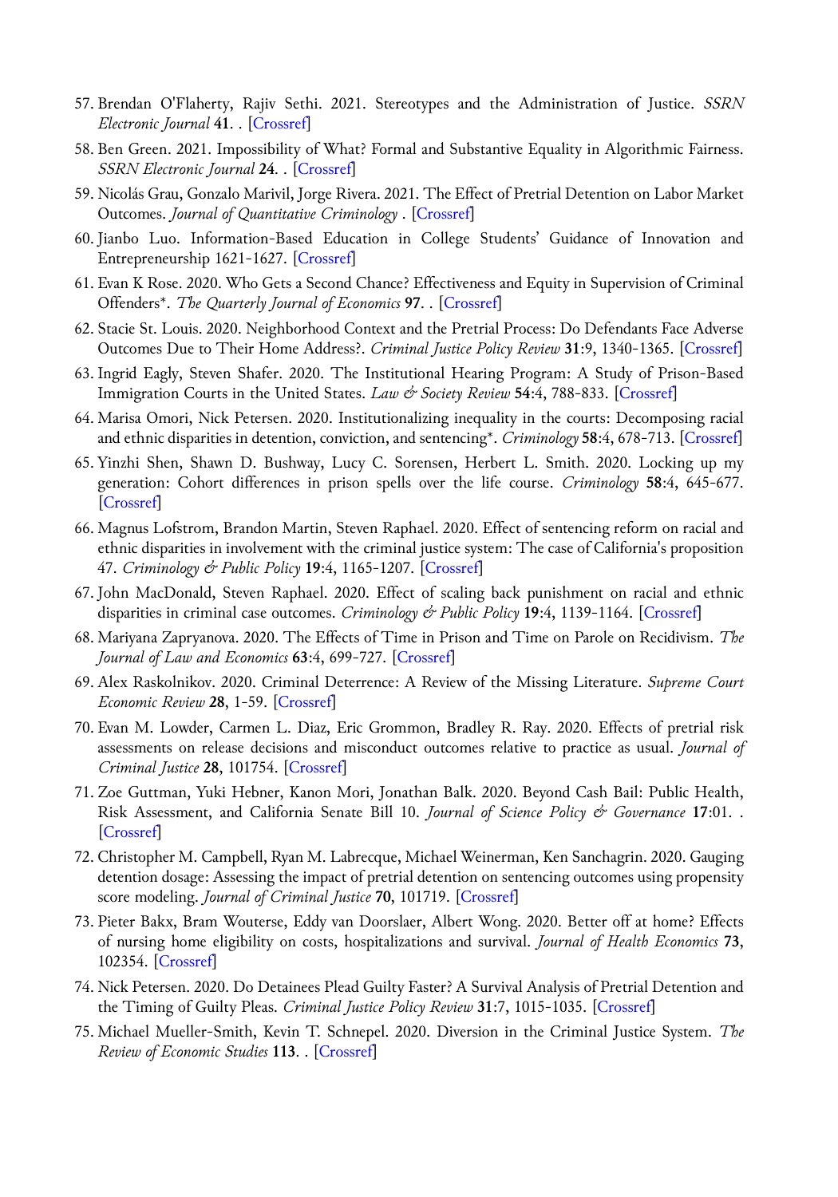57. Brendan O'Flaherty, Rajiv Sethi. 2021. Stereotypes and the Administration of Justice. *SSRN Electronic Journal* **41**. . [Crossref]
58. Ben Green. 2021. Impossibility of What? Formal and Substantive Equality in Algorithmic Fairness. *SSRN Electronic Journal* **24**. . [Crossref]
59. Nicolás Grau, Gonzalo Marivil, Jorge Rivera. 2021. The Effect of Pretrial Detention on Labor Market Outcomes. *Journal of Quantitative Criminology* . [Crossref]
60. Jianbo Luo. Information-Based Education in College Students' Guidance of Innovation and Entrepreneurship 1621-1627. [Crossref]
61. Evan K Rose. 2020. Who Gets a Second Chance? Effectiveness and Equity in Supervision of Criminal Offenders*. *The Quarterly Journal of Economics* **97**. . [Crossref]
62. Stacie St. Louis. 2020. Neighborhood Context and the Pretrial Process: Do Defendants Face Adverse Outcomes Due to Their Home Address?. *Criminal Justice Policy Review* **31**:9, 1340-1365. [Crossref]
63. Ingrid Eagly, Steven Shafer. 2020. The Institutional Hearing Program: A Study of Prison-Based Immigration Courts in the United States. *Law & Society Review* **54**:4, 788-833. [Crossref]
64. Marisa Omori, Nick Petersen. 2020. Institutionalizing inequality in the courts: Decomposing racial and ethnic disparities in detention, conviction, and sentencing*. *Criminology* **58**:4, 678-713. [Crossref]
65. Yinzhi Shen, Shawn D. Bushway, Lucy C. Sorensen, Herbert L. Smith. 2020. Locking up my generation: Cohort differences in prison spells over the life course. *Criminology* **58**:4, 645-677. [Crossref]
66. Magnus Lofstrom, Brandon Martin, Steven Raphael. 2020. Effect of sentencing reform on racial and ethnic disparities in involvement with the criminal justice system: The case of California's proposition 47. *Criminology & Public Policy* **19**:4, 1165-1207. [Crossref]
67. John MacDonald, Steven Raphael. 2020. Effect of scaling back punishment on racial and ethnic disparities in criminal case outcomes. *Criminology & Public Policy* **19**:4, 1139-1164. [Crossref]
68. Mariyana Zapryanova. 2020. The Effects of Time in Prison and Time on Parole on Recidivism. *The Journal of Law and Economics* **63**:4, 699-727. [Crossref]
69. Alex Raskolnikov. 2020. Criminal Deterrence: A Review of the Missing Literature. *Supreme Court Economic Review* **28**, 1-59. [Crossref]
70. Evan M. Lowder, Carmen L. Diaz, Eric Grommon, Bradley R. Ray. 2020. Effects of pretrial risk assessments on release decisions and misconduct outcomes relative to practice as usual. *Journal of Criminal Justice* **28**, 101754. [Crossref]
71. Zoe Guttman, Yuki Hebner, Kanon Mori, Jonathan Balk. 2020. Beyond Cash Bail: Public Health, Risk Assessment, and California Senate Bill 10. *Journal of Science Policy & Governance* **17**:01. . [Crossref]
72. Christopher M. Campbell, Ryan M. Labrecque, Michael Weinerman, Ken Sanchagrin. 2020. Gauging detention dosage: Assessing the impact of pretrial detention on sentencing outcomes using propensity score modeling. *Journal of Criminal Justice* **70**, 101719. [Crossref]
73. Pieter Bakx, Bram Wouterse, Eddy van Doorslaer, Albert Wong. 2020. Better off at home? Effects of nursing home eligibility on costs, hospitalizations and survival. *Journal of Health Economics* **73**, 102354. [Crossref]
74. Nick Petersen. 2020. Do Detainees Plead Guilty Faster? A Survival Analysis of Pretrial Detention and the Timing of Guilty Pleas. *Criminal Justice Policy Review* **31**:7, 1015-1035. [Crossref]
75. Michael Mueller-Smith, Kevin T. Schnepel. 2020. Diversion in the Criminal Justice System. *The Review of Economic Studies* **113**. . [Crossref]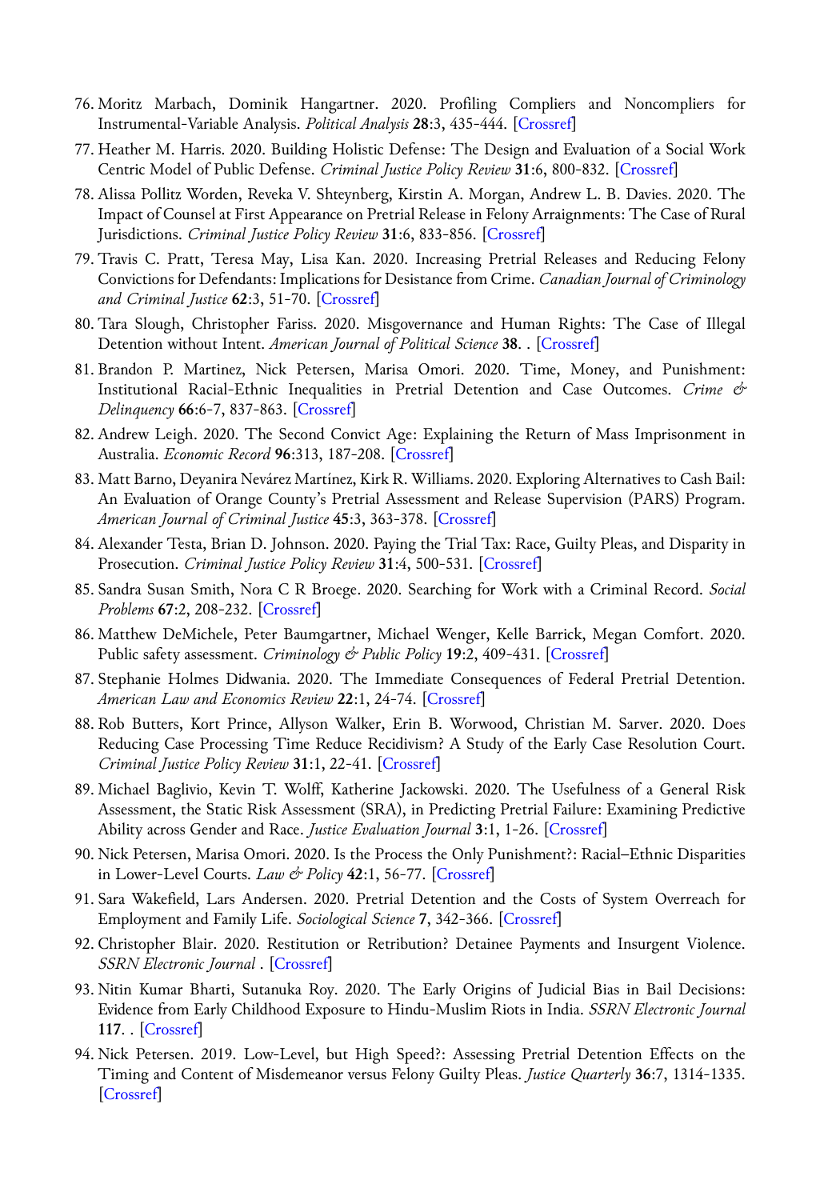76. Moritz Marbach, Dominik Hangartner. 2020. Profiling Compliers and Noncompliers for Instrumental-Variable Analysis. *Political Analysis* **28**:3, 435-444. [Crossref]
77. Heather M. Harris. 2020. Building Holistic Defense: The Design and Evaluation of a Social Work Centric Model of Public Defense. *Criminal Justice Policy Review* **31**:6, 800-832. [Crossref]
78. Alissa Pollitz Worden, Reveka V. Shteynberg, Kirstin A. Morgan, Andrew L. B. Davies. 2020. The Impact of Counsel at First Appearance on Pretrial Release in Felony Arraignments: The Case of Rural Jurisdictions. *Criminal Justice Policy Review* **31**:6, 833-856. [Crossref]
79. Travis C. Pratt, Teresa May, Lisa Kan. 2020. Increasing Pretrial Releases and Reducing Felony Convictions for Defendants: Implications for Desistance from Crime. *Canadian Journal of Criminology and Criminal Justice* **62**:3, 51-70. [Crossref]
80. Tara Slough, Christopher Fariss. 2020. Misgovernance and Human Rights: The Case of Illegal Detention without Intent. *American Journal of Political Science* **38**. . [Crossref]
81. Brandon P. Martinez, Nick Petersen, Marisa Omori. 2020. Time, Money, and Punishment: Institutional Racial-Ethnic Inequalities in Pretrial Detention and Case Outcomes. *Crime & Delinquency* **66**:6-7, 837-863. [Crossref]
82. Andrew Leigh. 2020. The Second Convict Age: Explaining the Return of Mass Imprisonment in Australia. *Economic Record* **96**:313, 187-208. [Crossref]
83. Matt Barno, Deyanira Nevárez Martínez, Kirk R. Williams. 2020. Exploring Alternatives to Cash Bail: An Evaluation of Orange County's Pretrial Assessment and Release Supervision (PARS) Program. *American Journal of Criminal Justice* **45**:3, 363-378. [Crossref]
84. Alexander Testa, Brian D. Johnson. 2020. Paying the Trial Tax: Race, Guilty Pleas, and Disparity in Prosecution. *Criminal Justice Policy Review* **31**:4, 500-531. [Crossref]
85. Sandra Susan Smith, Nora C R Broege. 2020. Searching for Work with a Criminal Record. *Social Problems* **67**:2, 208-232. [Crossref]
86. Matthew DeMichele, Peter Baumgartner, Michael Wenger, Kelle Barrick, Megan Comfort. 2020. Public safety assessment. *Criminology & Public Policy* **19**:2, 409-431. [Crossref]
87. Stephanie Holmes Didwania. 2020. The Immediate Consequences of Federal Pretrial Detention. *American Law and Economics Review* **22**:1, 24-74. [Crossref]
88. Rob Butters, Kort Prince, Allyson Walker, Erin B. Worwood, Christian M. Sarver. 2020. Does Reducing Case Processing Time Reduce Recidivism? A Study of the Early Case Resolution Court. *Criminal Justice Policy Review* **31**:1, 22-41. [Crossref]
89. Michael Baglivio, Kevin T. Wolff, Katherine Jackowski. 2020. The Usefulness of a General Risk Assessment, the Static Risk Assessment (SRA), in Predicting Pretrial Failure: Examining Predictive Ability across Gender and Race. *Justice Evaluation Journal* **3**:1, 1-26. [Crossref]
90. Nick Petersen, Marisa Omori. 2020. Is the Process the Only Punishment?: Racial–Ethnic Disparities in Lower-Level Courts. *Law & Policy* **42**:1, 56-77. [Crossref]
91. Sara Wakefield, Lars Andersen. 2020. Pretrial Detention and the Costs of System Overreach for Employment and Family Life. *Sociological Science* **7**, 342-366. [Crossref]
92. Christopher Blair. 2020. Restitution or Retribution? Detainee Payments and Insurgent Violence. *SSRN Electronic Journal* . [Crossref]
93. Nitin Kumar Bharti, Sutanuka Roy. 2020. The Early Origins of Judicial Bias in Bail Decisions: Evidence from Early Childhood Exposure to Hindu-Muslim Riots in India. *SSRN Electronic Journal* **117**. . [Crossref]
94. Nick Petersen. 2019. Low-Level, but High Speed?: Assessing Pretrial Detention Effects on the Timing and Content of Misdemeanor versus Felony Guilty Pleas. *Justice Quarterly* **36**:7, 1314-1335. [Crossref]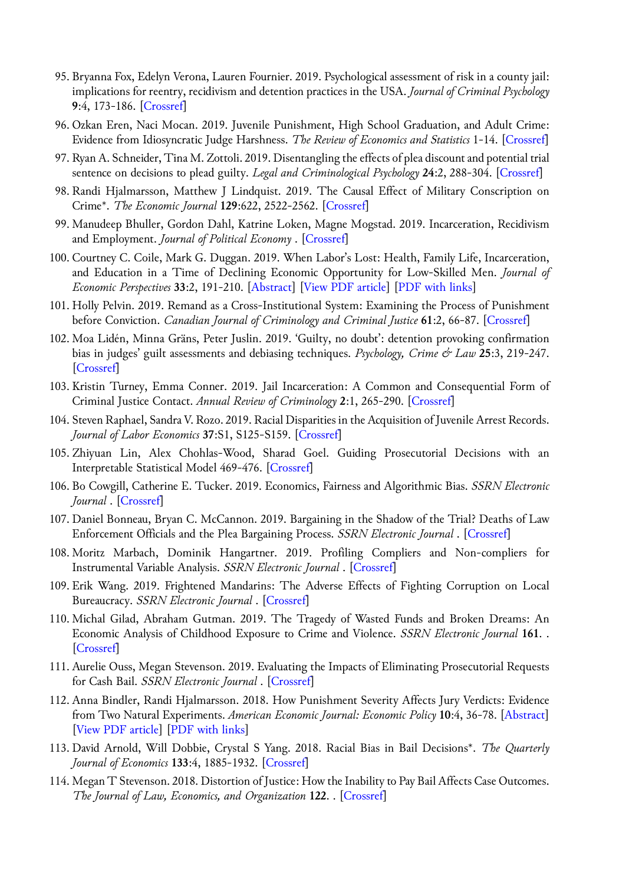95. Bryanna Fox, Edelyn Verona, Lauren Fournier. 2019. Psychological assessment of risk in a county jail: implications for reentry, recidivism and detention practices in the USA. *Journal of Criminal Psychology* **9**:4, 173-186. [Crossref]
96. Ozkan Eren, Naci Mocan. 2019. Juvenile Punishment, High School Graduation, and Adult Crime: Evidence from Idiosyncratic Judge Harshness. *The Review of Economics and Statistics* 1-14. [Crossref]
97. Ryan A. Schneider, Tina M. Zottoli. 2019. Disentangling the effects of plea discount and potential trial sentence on decisions to plead guilty. *Legal and Criminological Psychology* **24**:2, 288-304. [Crossref]
98. Randi Hjalmarsson, Matthew J Lindquist. 2019. The Causal Effect of Military Conscription on Crime*. *The Economic Journal* **129**:622, 2522-2562. [Crossref]
99. Manudeep Bhuller, Gordon Dahl, Katrine Loken, Magne Mogstad. 2019. Incarceration, Recidivism and Employment. *Journal of Political Economy* . [Crossref]
100. Courtney C. Coile, Mark G. Duggan. 2019. When Labor's Lost: Health, Family Life, Incarceration, and Education in a Time of Declining Economic Opportunity for Low-Skilled Men. *Journal of Economic Perspectives* **33**:2, 191-210. [Abstract] [View PDF article] [PDF with links]
101. Holly Pelvin. 2019. Remand as a Cross-Institutional System: Examining the Process of Punishment before Conviction. *Canadian Journal of Criminology and Criminal Justice* **61**:2, 66-87. [Crossref]
102. Moa Lidén, Minna Gräns, Peter Juslin. 2019. 'Guilty, no doubt': detention provoking confirmation bias in judges' guilt assessments and debiasing techniques. *Psychology, Crime & Law* **25**:3, 219-247. [Crossref]
103. Kristin Turney, Emma Conner. 2019. Jail Incarceration: A Common and Consequential Form of Criminal Justice Contact. *Annual Review of Criminology* **2**:1, 265-290. [Crossref]
104. Steven Raphael, Sandra V. Rozo. 2019. Racial Disparities in the Acquisition of Juvenile Arrest Records. *Journal of Labor Economics* **37**:S1, S125-S159. [Crossref]
105. Zhiyuan Lin, Alex Chohlas-Wood, Sharad Goel. Guiding Prosecutorial Decisions with an Interpretable Statistical Model 469-476. [Crossref]
106. Bo Cowgill, Catherine E. Tucker. 2019. Economics, Fairness and Algorithmic Bias. *SSRN Electronic Journal* . [Crossref]
107. Daniel Bonneau, Bryan C. McCannon. 2019. Bargaining in the Shadow of the Trial? Deaths of Law Enforcement Officials and the Plea Bargaining Process. *SSRN Electronic Journal* . [Crossref]
108. Moritz Marbach, Dominik Hangartner. 2019. Profiling Compliers and Non-compliers for Instrumental Variable Analysis. *SSRN Electronic Journal* . [Crossref]
109. Erik Wang. 2019. Frightened Mandarins: The Adverse Effects of Fighting Corruption on Local Bureaucracy. *SSRN Electronic Journal* . [Crossref]
110. Michal Gilad, Abraham Gutman. 2019. The Tragedy of Wasted Funds and Broken Dreams: An Economic Analysis of Childhood Exposure to Crime and Violence. *SSRN Electronic Journal* **161**. . [Crossref]
111. Aurelie Ouss, Megan Stevenson. 2019. Evaluating the Impacts of Eliminating Prosecutorial Requests for Cash Bail. *SSRN Electronic Journal* . [Crossref]
112. Anna Bindler, Randi Hjalmarsson. 2018. How Punishment Severity Affects Jury Verdicts: Evidence from Two Natural Experiments. *American Economic Journal: Economic Policy* **10**:4, 36-78. [Abstract] [View PDF article] [PDF with links]
113. David Arnold, Will Dobbie, Crystal S Yang. 2018. Racial Bias in Bail Decisions*. *The Quarterly Journal of Economics* **133**:4, 1885-1932. [Crossref]
114. Megan T Stevenson. 2018. Distortion of Justice: How the Inability to Pay Bail Affects Case Outcomes. *The Journal of Law, Economics, and Organization* **122**. . [Crossref]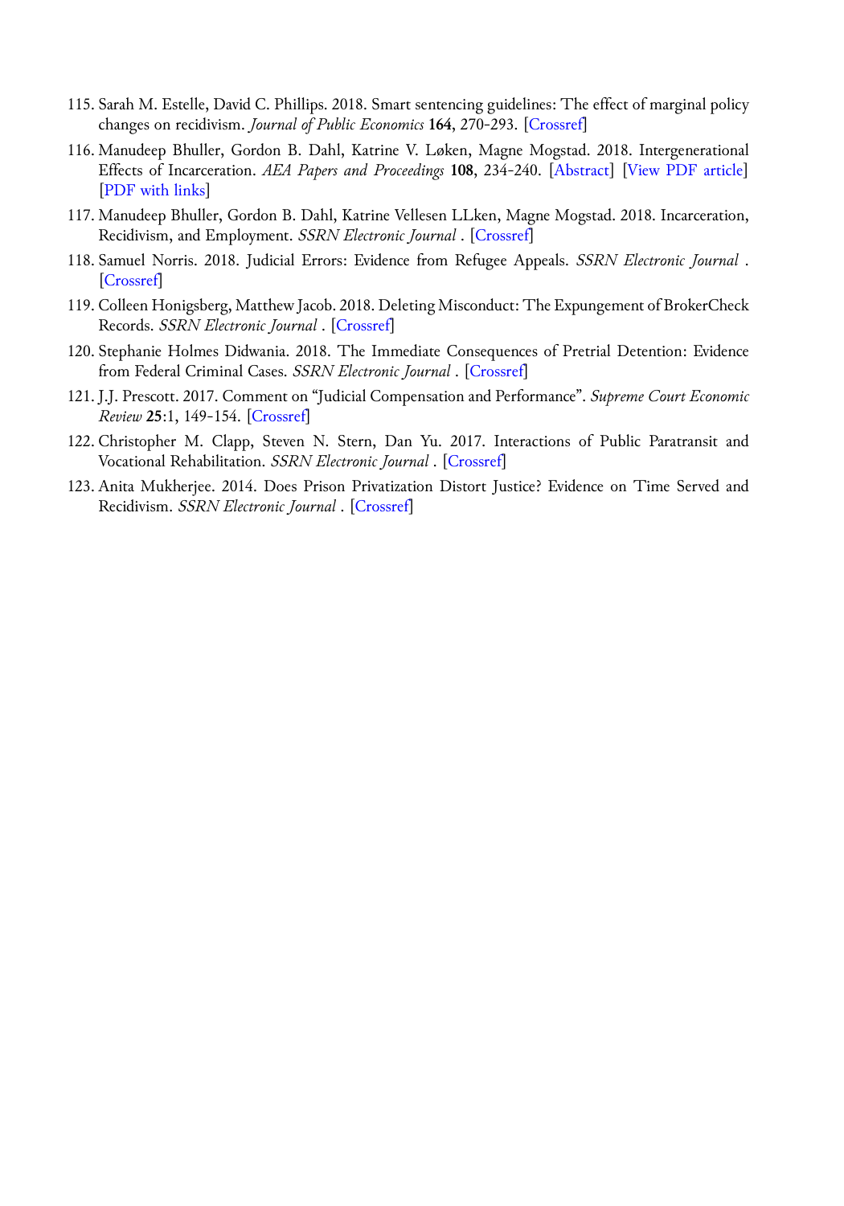115. Sarah M. Estelle, David C. Phillips. 2018. Smart sentencing guidelines: The effect of marginal policy changes on recidivism. *Journal of Public Economics* **164**, 270-293. [Crossref]

116. Manudeep Bhuller, Gordon B. Dahl, Katrine V. Løken, Magne Mogstad. 2018. Intergenerational Effects of Incarceration. *AEA Papers and Proceedings* **108**, 234-240. [Abstract] [View PDF article] [PDF with links]

117. Manudeep Bhuller, Gordon B. Dahl, Katrine Vellesen LLken, Magne Mogstad. 2018. Incarceration, Recidivism, and Employment. *SSRN Electronic Journal* . [Crossref]

118. Samuel Norris. 2018. Judicial Errors: Evidence from Refugee Appeals. *SSRN Electronic Journal* . [Crossref]

119. Colleen Honigsberg, Matthew Jacob. 2018. Deleting Misconduct: The Expungement of BrokerCheck Records. *SSRN Electronic Journal* . [Crossref]

120. Stephanie Holmes Didwania. 2018. The Immediate Consequences of Pretrial Detention: Evidence from Federal Criminal Cases. *SSRN Electronic Journal* . [Crossref]

121. J.J. Prescott. 2017. Comment on "Judicial Compensation and Performance". *Supreme Court Economic Review* **25**:1, 149-154. [Crossref]

122. Christopher M. Clapp, Steven N. Stern, Dan Yu. 2017. Interactions of Public Paratransit and Vocational Rehabilitation. *SSRN Electronic Journal* . [Crossref]

123. Anita Mukherjee. 2014. Does Prison Privatization Distort Justice? Evidence on Time Served and Recidivism. *SSRN Electronic Journal* . [Crossref]